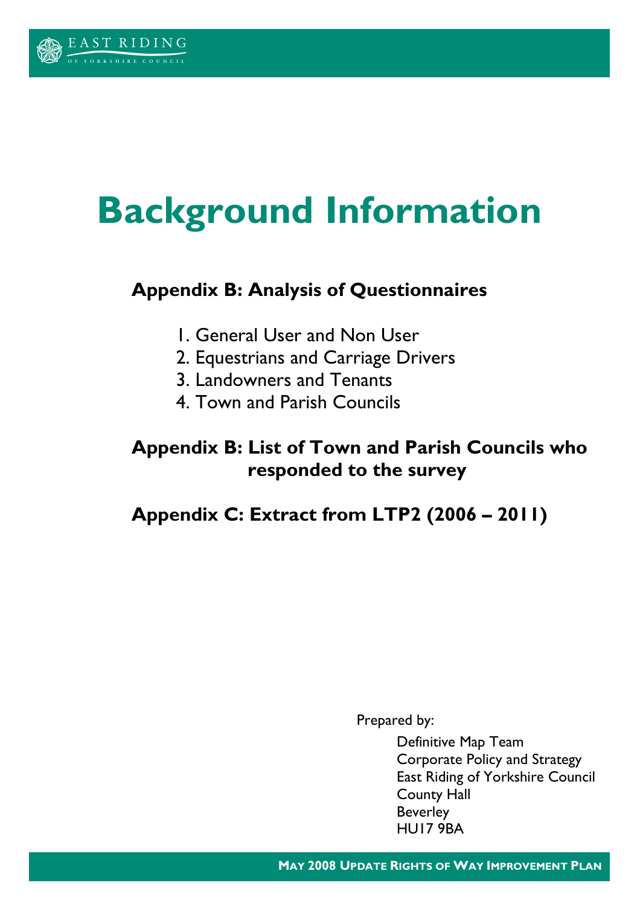# Background Information

## Appendix B: Analysis of Questionnaires

1. General User and Non User
2. Equestrians and Carriage Drivers
3. Landowners and Tenants
4. Town and Parish Councils

## Appendix B: List of Town and Parish Councils who responded to the survey

## Appendix C: Extract from LTP2 (2006 – 2011)

Prepared by:

Definitive Map Team
Corporate Policy and Strategy
East Riding of Yorkshire Council
County Hall
Beverley
HU17 9BA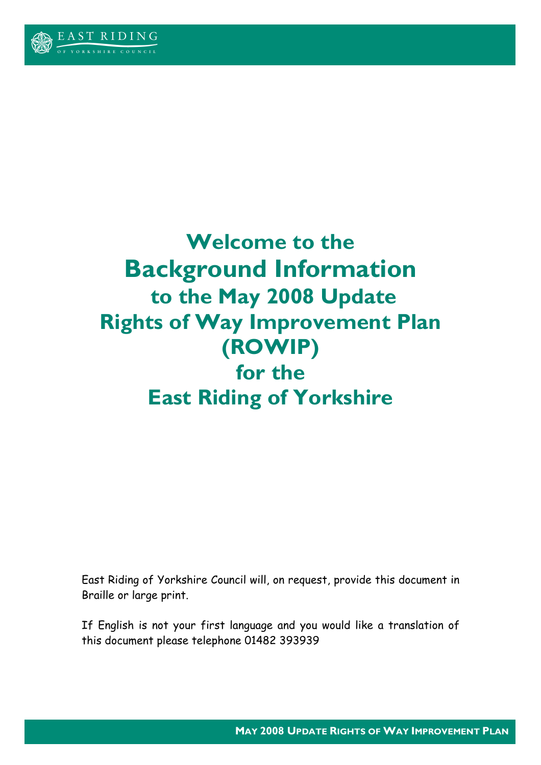# Welcome to the Background Information to the May 2008 Update Rights of Way Improvement Plan (ROWIP) for the East Riding of Yorkshire

East Riding of Yorkshire Council will, on request, provide this document in Braille or large print.

If English is not your first language and you would like a translation of this document please telephone 01482 393939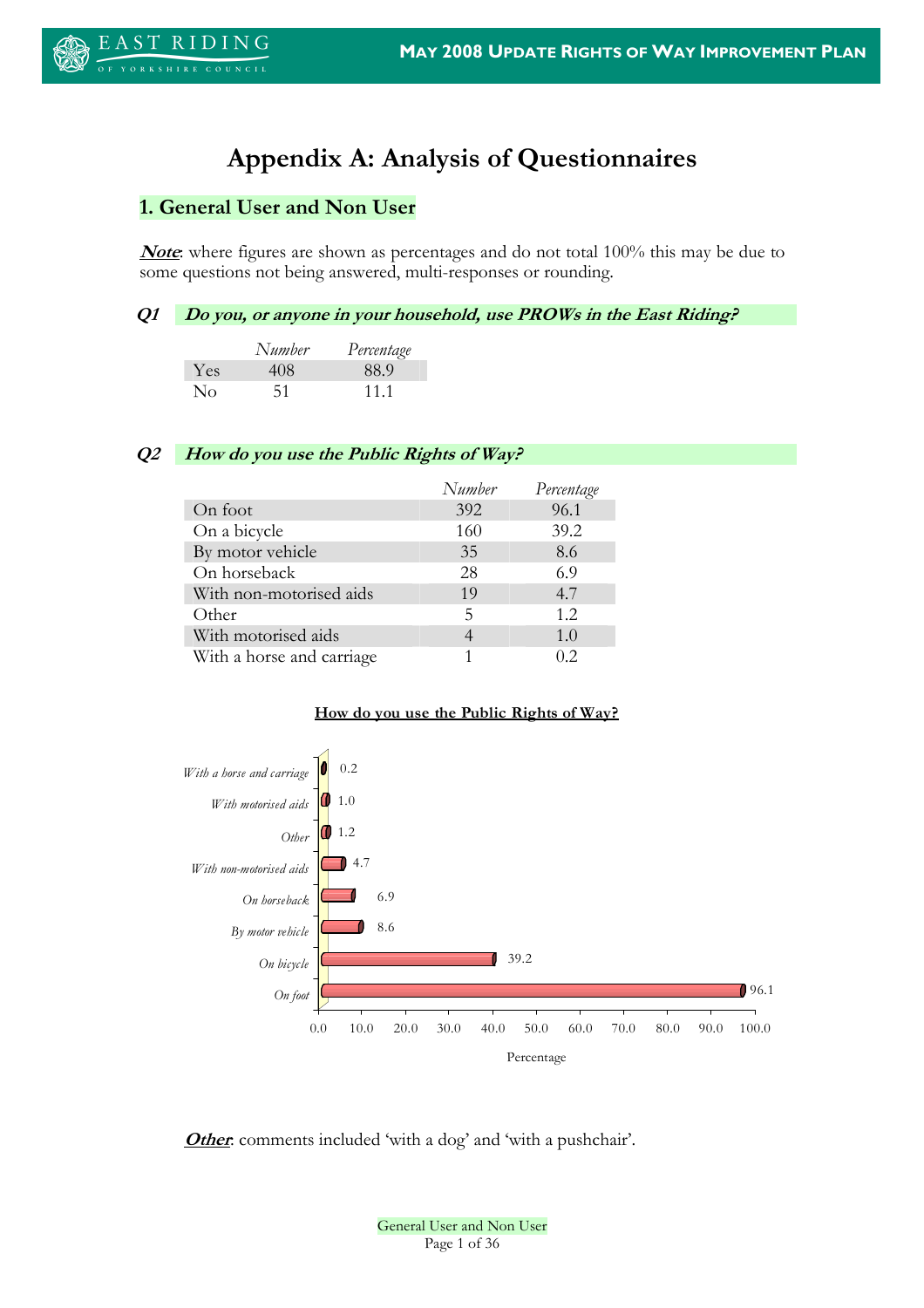# Appendix A: Analysis of Questionnaires

## 1. General User and Non User

***Note***: where figures are shown as percentages and do not total 100% this may be due to some questions not being answered, multi-responses or rounding.

### *Q1 Do you, or anyone in your household, use PROWs in the East Riding?*

| | *Number* | *Percentage* |
|---|---|---|
| Yes | 408 | 88.9 |
| No | 51 | 11.1 |

### *Q2 How do you use the Public Rights of Way?*

| | *Number* | *Percentage* |
|---|---|---|
| On foot | 392 | 96.1 |
| On a bicycle | 160 | 39.2 |
| By motor vehicle | 35 | 8.6 |
| On horseback | 28 | 6.9 |
| With non-motorised aids | 19 | 4.7 |
| Other | 5 | 1.2 |
| With motorised aids | 4 | 1.0 |
| With a horse and carriage | 1 | 0.2 |

**How do you use the Public Rights of Way?**

| | Percentage |
|---|---|
| With a horse and carriage | 0.2 |
| With motorised aids | 1.0 |
| Other | 1.2 |
| With non-motorised aids | 4.7 |
| On horseback | 6.9 |
| By motor vehicle | 8.6 |
| On bicycle | 39.2 |
| On foot | 96.1 |

***Other***: comments included 'with a dog' and 'with a pushchair'.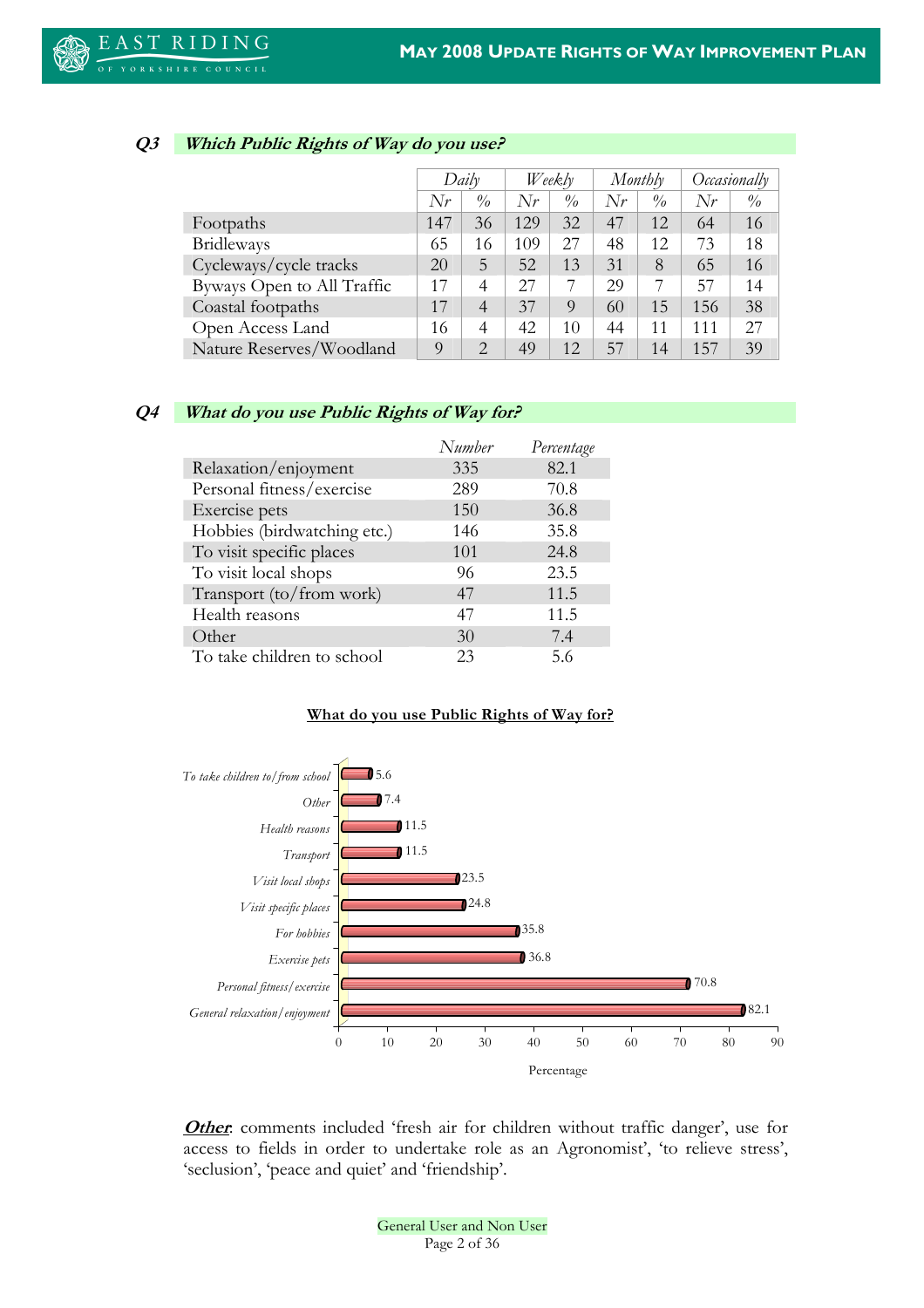### Q3 *Which Public Rights of Way do you use?*

| | *Daily* | | *Weekly* | | *Monthly* | | *Occasionally* | |
|---|---|---|---|---|---|---|---|---|
| | *Nr* | *%* | *Nr* | *%* | *Nr* | *%* | *Nr* | *%* |
| Footpaths | 147 | 36 | 129 | 32 | 47 | 12 | 64 | 16 |
| Bridleways | 65 | 16 | 109 | 27 | 48 | 12 | 73 | 18 |
| Cycleways/cycle tracks | 20 | 5 | 52 | 13 | 31 | 8 | 65 | 16 |
| Byways Open to All Traffic | 17 | 4 | 27 | 7 | 29 | 7 | 57 | 14 |
| Coastal footpaths | 17 | 4 | 37 | 9 | 60 | 15 | 156 | 38 |
| Open Access Land | 16 | 4 | 42 | 10 | 44 | 11 | 111 | 27 |
| Nature Reserves/Woodland | 9 | 2 | 49 | 12 | 57 | 14 | 157 | 39 |

### Q4 *What do you use Public Rights of Way for?*

| | *Number* | *Percentage* |
|---|---|---|
| Relaxation/enjoyment | 335 | 82.1 |
| Personal fitness/exercise | 289 | 70.8 |
| Exercise pets | 150 | 36.8 |
| Hobbies (birdwatching etc.) | 146 | 35.8 |
| To visit specific places | 101 | 24.8 |
| To visit local shops | 96 | 23.5 |
| Transport (to/from work) | 47 | 11.5 |
| Health reasons | 47 | 11.5 |
| Other | 30 | 7.4 |
| To take children to school | 23 | 5.6 |

**What do you use Public Rights of Way for?**

| | Percentage |
|---|---|
| *To take children to/from school* | 5.6 |
| *Other* | 7.4 |
| *Health reasons* | 11.5 |
| *Transport* | 11.5 |
| *Visit local shops* | 23.5 |
| *Visit specific places* | 24.8 |
| *For hobbies* | 35.8 |
| *Exercise pets* | 36.8 |
| *Personal fitness/exercise* | 70.8 |
| *General relaxation/enjoyment* | 82.1 |

***Other***: comments included 'fresh air for children without traffic danger', use for access to fields in order to undertake role as an Agronomist', 'to relieve stress', 'seclusion', 'peace and quiet' and 'friendship'.

General User and Non User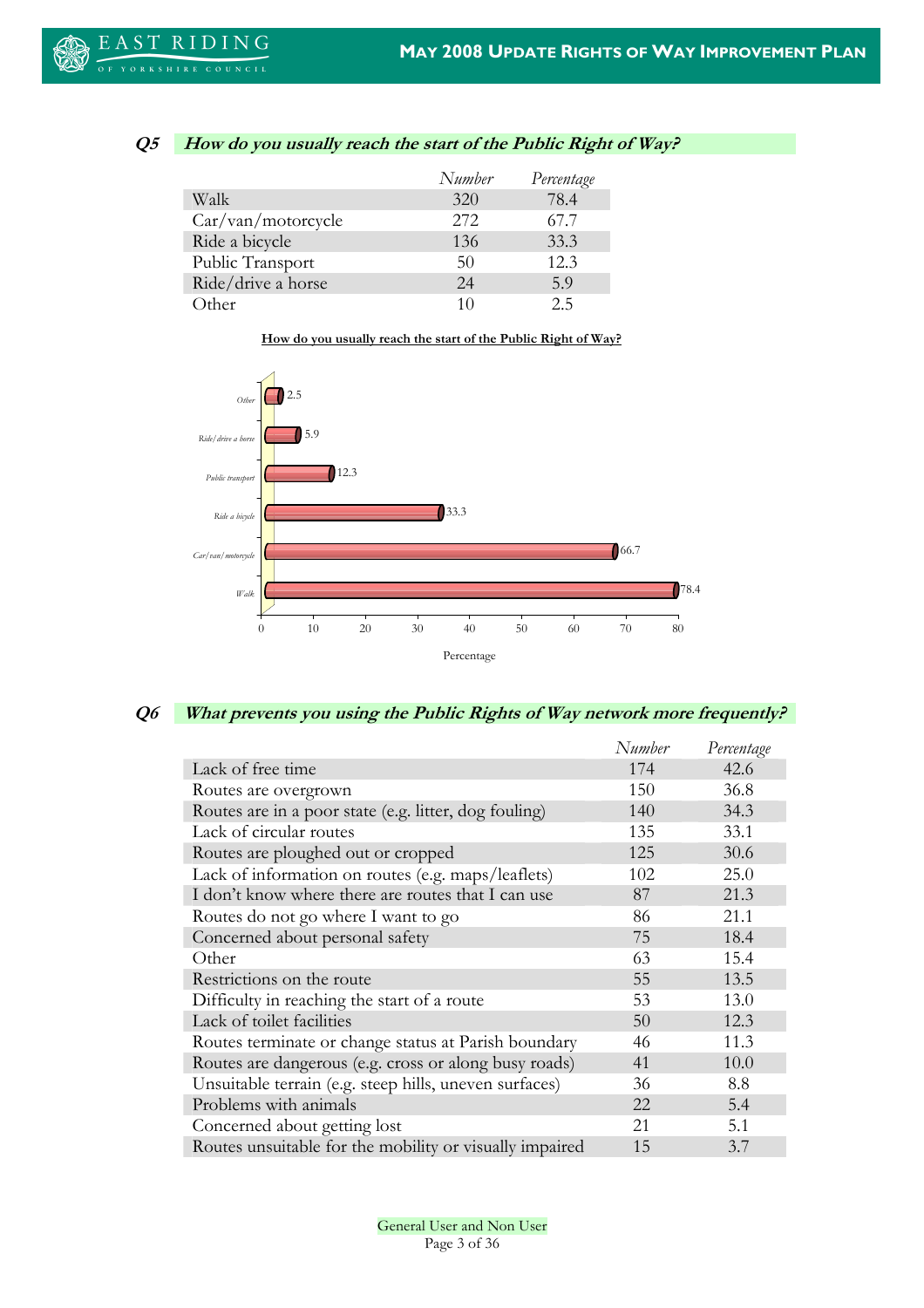## Q5 *How do you usually reach the start of the Public Right of Way?*

| | Number | Percentage |
|---|---|---|
| Walk | 320 | 78.4 |
| Car/van/motorcycle | 272 | 67.7 |
| Ride a bicycle | 136 | 33.3 |
| Public Transport | 50 | 12.3 |
| Ride/drive a horse | 24 | 5.9 |
| Other | 10 | 2.5 |

**How do you usually reach the start of the Public Right of Way?**

| Category | Percentage |
|---|---|
| Other | 2.5 |
| Ride/drive a horse | 5.9 |
| Public transport | 12.3 |
| Ride a bicycle | 33.3 |
| Car/van/motorcycle | 66.7 |
| Walk | 78.4 |

Percentage

## Q6 *What prevents you using the Public Rights of Way network more frequently?*

| | Number | Percentage |
|---|---|---|
| Lack of free time | 174 | 42.6 |
| Routes are overgrown | 150 | 36.8 |
| Routes are in a poor state (e.g. litter, dog fouling) | 140 | 34.3 |
| Lack of circular routes | 135 | 33.1 |
| Routes are ploughed out or cropped | 125 | 30.6 |
| Lack of information on routes (e.g. maps/leaflets) | 102 | 25.0 |
| I don't know where there are routes that I can use | 87 | 21.3 |
| Routes do not go where I want to go | 86 | 21.1 |
| Concerned about personal safety | 75 | 18.4 |
| Other | 63 | 15.4 |
| Restrictions on the route | 55 | 13.5 |
| Difficulty in reaching the start of a route | 53 | 13.0 |
| Lack of toilet facilities | 50 | 12.3 |
| Routes terminate or change status at Parish boundary | 46 | 11.3 |
| Routes are dangerous (e.g. cross or along busy roads) | 41 | 10.0 |
| Unsuitable terrain (e.g. steep hills, uneven surfaces) | 36 | 8.8 |
| Problems with animals | 22 | 5.4 |
| Concerned about getting lost | 21 | 5.1 |
| Routes unsuitable for the mobility or visually impaired | 15 | 3.7 |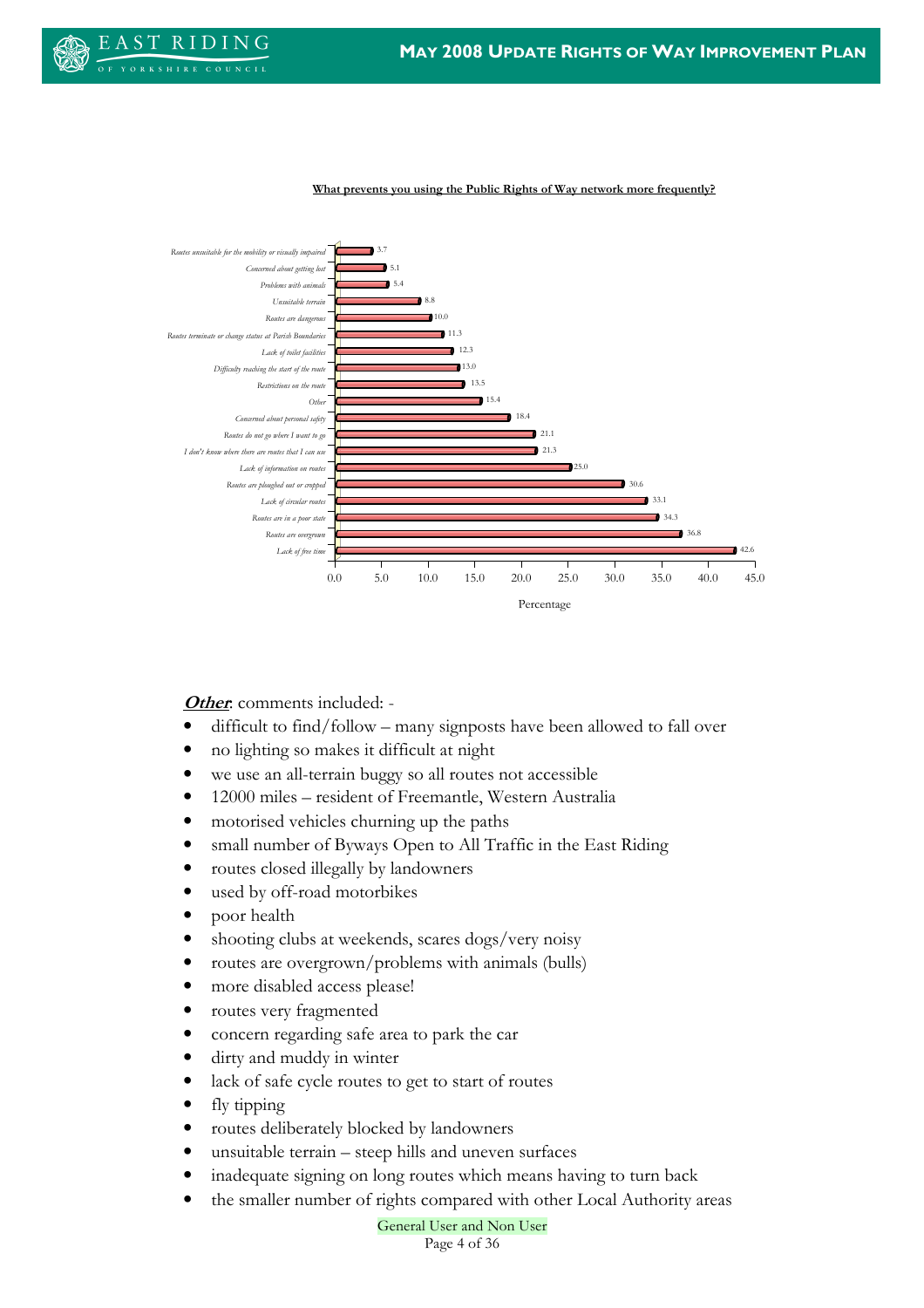**What prevents you using the Public Rights of Way network more frequently?**

| Reason | Percentage |
|---|---|
| Routes unsuitable for the mobility or visually impaired | 3.7 |
| Concerned about getting lost | 5.1 |
| Problems with animals | 5.4 |
| Unsuitable terrain | 8.8 |
| Routes are dangerous | 10.0 |
| Routes terminate or change status at Parish Boundaries | 11.3 |
| Lack of toilet facilities | 12.3 |
| Difficulty reaching the start of the route | 13.0 |
| Restrictions on the route | 13.5 |
| Other | 15.4 |
| Concerned about personal safety | 18.4 |
| Routes do not go where I want to go | 21.1 |
| I don't know where there are routes that I can use | 21.3 |
| Lack of information on routes | 25.0 |
| Routes are ploughed out or cropped | 30.6 |
| Lack of circular routes | 33.1 |
| Routes are in a poor state | 34.3 |
| Routes are overgrown | 36.8 |
| Lack of free time | 42.6 |

***Other***: comments included: -

- difficult to find/follow – many signposts have been allowed to fall over
- no lighting so makes it difficult at night
- we use an all-terrain buggy so all routes not accessible
- 12000 miles – resident of Freemantle, Western Australia
- motorised vehicles churning up the paths
- small number of Byways Open to All Traffic in the East Riding
- routes closed illegally by landowners
- used by off-road motorbikes
- poor health
- shooting clubs at weekends, scares dogs/very noisy
- routes are overgrown/problems with animals (bulls)
- more disabled access please!
- routes very fragmented
- concern regarding safe area to park the car
- dirty and muddy in winter
- lack of safe cycle routes to get to start of routes
- fly tipping
- routes deliberately blocked by landowners
- unsuitable terrain – steep hills and uneven surfaces
- inadequate signing on long routes which means having to turn back
- the smaller number of rights compared with other Local Authority areas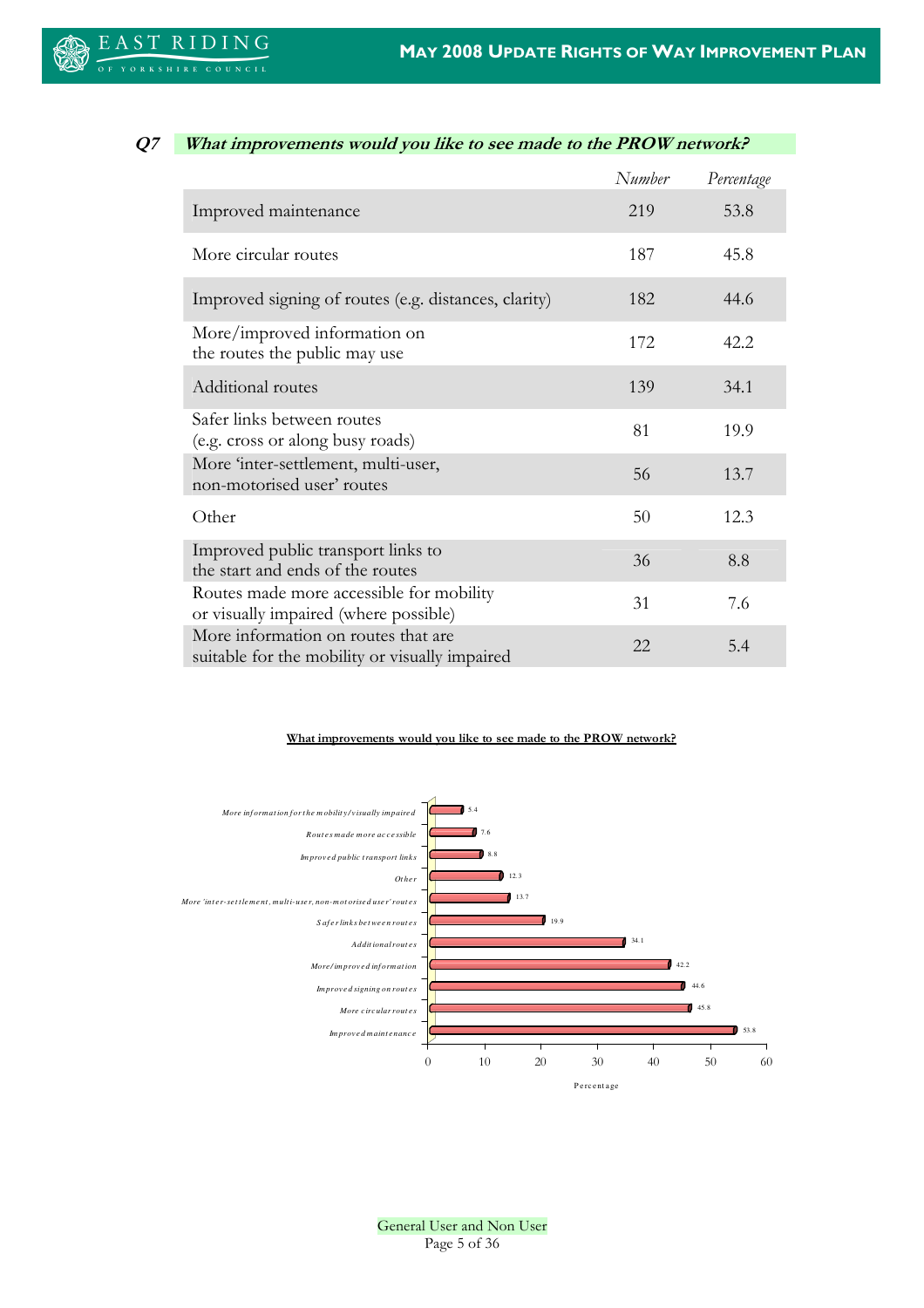### *Q7 What improvements would you like to see made to the PROW network?*

| | *Number* | *Percentage* |
|---|---|---|
| Improved maintenance | 219 | 53.8 |
| More circular routes | 187 | 45.8 |
| Improved signing of routes (e.g. distances, clarity) | 182 | 44.6 |
| More/improved information on the routes the public may use | 172 | 42.2 |
| Additional routes | 139 | 34.1 |
| Safer links between routes (e.g. cross or along busy roads) | 81 | 19.9 |
| More 'inter-settlement, multi-user, non-motorised user' routes | 56 | 13.7 |
| Other | 50 | 12.3 |
| Improved public transport links to the start and ends of the routes | 36 | 8.8 |
| Routes made more accessible for mobility or visually impaired (where possible) | 31 | 7.6 |
| More information on routes that are suitable for the mobility or visually impaired | 22 | 5.4 |

**What improvements would you like to see made to the PROW network?**

| Improvement | Percentage |
|---|---|
| *More information for the mobility/visually impaired* | 5.4 |
| *Routes made more accessible* | 7.6 |
| *Improved public transport links* | 8.8 |
| *Other* | 12.3 |
| *More 'inter-settlement, multi-user, non-motorised user' routes* | 13.7 |
| *Safer links between routes* | 19.9 |
| *Additional routes* | 34.1 |
| *More/improved information* | 42.2 |
| *Improved signing on routes* | 44.6 |
| *More circular routes* | 45.8 |
| *Improved maintenance* | 53.8 |

Percentage

General User and Non User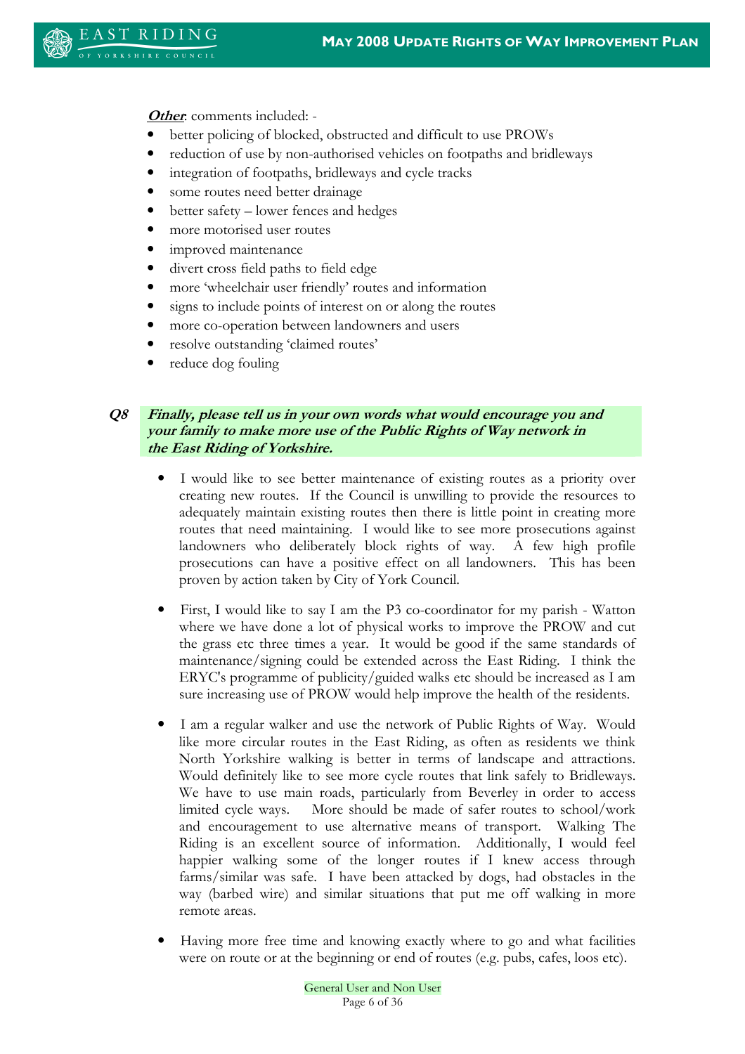***Other***: comments included: -

- better policing of blocked, obstructed and difficult to use PROWs
- reduction of use by non-authorised vehicles on footpaths and bridleways
- integration of footpaths, bridleways and cycle tracks
- some routes need better drainage
- better safety – lower fences and hedges
- more motorised user routes
- improved maintenance
- divert cross field paths to field edge
- more 'wheelchair user friendly' routes and information
- signs to include points of interest on or along the routes
- more co-operation between landowners and users
- resolve outstanding 'claimed routes'
- reduce dog fouling

***Q8 Finally, please tell us in your own words what would encourage you and your family to make more use of the Public Rights of Way network in the East Riding of Yorkshire.***

- I would like to see better maintenance of existing routes as a priority over creating new routes. If the Council is unwilling to provide the resources to adequately maintain existing routes then there is little point in creating more routes that need maintaining. I would like to see more prosecutions against landowners who deliberately block rights of way. A few high profile prosecutions can have a positive effect on all landowners. This has been proven by action taken by City of York Council.

- First, I would like to say I am the P3 co-coordinator for my parish - Watton where we have done a lot of physical works to improve the PROW and cut the grass etc three times a year. It would be good if the same standards of maintenance/signing could be extended across the East Riding. I think the ERYC's programme of publicity/guided walks etc should be increased as I am sure increasing use of PROW would help improve the health of the residents.

- I am a regular walker and use the network of Public Rights of Way. Would like more circular routes in the East Riding, as often as residents we think North Yorkshire walking is better in terms of landscape and attractions. Would definitely like to see more cycle routes that link safely to Bridleways. We have to use main roads, particularly from Beverley in order to access limited cycle ways. More should be made of safer routes to school/work and encouragement to use alternative means of transport. Walking The Riding is an excellent source of information. Additionally, I would feel happier walking some of the longer routes if I knew access through farms/similar was safe. I have been attacked by dogs, had obstacles in the way (barbed wire) and similar situations that put me off walking in more remote areas.

- Having more free time and knowing exactly where to go and what facilities were on route or at the beginning or end of routes (e.g. pubs, cafes, loos etc).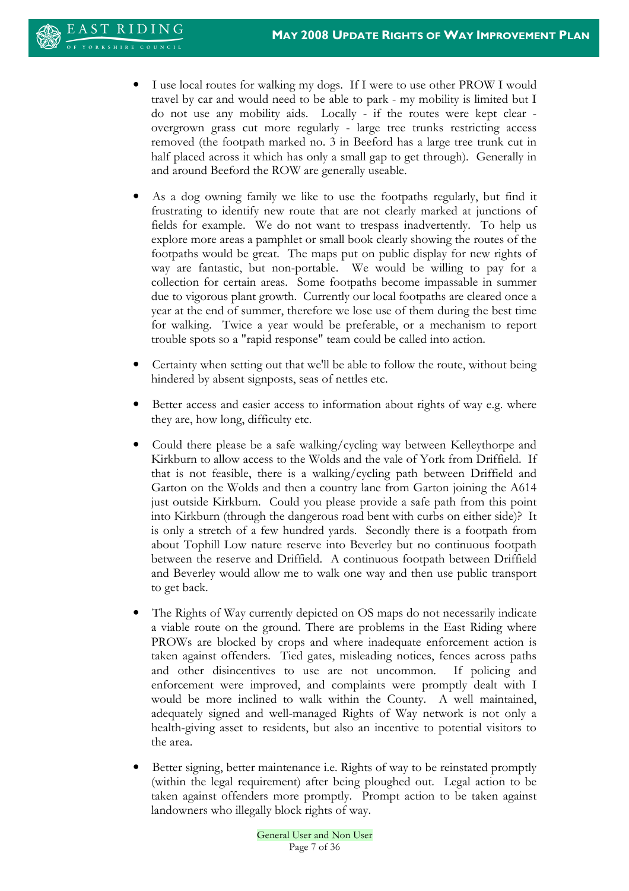- I use local routes for walking my dogs. If I were to use other PROW I would travel by car and would need to be able to park - my mobility is limited but I do not use any mobility aids. Locally - if the routes were kept clear - overgrown grass cut more regularly - large tree trunks restricting access removed (the footpath marked no. 3 in Beeford has a large tree trunk cut in half placed across it which has only a small gap to get through). Generally in and around Beeford the ROW are generally useable.

- As a dog owning family we like to use the footpaths regularly, but find it frustrating to identify new route that are not clearly marked at junctions of fields for example. We do not want to trespass inadvertently. To help us explore more areas a pamphlet or small book clearly showing the routes of the footpaths would be great. The maps put on public display for new rights of way are fantastic, but non-portable. We would be willing to pay for a collection for certain areas. Some footpaths become impassable in summer due to vigorous plant growth. Currently our local footpaths are cleared once a year at the end of summer, therefore we lose use of them during the best time for walking. Twice a year would be preferable, or a mechanism to report trouble spots so a "rapid response" team could be called into action.

- Certainty when setting out that we'll be able to follow the route, without being hindered by absent signposts, seas of nettles etc.

- Better access and easier access to information about rights of way e.g. where they are, how long, difficulty etc.

- Could there please be a safe walking/cycling way between Kelleythorpe and Kirkburn to allow access to the Wolds and the vale of York from Driffield. If that is not feasible, there is a walking/cycling path between Driffield and Garton on the Wolds and then a country lane from Garton joining the A614 just outside Kirkburn. Could you please provide a safe path from this point into Kirkburn (through the dangerous road bent with curbs on either side)? It is only a stretch of a few hundred yards. Secondly there is a footpath from about Tophill Low nature reserve into Beverley but no continuous footpath between the reserve and Driffield. A continuous footpath between Driffield and Beverley would allow me to walk one way and then use public transport to get back.

- The Rights of Way currently depicted on OS maps do not necessarily indicate a viable route on the ground. There are problems in the East Riding where PROWs are blocked by crops and where inadequate enforcement action is taken against offenders. Tied gates, misleading notices, fences across paths and other disincentives to use are not uncommon. If policing and enforcement were improved, and complaints were promptly dealt with I would be more inclined to walk within the County. A well maintained, adequately signed and well-managed Rights of Way network is not only a health-giving asset to residents, but also an incentive to potential visitors to the area.

- Better signing, better maintenance i.e. Rights of way to be reinstated promptly (within the legal requirement) after being ploughed out. Legal action to be taken against offenders more promptly. Prompt action to be taken against landowners who illegally block rights of way.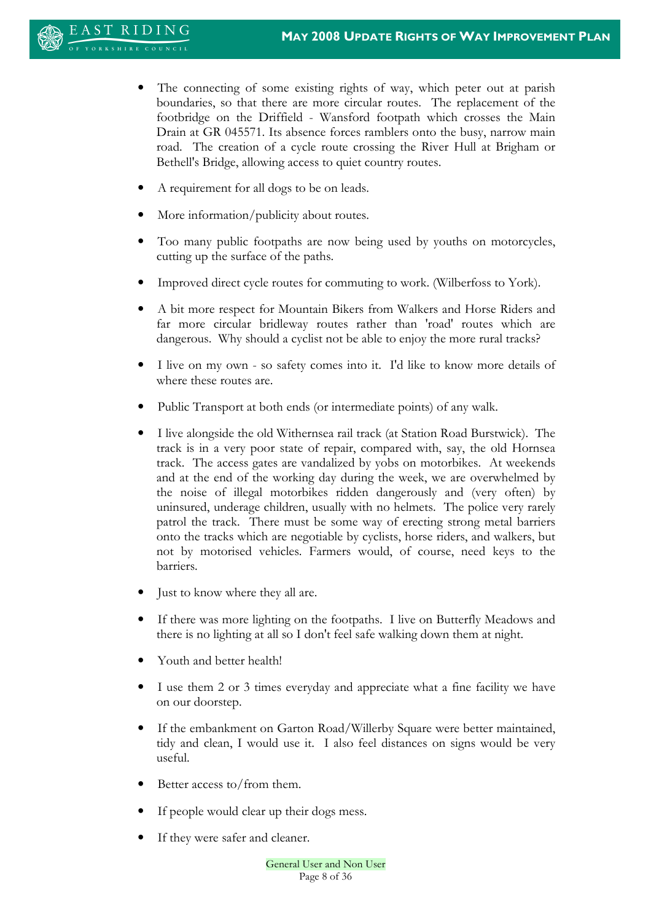- The connecting of some existing rights of way, which peter out at parish boundaries, so that there are more circular routes. The replacement of the footbridge on the Driffield - Wansford footpath which crosses the Main Drain at GR 045571. Its absence forces ramblers onto the busy, narrow main road. The creation of a cycle route crossing the River Hull at Brigham or Bethell's Bridge, allowing access to quiet country routes.
- A requirement for all dogs to be on leads.
- More information/publicity about routes.
- Too many public footpaths are now being used by youths on motorcycles, cutting up the surface of the paths.
- Improved direct cycle routes for commuting to work. (Wilberfoss to York).
- A bit more respect for Mountain Bikers from Walkers and Horse Riders and far more circular bridleway routes rather than 'road' routes which are dangerous. Why should a cyclist not be able to enjoy the more rural tracks?
- I live on my own - so safety comes into it. I'd like to know more details of where these routes are.
- Public Transport at both ends (or intermediate points) of any walk.
- I live alongside the old Withernsea rail track (at Station Road Burstwick). The track is in a very poor state of repair, compared with, say, the old Hornsea track. The access gates are vandalized by yobs on motorbikes. At weekends and at the end of the working day during the week, we are overwhelmed by the noise of illegal motorbikes ridden dangerously and (very often) by uninsured, underage children, usually with no helmets. The police very rarely patrol the track. There must be some way of erecting strong metal barriers onto the tracks which are negotiable by cyclists, horse riders, and walkers, but not by motorised vehicles. Farmers would, of course, need keys to the barriers.
- Just to know where they all are.
- If there was more lighting on the footpaths. I live on Butterfly Meadows and there is no lighting at all so I don't feel safe walking down them at night.
- Youth and better health!
- I use them 2 or 3 times everyday and appreciate what a fine facility we have on our doorstep.
- If the embankment on Garton Road/Willerby Square were better maintained, tidy and clean, I would use it. I also feel distances on signs would be very useful.
- Better access to/from them.
- If people would clear up their dogs mess.
- If they were safer and cleaner.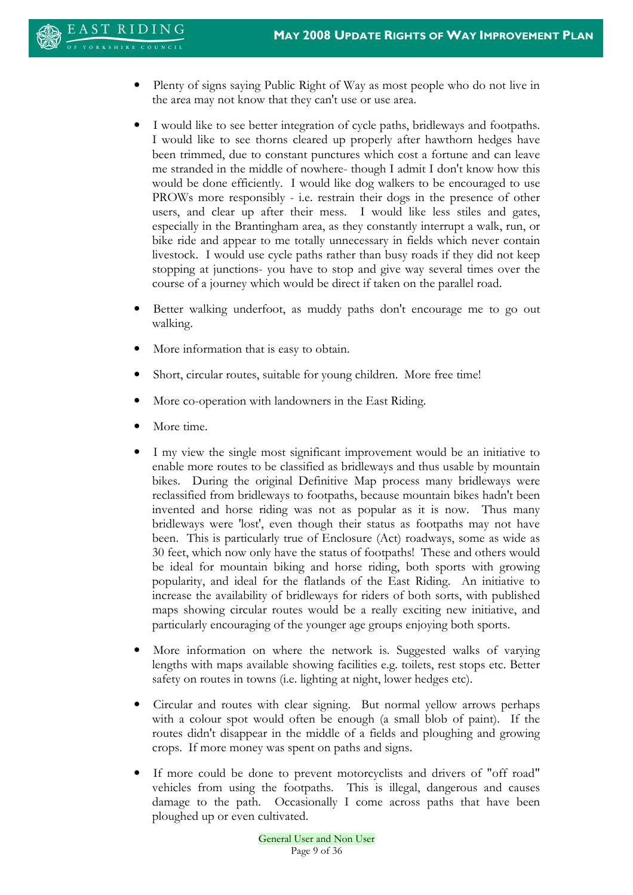- Plenty of signs saying Public Right of Way as most people who do not live in the area may not know that they can't use or use area.

- I would like to see better integration of cycle paths, bridleways and footpaths. I would like to see thorns cleared up properly after hawthorn hedges have been trimmed, due to constant punctures which cost a fortune and can leave me stranded in the middle of nowhere- though I admit I don't know how this would be done efficiently. I would like dog walkers to be encouraged to use PROWs more responsibly - i.e. restrain their dogs in the presence of other users, and clear up after their mess. I would like less stiles and gates, especially in the Brantingham area, as they constantly interrupt a walk, run, or bike ride and appear to me totally unnecessary in fields which never contain livestock. I would use cycle paths rather than busy roads if they did not keep stopping at junctions- you have to stop and give way several times over the course of a journey which would be direct if taken on the parallel road.

- Better walking underfoot, as muddy paths don't encourage me to go out walking.

- More information that is easy to obtain.

- Short, circular routes, suitable for young children. More free time!

- More co-operation with landowners in the East Riding.

- More time.

- I my view the single most significant improvement would be an initiative to enable more routes to be classified as bridleways and thus usable by mountain bikes. During the original Definitive Map process many bridleways were reclassified from bridleways to footpaths, because mountain bikes hadn't been invented and horse riding was not as popular as it is now. Thus many bridleways were 'lost', even though their status as footpaths may not have been. This is particularly true of Enclosure (Act) roadways, some as wide as 30 feet, which now only have the status of footpaths! These and others would be ideal for mountain biking and horse riding, both sports with growing popularity, and ideal for the flatlands of the East Riding. An initiative to increase the availability of bridleways for riders of both sorts, with published maps showing circular routes would be a really exciting new initiative, and particularly encouraging of the younger age groups enjoying both sports.

- More information on where the network is. Suggested walks of varying lengths with maps available showing facilities e.g. toilets, rest stops etc. Better safety on routes in towns (i.e. lighting at night, lower hedges etc).

- Circular and routes with clear signing. But normal yellow arrows perhaps with a colour spot would often be enough (a small blob of paint). If the routes didn't disappear in the middle of a fields and ploughing and growing crops. If more money was spent on paths and signs.

- If more could be done to prevent motorcyclists and drivers of "off road" vehicles from using the footpaths. This is illegal, dangerous and causes damage to the path. Occasionally I come across paths that have been ploughed up or even cultivated.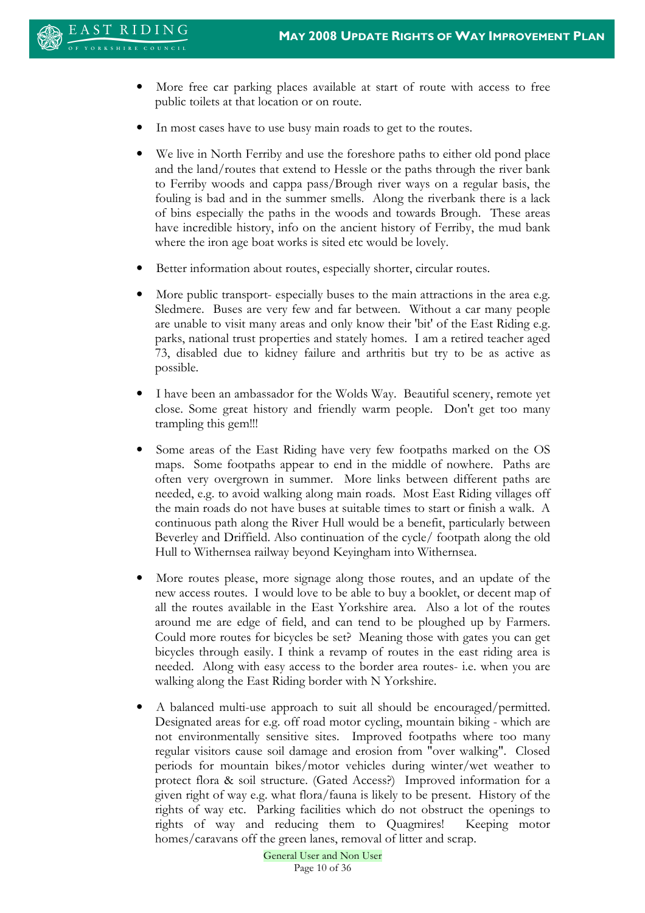- More free car parking places available at start of route with access to free public toilets at that location or on route.

- In most cases have to use busy main roads to get to the routes.

- We live in North Ferriby and use the foreshore paths to either old pond place and the land/routes that extend to Hessle or the paths through the river bank to Ferriby woods and cappa pass/Brough river ways on a regular basis, the fouling is bad and in the summer smells. Along the riverbank there is a lack of bins especially the paths in the woods and towards Brough. These areas have incredible history, info on the ancient history of Ferriby, the mud bank where the iron age boat works is sited etc would be lovely.

- Better information about routes, especially shorter, circular routes.

- More public transport- especially buses to the main attractions in the area e.g. Sledmere. Buses are very few and far between. Without a car many people are unable to visit many areas and only know their 'bit' of the East Riding e.g. parks, national trust properties and stately homes. I am a retired teacher aged 73, disabled due to kidney failure and arthritis but try to be as active as possible.

- I have been an ambassador for the Wolds Way. Beautiful scenery, remote yet close. Some great history and friendly warm people. Don't get too many trampling this gem!!!

- Some areas of the East Riding have very few footpaths marked on the OS maps. Some footpaths appear to end in the middle of nowhere. Paths are often very overgrown in summer. More links between different paths are needed, e.g. to avoid walking along main roads. Most East Riding villages off the main roads do not have buses at suitable times to start or finish a walk. A continuous path along the River Hull would be a benefit, particularly between Beverley and Driffield. Also continuation of the cycle/ footpath along the old Hull to Withernsea railway beyond Keyingham into Withernsea.

- More routes please, more signage along those routes, and an update of the new access routes. I would love to be able to buy a booklet, or decent map of all the routes available in the East Yorkshire area. Also a lot of the routes around me are edge of field, and can tend to be ploughed up by Farmers. Could more routes for bicycles be set? Meaning those with gates you can get bicycles through easily. I think a revamp of routes in the east riding area is needed. Along with easy access to the border area routes- i.e. when you are walking along the East Riding border with N Yorkshire.

- A balanced multi-use approach to suit all should be encouraged/permitted. Designated areas for e.g. off road motor cycling, mountain biking - which are not environmentally sensitive sites. Improved footpaths where too many regular visitors cause soil damage and erosion from "over walking". Closed periods for mountain bikes/motor vehicles during winter/wet weather to protect flora & soil structure. (Gated Access?) Improved information for a given right of way e.g. what flora/fauna is likely to be present. History of the rights of way etc. Parking facilities which do not obstruct the openings to rights of way and reducing them to Quagmires! Keeping motor homes/caravans off the green lanes, removal of litter and scrap.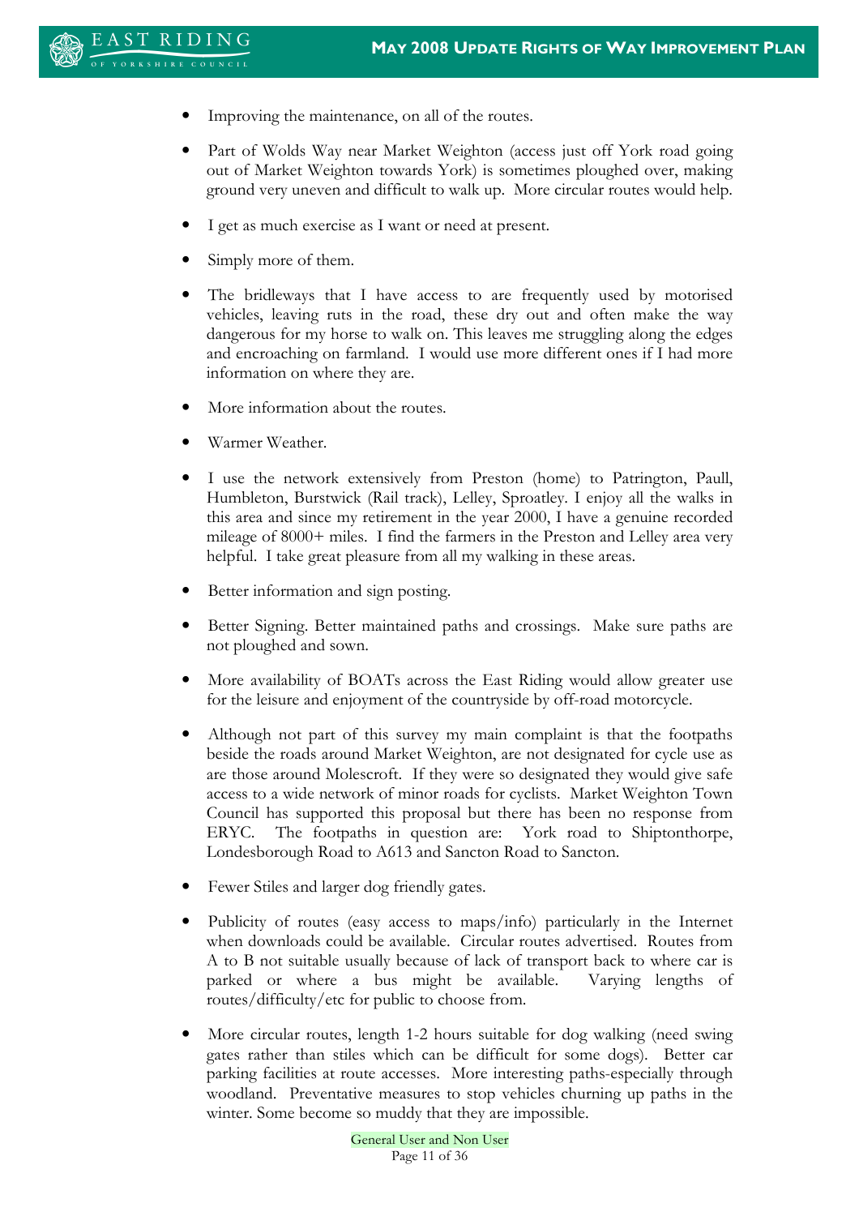- Improving the maintenance, on all of the routes.

- Part of Wolds Way near Market Weighton (access just off York road going out of Market Weighton towards York) is sometimes ploughed over, making ground very uneven and difficult to walk up. More circular routes would help.

- I get as much exercise as I want or need at present.

- Simply more of them.

- The bridleways that I have access to are frequently used by motorised vehicles, leaving ruts in the road, these dry out and often make the way dangerous for my horse to walk on. This leaves me struggling along the edges and encroaching on farmland. I would use more different ones if I had more information on where they are.

- More information about the routes.

- Warmer Weather.

- I use the network extensively from Preston (home) to Patrington, Paull, Humbleton, Burstwick (Rail track), Lelley, Sproatley. I enjoy all the walks in this area and since my retirement in the year 2000, I have a genuine recorded mileage of 8000+ miles. I find the farmers in the Preston and Lelley area very helpful. I take great pleasure from all my walking in these areas.

- Better information and sign posting.

- Better Signing. Better maintained paths and crossings. Make sure paths are not ploughed and sown.

- More availability of BOATs across the East Riding would allow greater use for the leisure and enjoyment of the countryside by off-road motorcycle.

- Although not part of this survey my main complaint is that the footpaths beside the roads around Market Weighton, are not designated for cycle use as are those around Molescroft. If they were so designated they would give safe access to a wide network of minor roads for cyclists. Market Weighton Town Council has supported this proposal but there has been no response from ERYC. The footpaths in question are: York road to Shiptonthorpe, Londesborough Road to A613 and Sancton Road to Sancton.

- Fewer Stiles and larger dog friendly gates.

- Publicity of routes (easy access to maps/info) particularly in the Internet when downloads could be available. Circular routes advertised. Routes from A to B not suitable usually because of lack of transport back to where car is parked or where a bus might be available. Varying lengths of routes/difficulty/etc for public to choose from.

- More circular routes, length 1-2 hours suitable for dog walking (need swing gates rather than stiles which can be difficult for some dogs). Better car parking facilities at route accesses. More interesting paths-especially through woodland. Preventative measures to stop vehicles churning up paths in the winter. Some become so muddy that they are impossible.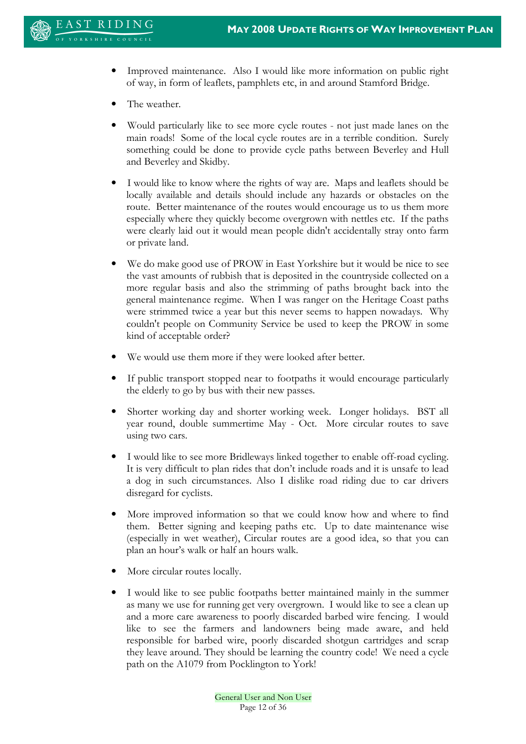- Improved maintenance. Also I would like more information on public right of way, in form of leaflets, pamphlets etc, in and around Stamford Bridge.

- The weather.

- Would particularly like to see more cycle routes - not just made lanes on the main roads! Some of the local cycle routes are in a terrible condition. Surely something could be done to provide cycle paths between Beverley and Hull and Beverley and Skidby.

- I would like to know where the rights of way are. Maps and leaflets should be locally available and details should include any hazards or obstacles on the route. Better maintenance of the routes would encourage us to us them more especially where they quickly become overgrown with nettles etc. If the paths were clearly laid out it would mean people didn't accidentally stray onto farm or private land.

- We do make good use of PROW in East Yorkshire but it would be nice to see the vast amounts of rubbish that is deposited in the countryside collected on a more regular basis and also the strimming of paths brought back into the general maintenance regime. When I was ranger on the Heritage Coast paths were strimmed twice a year but this never seems to happen nowadays. Why couldn't people on Community Service be used to keep the PROW in some kind of acceptable order?

- We would use them more if they were looked after better.

- If public transport stopped near to footpaths it would encourage particularly the elderly to go by bus with their new passes.

- Shorter working day and shorter working week. Longer holidays. BST all year round, double summertime May - Oct. More circular routes to save using two cars.

- I would like to see more Bridleways linked together to enable off-road cycling. It is very difficult to plan rides that don't include roads and it is unsafe to lead a dog in such circumstances. Also I dislike road riding due to car drivers disregard for cyclists.

- More improved information so that we could know how and where to find them. Better signing and keeping paths etc. Up to date maintenance wise (especially in wet weather), Circular routes are a good idea, so that you can plan an hour's walk or half an hours walk.

- More circular routes locally.

- I would like to see public footpaths better maintained mainly in the summer as many we use for running get very overgrown. I would like to see a clean up and a more care awareness to poorly discarded barbed wire fencing. I would like to see the farmers and landowners being made aware, and held responsible for barbed wire, poorly discarded shotgun cartridges and scrap they leave around. They should be learning the country code! We need a cycle path on the A1079 from Pocklington to York!

General User and Non User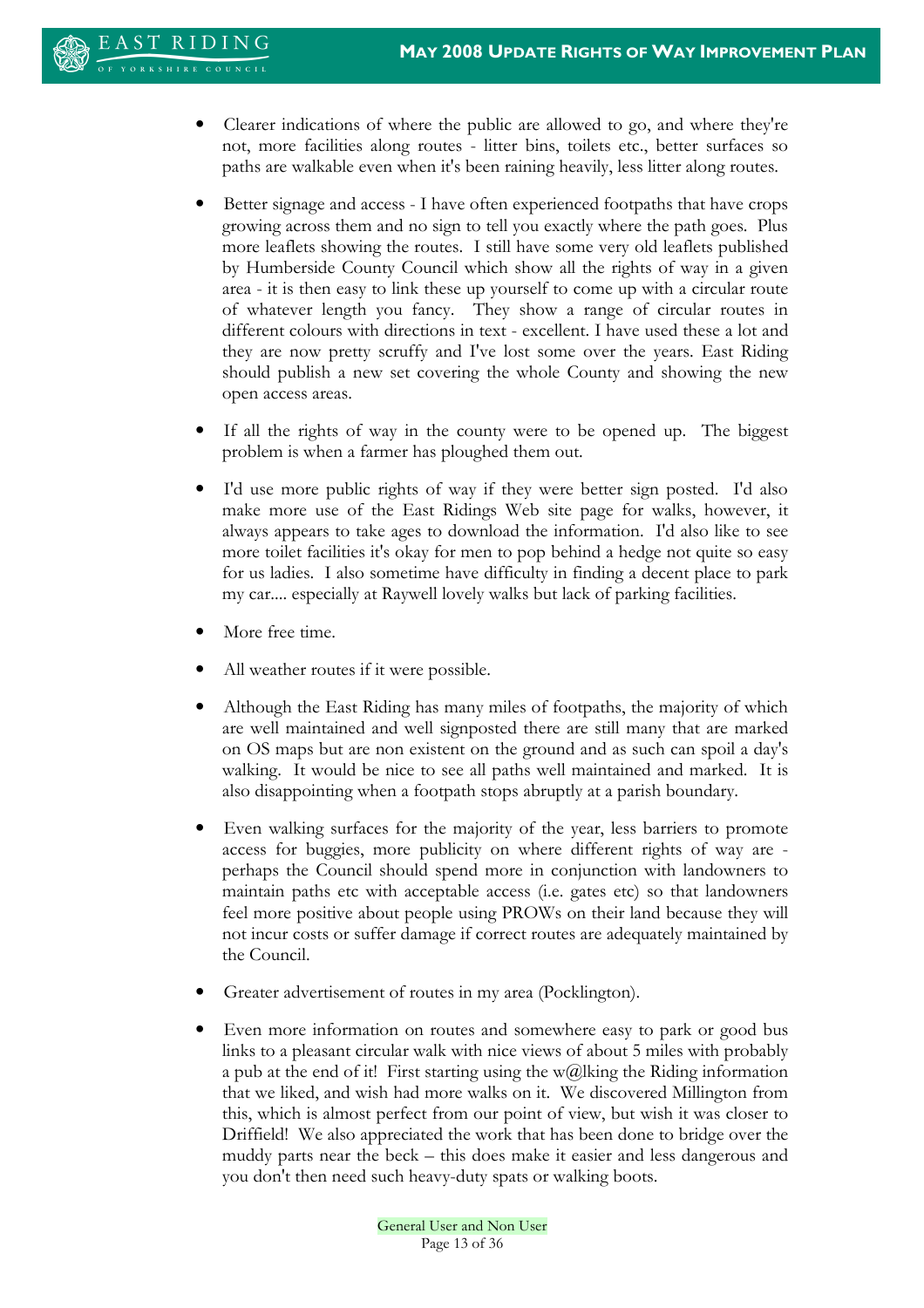- Clearer indications of where the public are allowed to go, and where they're not, more facilities along routes - litter bins, toilets etc., better surfaces so paths are walkable even when it's been raining heavily, less litter along routes.

- Better signage and access - I have often experienced footpaths that have crops growing across them and no sign to tell you exactly where the path goes. Plus more leaflets showing the routes. I still have some very old leaflets published by Humberside County Council which show all the rights of way in a given area - it is then easy to link these up yourself to come up with a circular route of whatever length you fancy. They show a range of circular routes in different colours with directions in text - excellent. I have used these a lot and they are now pretty scruffy and I've lost some over the years. East Riding should publish a new set covering the whole County and showing the new open access areas.

- If all the rights of way in the county were to be opened up. The biggest problem is when a farmer has ploughed them out.

- I'd use more public rights of way if they were better sign posted. I'd also make more use of the East Ridings Web site page for walks, however, it always appears to take ages to download the information. I'd also like to see more toilet facilities it's okay for men to pop behind a hedge not quite so easy for us ladies. I also sometime have difficulty in finding a decent place to park my car.... especially at Raywell lovely walks but lack of parking facilities.

- More free time.

- All weather routes if it were possible.

- Although the East Riding has many miles of footpaths, the majority of which are well maintained and well signposted there are still many that are marked on OS maps but are non existent on the ground and as such can spoil a day's walking. It would be nice to see all paths well maintained and marked. It is also disappointing when a footpath stops abruptly at a parish boundary.

- Even walking surfaces for the majority of the year, less barriers to promote access for buggies, more publicity on where different rights of way are - perhaps the Council should spend more in conjunction with landowners to maintain paths etc with acceptable access (i.e. gates etc) so that landowners feel more positive about people using PROWs on their land because they will not incur costs or suffer damage if correct routes are adequately maintained by the Council.

- Greater advertisement of routes in my area (Pocklington).

- Even more information on routes and somewhere easy to park or good bus links to a pleasant circular walk with nice views of about 5 miles with probably a pub at the end of it! First starting using the w@lking the Riding information that we liked, and wish had more walks on it. We discovered Millington from this, which is almost perfect from our point of view, but wish it was closer to Driffield! We also appreciated the work that has been done to bridge over the muddy parts near the beck – this does make it easier and less dangerous and you don't then need such heavy-duty spats or walking boots.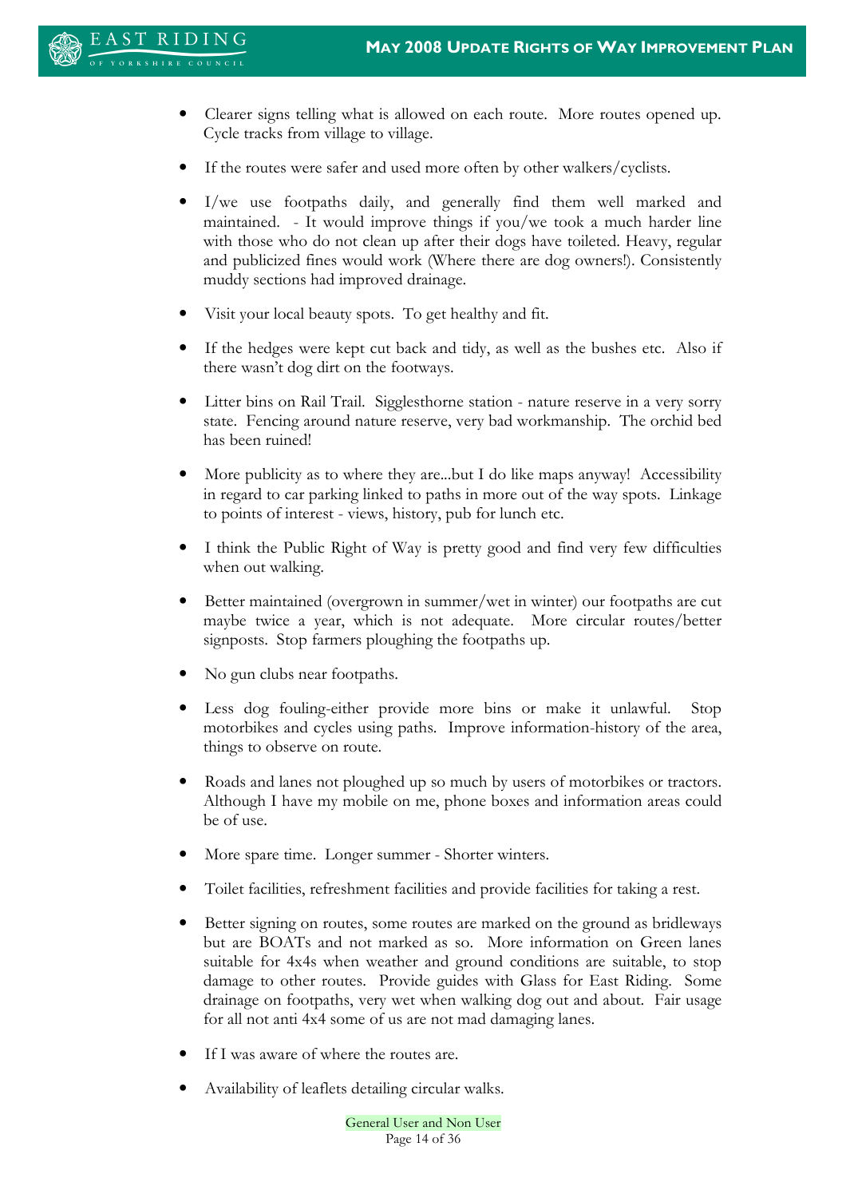- Clearer signs telling what is allowed on each route. More routes opened up. Cycle tracks from village to village.

- If the routes were safer and used more often by other walkers/cyclists.

- I/we use footpaths daily, and generally find them well marked and maintained. - It would improve things if you/we took a much harder line with those who do not clean up after their dogs have toileted. Heavy, regular and publicized fines would work (Where there are dog owners!). Consistently muddy sections had improved drainage.

- Visit your local beauty spots. To get healthy and fit.

- If the hedges were kept cut back and tidy, as well as the bushes etc. Also if there wasn't dog dirt on the footways.

- Litter bins on Rail Trail. Sigglesthorne station - nature reserve in a very sorry state. Fencing around nature reserve, very bad workmanship. The orchid bed has been ruined!

- More publicity as to where they are...but I do like maps anyway! Accessibility in regard to car parking linked to paths in more out of the way spots. Linkage to points of interest - views, history, pub for lunch etc.

- I think the Public Right of Way is pretty good and find very few difficulties when out walking.

- Better maintained (overgrown in summer/wet in winter) our footpaths are cut maybe twice a year, which is not adequate. More circular routes/better signposts. Stop farmers ploughing the footpaths up.

- No gun clubs near footpaths.

- Less dog fouling-either provide more bins or make it unlawful. Stop motorbikes and cycles using paths. Improve information-history of the area, things to observe on route.

- Roads and lanes not ploughed up so much by users of motorbikes or tractors. Although I have my mobile on me, phone boxes and information areas could be of use.

- More spare time. Longer summer - Shorter winters.

- Toilet facilities, refreshment facilities and provide facilities for taking a rest.

- Better signing on routes, some routes are marked on the ground as bridleways but are BOATs and not marked as so. More information on Green lanes suitable for 4x4s when weather and ground conditions are suitable, to stop damage to other routes. Provide guides with Glass for East Riding. Some drainage on footpaths, very wet when walking dog out and about. Fair usage for all not anti 4x4 some of us are not mad damaging lanes.

- If I was aware of where the routes are.

- Availability of leaflets detailing circular walks.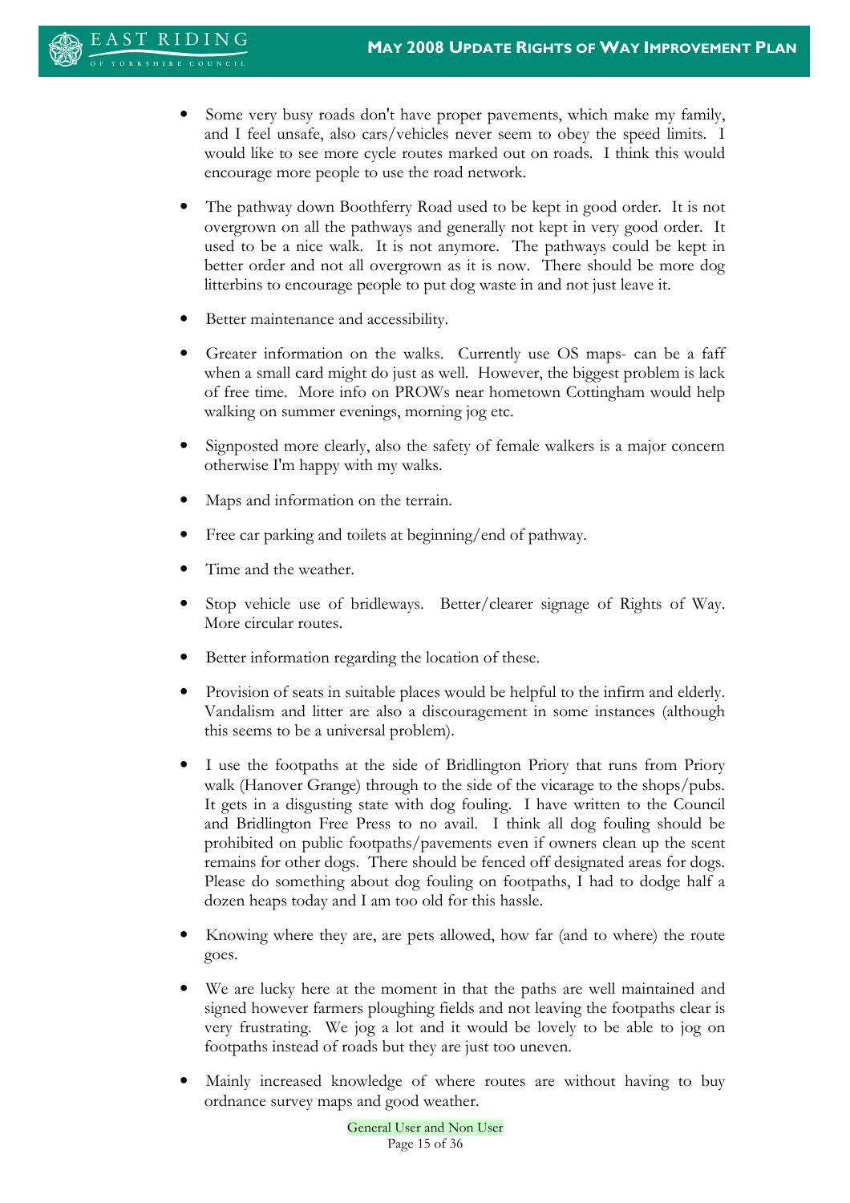- Some very busy roads don't have proper pavements, which make my family, and I feel unsafe, also cars/vehicles never seem to obey the speed limits. I would like to see more cycle routes marked out on roads. I think this would encourage more people to use the road network.

- The pathway down Boothferry Road used to be kept in good order. It is not overgrown on all the pathways and generally not kept in very good order. It used to be a nice walk. It is not anymore. The pathways could be kept in better order and not all overgrown as it is now. There should be more dog litterbins to encourage people to put dog waste in and not just leave it.

- Better maintenance and accessibility.

- Greater information on the walks. Currently use OS maps- can be a faff when a small card might do just as well. However, the biggest problem is lack of free time. More info on PROWs near hometown Cottingham would help walking on summer evenings, morning jog etc.

- Signposted more clearly, also the safety of female walkers is a major concern otherwise I'm happy with my walks.

- Maps and information on the terrain.

- Free car parking and toilets at beginning/end of pathway.

- Time and the weather.

- Stop vehicle use of bridleways. Better/clearer signage of Rights of Way. More circular routes.

- Better information regarding the location of these.

- Provision of seats in suitable places would be helpful to the infirm and elderly. Vandalism and litter are also a discouragement in some instances (although this seems to be a universal problem).

- I use the footpaths at the side of Bridlington Priory that runs from Priory walk (Hanover Grange) through to the side of the vicarage to the shops/pubs. It gets in a disgusting state with dog fouling. I have written to the Council and Bridlington Free Press to no avail. I think all dog fouling should be prohibited on public footpaths/pavements even if owners clean up the scent remains for other dogs. There should be fenced off designated areas for dogs. Please do something about dog fouling on footpaths, I had to dodge half a dozen heaps today and I am too old for this hassle.

- Knowing where they are, are pets allowed, how far (and to where) the route goes.

- We are lucky here at the moment in that the paths are well maintained and signed however farmers ploughing fields and not leaving the footpaths clear is very frustrating. We jog a lot and it would be lovely to be able to jog on footpaths instead of roads but they are just too uneven.

- Mainly increased knowledge of where routes are without having to buy ordnance survey maps and good weather.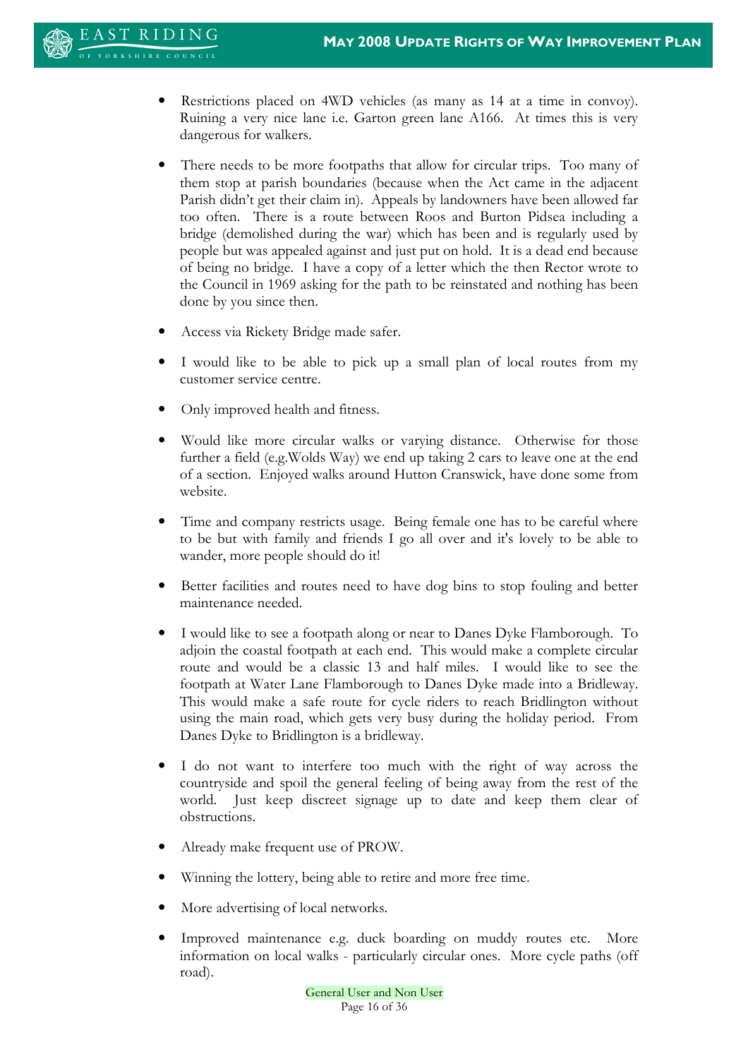- Restrictions placed on 4WD vehicles (as many as 14 at a time in convoy). Ruining a very nice lane i.e. Garton green lane A166. At times this is very dangerous for walkers.

- There needs to be more footpaths that allow for circular trips. Too many of them stop at parish boundaries (because when the Act came in the adjacent Parish didn't get their claim in). Appeals by landowners have been allowed far too often. There is a route between Roos and Burton Pidsea including a bridge (demolished during the war) which has been and is regularly used by people but was appealed against and just put on hold. It is a dead end because of being no bridge. I have a copy of a letter which the then Rector wrote to the Council in 1969 asking for the path to be reinstated and nothing has been done by you since then.

- Access via Rickety Bridge made safer.

- I would like to be able to pick up a small plan of local routes from my customer service centre.

- Only improved health and fitness.

- Would like more circular walks or varying distance. Otherwise for those further a field (e.g.Wolds Way) we end up taking 2 cars to leave one at the end of a section. Enjoyed walks around Hutton Cranswick, have done some from website.

- Time and company restricts usage. Being female one has to be careful where to be but with family and friends I go all over and it's lovely to be able to wander, more people should do it!

- Better facilities and routes need to have dog bins to stop fouling and better maintenance needed.

- I would like to see a footpath along or near to Danes Dyke Flamborough. To adjoin the coastal footpath at each end. This would make a complete circular route and would be a classic 13 and half miles. I would like to see the footpath at Water Lane Flamborough to Danes Dyke made into a Bridleway. This would make a safe route for cycle riders to reach Bridlington without using the main road, which gets very busy during the holiday period. From Danes Dyke to Bridlington is a bridleway.

- I do not want to interfere too much with the right of way across the countryside and spoil the general feeling of being away from the rest of the world. Just keep discreet signage up to date and keep them clear of obstructions.

- Already make frequent use of PROW.

- Winning the lottery, being able to retire and more free time.

- More advertising of local networks.

- Improved maintenance e.g. duck boarding on muddy routes etc. More information on local walks - particularly circular ones. More cycle paths (off road).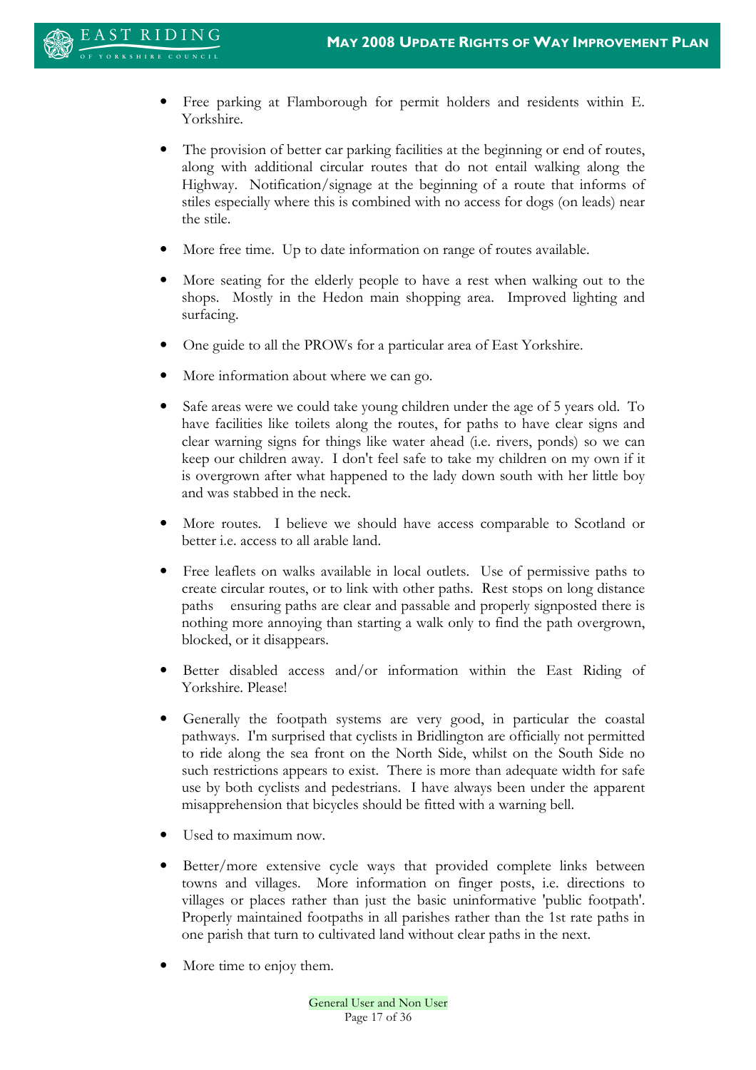- Free parking at Flamborough for permit holders and residents within E. Yorkshire.

- The provision of better car parking facilities at the beginning or end of routes, along with additional circular routes that do not entail walking along the Highway. Notification/signage at the beginning of a route that informs of stiles especially where this is combined with no access for dogs (on leads) near the stile.

- More free time. Up to date information on range of routes available.

- More seating for the elderly people to have a rest when walking out to the shops. Mostly in the Hedon main shopping area. Improved lighting and surfacing.

- One guide to all the PROWs for a particular area of East Yorkshire.

- More information about where we can go.

- Safe areas were we could take young children under the age of 5 years old. To have facilities like toilets along the routes, for paths to have clear signs and clear warning signs for things like water ahead (i.e. rivers, ponds) so we can keep our children away. I don't feel safe to take my children on my own if it is overgrown after what happened to the lady down south with her little boy and was stabbed in the neck.

- More routes. I believe we should have access comparable to Scotland or better i.e. access to all arable land.

- Free leaflets on walks available in local outlets. Use of permissive paths to create circular routes, or to link with other paths. Rest stops on long distance paths ensuring paths are clear and passable and properly signposted there is nothing more annoying than starting a walk only to find the path overgrown, blocked, or it disappears.

- Better disabled access and/or information within the East Riding of Yorkshire. Please!

- Generally the footpath systems are very good, in particular the coastal pathways. I'm surprised that cyclists in Bridlington are officially not permitted to ride along the sea front on the North Side, whilst on the South Side no such restrictions appears to exist. There is more than adequate width for safe use by both cyclists and pedestrians. I have always been under the apparent misapprehension that bicycles should be fitted with a warning bell.

- Used to maximum now.

- Better/more extensive cycle ways that provided complete links between towns and villages. More information on finger posts, i.e. directions to villages or places rather than just the basic uninformative 'public footpath'. Properly maintained footpaths in all parishes rather than the 1st rate paths in one parish that turn to cultivated land without clear paths in the next.

- More time to enjoy them.

General User and Non User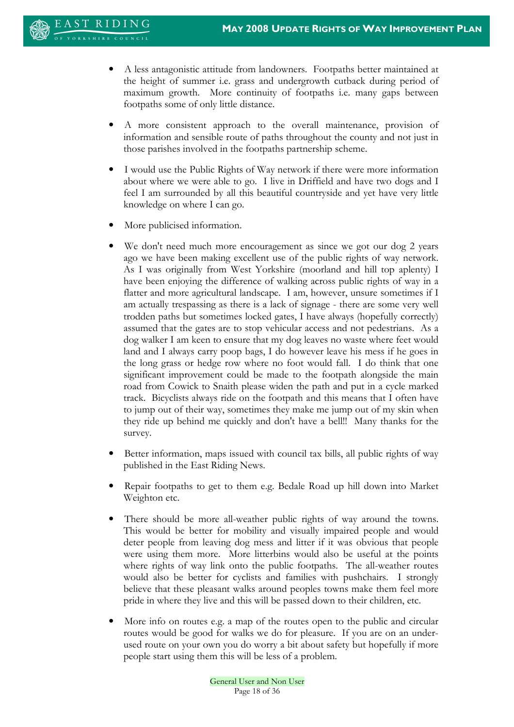- A less antagonistic attitude from landowners. Footpaths better maintained at the height of summer i.e. grass and undergrowth cutback during period of maximum growth. More continuity of footpaths i.e. many gaps between footpaths some of only little distance.

- A more consistent approach to the overall maintenance, provision of information and sensible route of paths throughout the county and not just in those parishes involved in the footpaths partnership scheme.

- I would use the Public Rights of Way network if there were more information about where we were able to go. I live in Driffield and have two dogs and I feel I am surrounded by all this beautiful countryside and yet have very little knowledge on where I can go.

- More publicised information.

- We don't need much more encouragement as since we got our dog 2 years ago we have been making excellent use of the public rights of way network. As I was originally from West Yorkshire (moorland and hill top aplenty) I have been enjoying the difference of walking across public rights of way in a flatter and more agricultural landscape. I am, however, unsure sometimes if I am actually trespassing as there is a lack of signage - there are some very well trodden paths but sometimes locked gates, I have always (hopefully correctly) assumed that the gates are to stop vehicular access and not pedestrians. As a dog walker I am keen to ensure that my dog leaves no waste where feet would land and I always carry poop bags, I do however leave his mess if he goes in the long grass or hedge row where no foot would fall. I do think that one significant improvement could be made to the footpath alongside the main road from Cowick to Snaith please widen the path and put in a cycle marked track. Bicyclists always ride on the footpath and this means that I often have to jump out of their way, sometimes they make me jump out of my skin when they ride up behind me quickly and don't have a bell!! Many thanks for the survey.

- Better information, maps issued with council tax bills, all public rights of way published in the East Riding News.

- Repair footpaths to get to them e.g. Bedale Road up hill down into Market Weighton etc.

- There should be more all-weather public rights of way around the towns. This would be better for mobility and visually impaired people and would deter people from leaving dog mess and litter if it was obvious that people were using them more. More litterbins would also be useful at the points where rights of way link onto the public footpaths. The all-weather routes would also be better for cyclists and families with pushchairs. I strongly believe that these pleasant walks around peoples towns make them feel more pride in where they live and this will be passed down to their children, etc.

- More info on routes e.g. a map of the routes open to the public and circular routes would be good for walks we do for pleasure. If you are on an under-used route on your own you do worry a bit about safety but hopefully if more people start using them this will be less of a problem.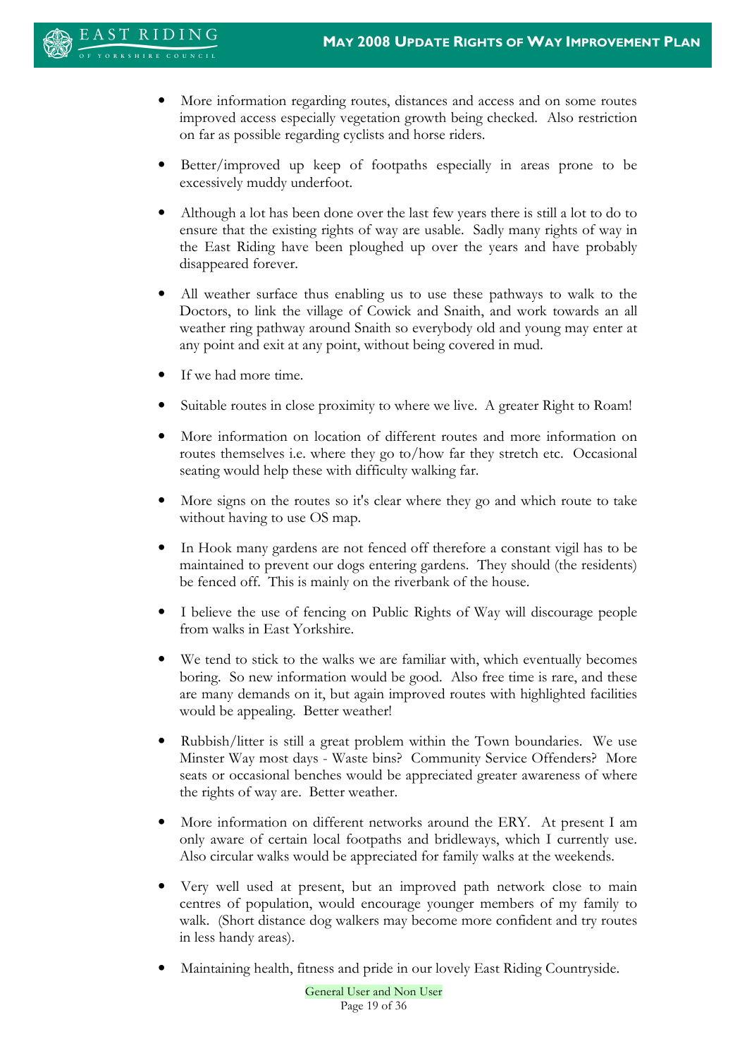- More information regarding routes, distances and access and on some routes improved access especially vegetation growth being checked. Also restriction on far as possible regarding cyclists and horse riders.

- Better/improved up keep of footpaths especially in areas prone to be excessively muddy underfoot.

- Although a lot has been done over the last few years there is still a lot to do to ensure that the existing rights of way are usable. Sadly many rights of way in the East Riding have been ploughed up over the years and have probably disappeared forever.

- All weather surface thus enabling us to use these pathways to walk to the Doctors, to link the village of Cowick and Snaith, and work towards an all weather ring pathway around Snaith so everybody old and young may enter at any point and exit at any point, without being covered in mud.

- If we had more time.

- Suitable routes in close proximity to where we live. A greater Right to Roam!

- More information on location of different routes and more information on routes themselves i.e. where they go to/how far they stretch etc. Occasional seating would help these with difficulty walking far.

- More signs on the routes so it's clear where they go and which route to take without having to use OS map.

- In Hook many gardens are not fenced off therefore a constant vigil has to be maintained to prevent our dogs entering gardens. They should (the residents) be fenced off. This is mainly on the riverbank of the house.

- I believe the use of fencing on Public Rights of Way will discourage people from walks in East Yorkshire.

- We tend to stick to the walks we are familiar with, which eventually becomes boring. So new information would be good. Also free time is rare, and these are many demands on it, but again improved routes with highlighted facilities would be appealing. Better weather!

- Rubbish/litter is still a great problem within the Town boundaries. We use Minster Way most days - Waste bins? Community Service Offenders? More seats or occasional benches would be appreciated greater awareness of where the rights of way are. Better weather.

- More information on different networks around the ERY. At present I am only aware of certain local footpaths and bridleways, which I currently use. Also circular walks would be appreciated for family walks at the weekends.

- Very well used at present, but an improved path network close to main centres of population, would encourage younger members of my family to walk. (Short distance dog walkers may become more confident and try routes in less handy areas).

- Maintaining health, fitness and pride in our lovely East Riding Countryside.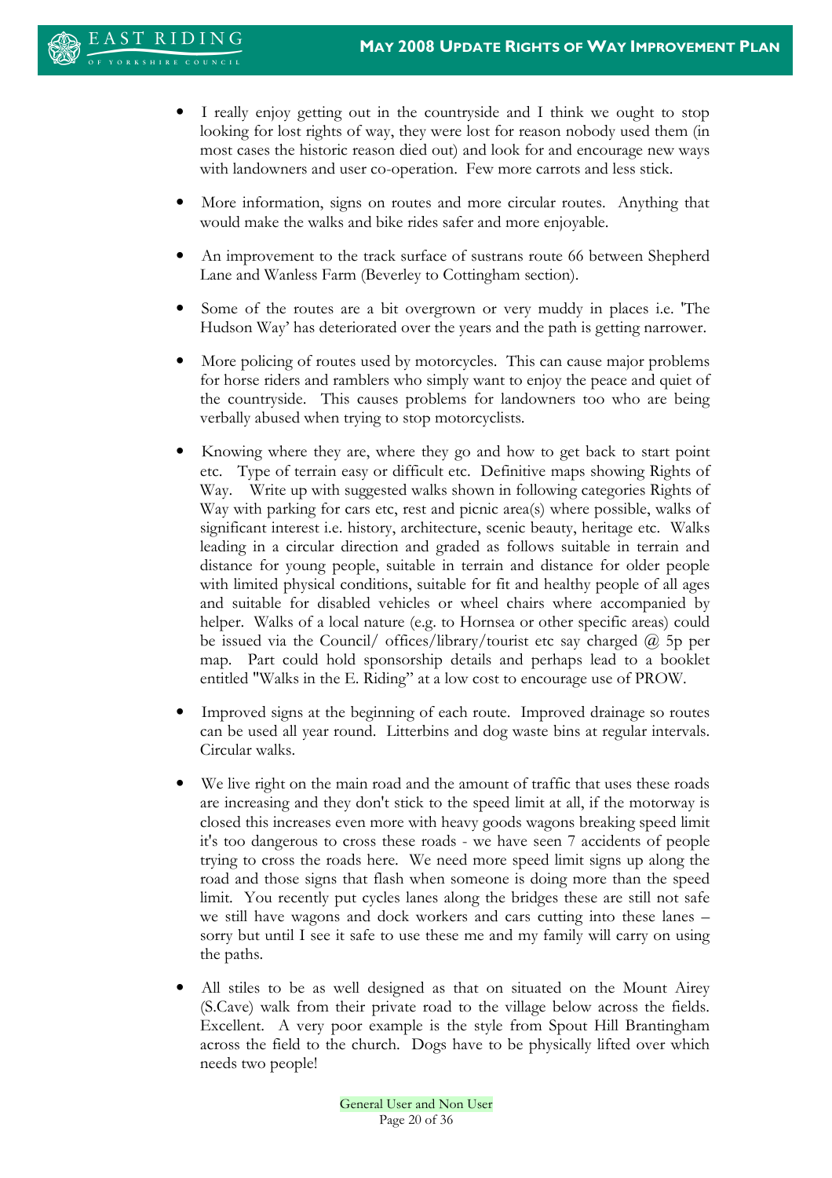- I really enjoy getting out in the countryside and I think we ought to stop looking for lost rights of way, they were lost for reason nobody used them (in most cases the historic reason died out) and look for and encourage new ways with landowners and user co-operation. Few more carrots and less stick.

- More information, signs on routes and more circular routes. Anything that would make the walks and bike rides safer and more enjoyable.

- An improvement to the track surface of sustrans route 66 between Shepherd Lane and Wanless Farm (Beverley to Cottingham section).

- Some of the routes are a bit overgrown or very muddy in places i.e. 'The Hudson Way' has deteriorated over the years and the path is getting narrower.

- More policing of routes used by motorcycles. This can cause major problems for horse riders and ramblers who simply want to enjoy the peace and quiet of the countryside. This causes problems for landowners too who are being verbally abused when trying to stop motorcyclists.

- Knowing where they are, where they go and how to get back to start point etc. Type of terrain easy or difficult etc. Definitive maps showing Rights of Way. Write up with suggested walks shown in following categories Rights of Way with parking for cars etc, rest and picnic area(s) where possible, walks of significant interest i.e. history, architecture, scenic beauty, heritage etc. Walks leading in a circular direction and graded as follows suitable in terrain and distance for young people, suitable in terrain and distance for older people with limited physical conditions, suitable for fit and healthy people of all ages and suitable for disabled vehicles or wheel chairs where accompanied by helper. Walks of a local nature (e.g. to Hornsea or other specific areas) could be issued via the Council/ offices/library/tourist etc say charged @ 5p per map. Part could hold sponsorship details and perhaps lead to a booklet entitled "Walks in the E. Riding" at a low cost to encourage use of PROW.

- Improved signs at the beginning of each route. Improved drainage so routes can be used all year round. Litterbins and dog waste bins at regular intervals. Circular walks.

- We live right on the main road and the amount of traffic that uses these roads are increasing and they don't stick to the speed limit at all, if the motorway is closed this increases even more with heavy goods wagons breaking speed limit it's too dangerous to cross these roads - we have seen 7 accidents of people trying to cross the roads here. We need more speed limit signs up along the road and those signs that flash when someone is doing more than the speed limit. You recently put cycles lanes along the bridges these are still not safe we still have wagons and dock workers and cars cutting into these lanes – sorry but until I see it safe to use these me and my family will carry on using the paths.

- All stiles to be as well designed as that on situated on the Mount Airey (S.Cave) walk from their private road to the village below across the fields. Excellent. A very poor example is the style from Spout Hill Brantingham across the field to the church. Dogs have to be physically lifted over which needs two people!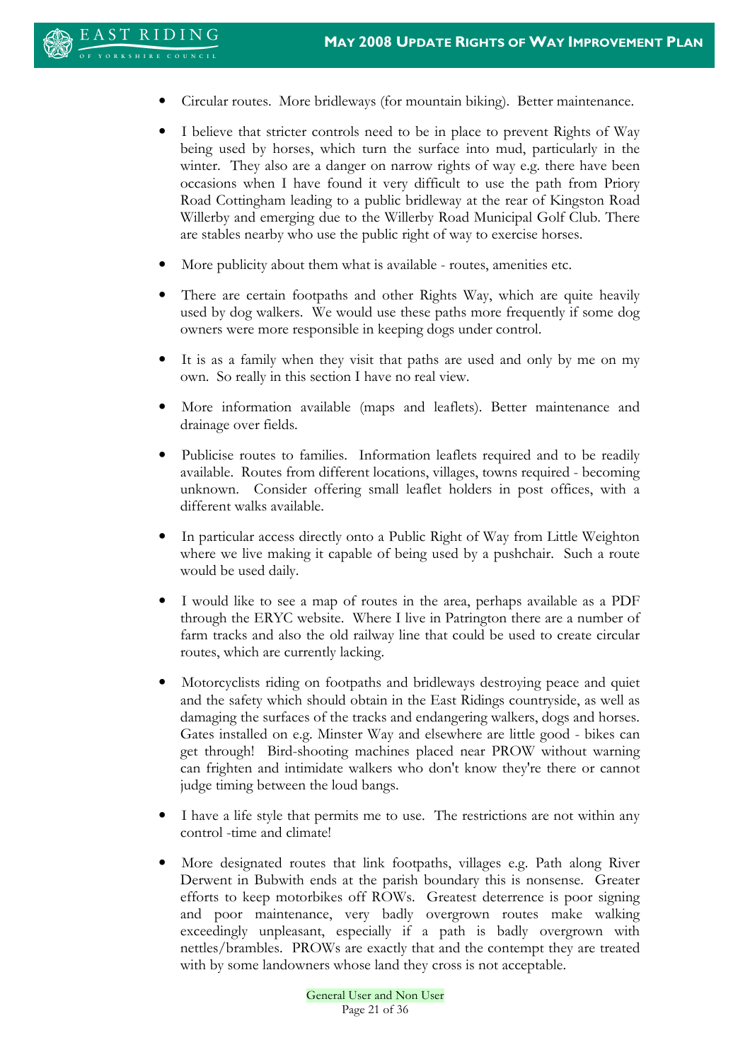- Circular routes. More bridleways (for mountain biking). Better maintenance.

- I believe that stricter controls need to be in place to prevent Rights of Way being used by horses, which turn the surface into mud, particularly in the winter. They also are a danger on narrow rights of way e.g. there have been occasions when I have found it very difficult to use the path from Priory Road Cottingham leading to a public bridleway at the rear of Kingston Road Willerby and emerging due to the Willerby Road Municipal Golf Club. There are stables nearby who use the public right of way to exercise horses.

- More publicity about them what is available - routes, amenities etc.

- There are certain footpaths and other Rights Way, which are quite heavily used by dog walkers. We would use these paths more frequently if some dog owners were more responsible in keeping dogs under control.

- It is as a family when they visit that paths are used and only by me on my own. So really in this section I have no real view.

- More information available (maps and leaflets). Better maintenance and drainage over fields.

- Publicise routes to families. Information leaflets required and to be readily available. Routes from different locations, villages, towns required - becoming unknown. Consider offering small leaflet holders in post offices, with a different walks available.

- In particular access directly onto a Public Right of Way from Little Weighton where we live making it capable of being used by a pushchair. Such a route would be used daily.

- I would like to see a map of routes in the area, perhaps available as a PDF through the ERYC website. Where I live in Patrington there are a number of farm tracks and also the old railway line that could be used to create circular routes, which are currently lacking.

- Motorcyclists riding on footpaths and bridleways destroying peace and quiet and the safety which should obtain in the East Ridings countryside, as well as damaging the surfaces of the tracks and endangering walkers, dogs and horses. Gates installed on e.g. Minster Way and elsewhere are little good - bikes can get through! Bird-shooting machines placed near PROW without warning can frighten and intimidate walkers who don't know they're there or cannot judge timing between the loud bangs.

- I have a life style that permits me to use. The restrictions are not within any control -time and climate!

- More designated routes that link footpaths, villages e.g. Path along River Derwent in Bubwith ends at the parish boundary this is nonsense. Greater efforts to keep motorbikes off ROWs. Greatest deterrence is poor signing and poor maintenance, very badly overgrown routes make walking exceedingly unpleasant, especially if a path is badly overgrown with nettles/brambles. PROWs are exactly that and the contempt they are treated with by some landowners whose land they cross is not acceptable.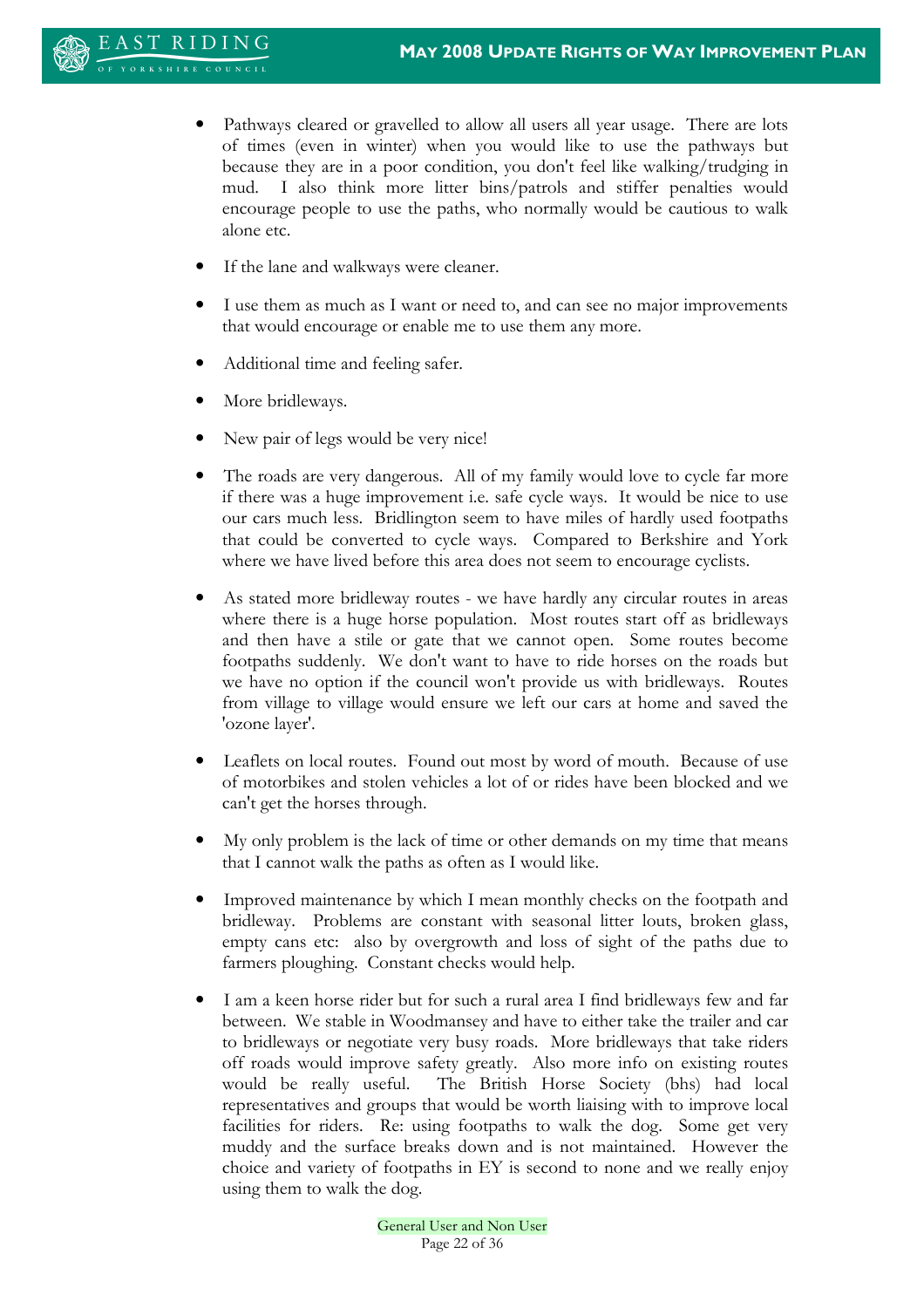- Pathways cleared or gravelled to allow all users all year usage. There are lots of times (even in winter) when you would like to use the pathways but because they are in a poor condition, you don't feel like walking/trudging in mud. I also think more litter bins/patrols and stiffer penalties would encourage people to use the paths, who normally would be cautious to walk alone etc.

- If the lane and walkways were cleaner.

- I use them as much as I want or need to, and can see no major improvements that would encourage or enable me to use them any more.

- Additional time and feeling safer.

- More bridleways.

- New pair of legs would be very nice!

- The roads are very dangerous. All of my family would love to cycle far more if there was a huge improvement i.e. safe cycle ways. It would be nice to use our cars much less. Bridlington seem to have miles of hardly used footpaths that could be converted to cycle ways. Compared to Berkshire and York where we have lived before this area does not seem to encourage cyclists.

- As stated more bridleway routes - we have hardly any circular routes in areas where there is a huge horse population. Most routes start off as bridleways and then have a stile or gate that we cannot open. Some routes become footpaths suddenly. We don't want to have to ride horses on the roads but we have no option if the council won't provide us with bridleways. Routes from village to village would ensure we left our cars at home and saved the 'ozone layer'.

- Leaflets on local routes. Found out most by word of mouth. Because of use of motorbikes and stolen vehicles a lot of or rides have been blocked and we can't get the horses through.

- My only problem is the lack of time or other demands on my time that means that I cannot walk the paths as often as I would like.

- Improved maintenance by which I mean monthly checks on the footpath and bridleway. Problems are constant with seasonal litter louts, broken glass, empty cans etc: also by overgrowth and loss of sight of the paths due to farmers ploughing. Constant checks would help.

- I am a keen horse rider but for such a rural area I find bridleways few and far between. We stable in Woodmansey and have to either take the trailer and car to bridleways or negotiate very busy roads. More bridleways that take riders off roads would improve safety greatly. Also more info on existing routes would be really useful. The British Horse Society (bhs) had local representatives and groups that would be worth liaising with to improve local facilities for riders. Re: using footpaths to walk the dog. Some get very muddy and the surface breaks down and is not maintained. However the choice and variety of footpaths in EY is second to none and we really enjoy using them to walk the dog.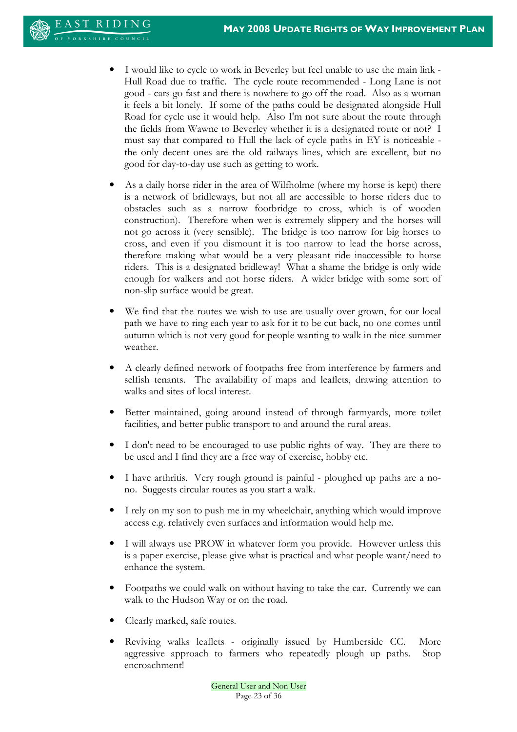- I would like to cycle to work in Beverley but feel unable to use the main link - Hull Road due to traffic. The cycle route recommended - Long Lane is not good - cars go fast and there is nowhere to go off the road. Also as a woman it feels a bit lonely. If some of the paths could be designated alongside Hull Road for cycle use it would help. Also I'm not sure about the route through the fields from Wawne to Beverley whether it is a designated route or not? I must say that compared to Hull the lack of cycle paths in EY is noticeable - the only decent ones are the old railways lines, which are excellent, but no good for day-to-day use such as getting to work.

- As a daily horse rider in the area of Wilfholme (where my horse is kept) there is a network of bridleways, but not all are accessible to horse riders due to obstacles such as a narrow footbridge to cross, which is of wooden construction). Therefore when wet is extremely slippery and the horses will not go across it (very sensible). The bridge is too narrow for big horses to cross, and even if you dismount it is too narrow to lead the horse across, therefore making what would be a very pleasant ride inaccessible to horse riders. This is a designated bridleway! What a shame the bridge is only wide enough for walkers and not horse riders. A wider bridge with some sort of non-slip surface would be great.

- We find that the routes we wish to use are usually over grown, for our local path we have to ring each year to ask for it to be cut back, no one comes until autumn which is not very good for people wanting to walk in the nice summer weather.

- A clearly defined network of footpaths free from interference by farmers and selfish tenants. The availability of maps and leaflets, drawing attention to walks and sites of local interest.

- Better maintained, going around instead of through farmyards, more toilet facilities, and better public transport to and around the rural areas.

- I don't need to be encouraged to use public rights of way. They are there to be used and I find they are a free way of exercise, hobby etc.

- I have arthritis. Very rough ground is painful - ploughed up paths are a no-no. Suggests circular routes as you start a walk.

- I rely on my son to push me in my wheelchair, anything which would improve access e.g. relatively even surfaces and information would help me.

- I will always use PROW in whatever form you provide. However unless this is a paper exercise, please give what is practical and what people want/need to enhance the system.

- Footpaths we could walk on without having to take the car. Currently we can walk to the Hudson Way or on the road.

- Clearly marked, safe routes.

- Reviving walks leaflets - originally issued by Humberside CC. More aggressive approach to farmers who repeatedly plough up paths. Stop encroachment!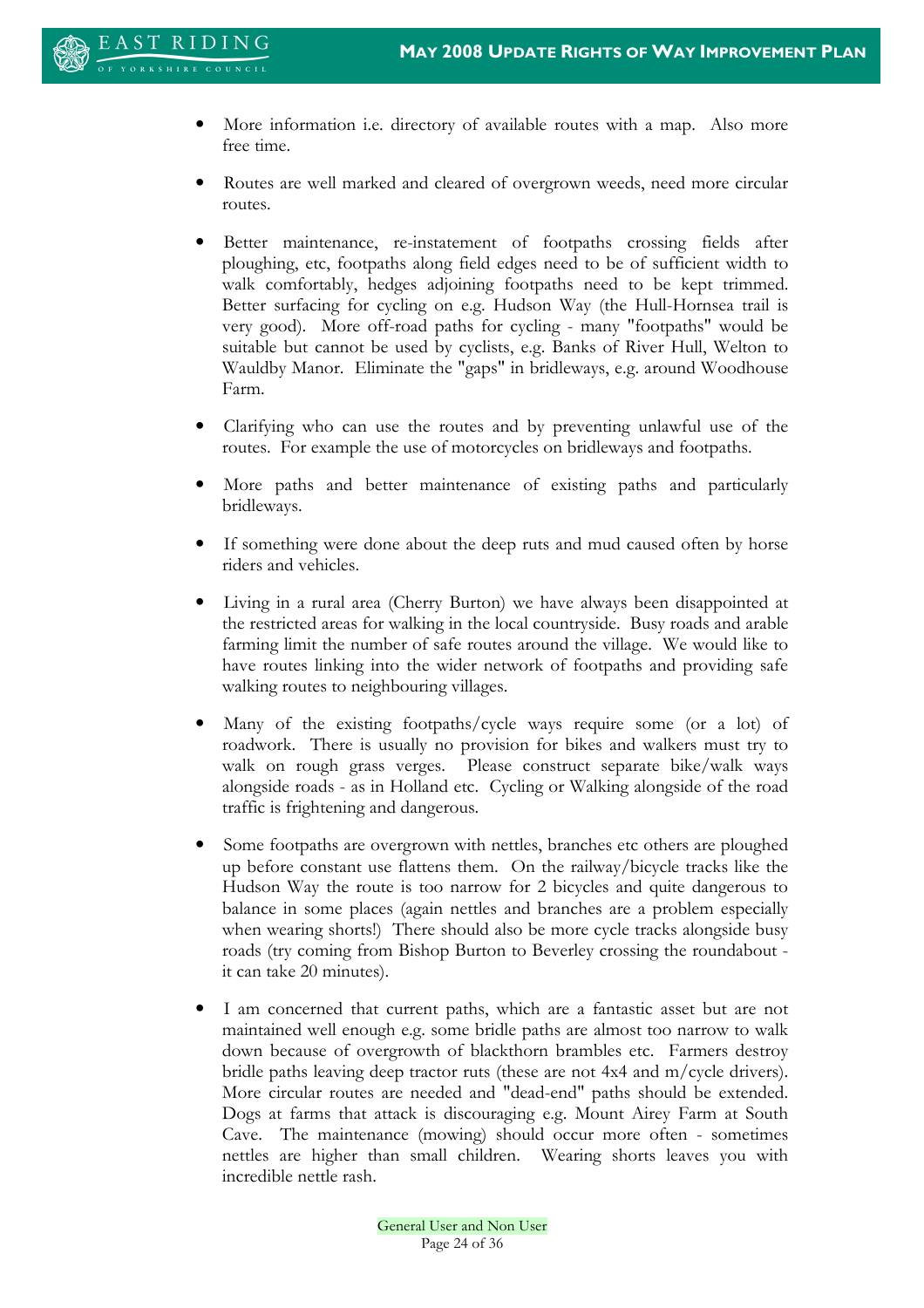- More information i.e. directory of available routes with a map. Also more free time.

- Routes are well marked and cleared of overgrown weeds, need more circular routes.

- Better maintenance, re-instatement of footpaths crossing fields after ploughing, etc, footpaths along field edges need to be of sufficient width to walk comfortably, hedges adjoining footpaths need to be kept trimmed. Better surfacing for cycling on e.g. Hudson Way (the Hull-Hornsea trail is very good). More off-road paths for cycling - many "footpaths" would be suitable but cannot be used by cyclists, e.g. Banks of River Hull, Welton to Wauldby Manor. Eliminate the "gaps" in bridleways, e.g. around Woodhouse Farm.

- Clarifying who can use the routes and by preventing unlawful use of the routes. For example the use of motorcycles on bridleways and footpaths.

- More paths and better maintenance of existing paths and particularly bridleways.

- If something were done about the deep ruts and mud caused often by horse riders and vehicles.

- Living in a rural area (Cherry Burton) we have always been disappointed at the restricted areas for walking in the local countryside. Busy roads and arable farming limit the number of safe routes around the village. We would like to have routes linking into the wider network of footpaths and providing safe walking routes to neighbouring villages.

- Many of the existing footpaths/cycle ways require some (or a lot) of roadwork. There is usually no provision for bikes and walkers must try to walk on rough grass verges. Please construct separate bike/walk ways alongside roads - as in Holland etc. Cycling or Walking alongside of the road traffic is frightening and dangerous.

- Some footpaths are overgrown with nettles, branches etc others are ploughed up before constant use flattens them. On the railway/bicycle tracks like the Hudson Way the route is too narrow for 2 bicycles and quite dangerous to balance in some places (again nettles and branches are a problem especially when wearing shorts!) There should also be more cycle tracks alongside busy roads (try coming from Bishop Burton to Beverley crossing the roundabout - it can take 20 minutes).

- I am concerned that current paths, which are a fantastic asset but are not maintained well enough e.g. some bridle paths are almost too narrow to walk down because of overgrowth of blackthorn brambles etc. Farmers destroy bridle paths leaving deep tractor ruts (these are not 4x4 and m/cycle drivers). More circular routes are needed and "dead-end" paths should be extended. Dogs at farms that attack is discouraging e.g. Mount Airey Farm at South Cave. The maintenance (mowing) should occur more often - sometimes nettles are higher than small children. Wearing shorts leaves you with incredible nettle rash.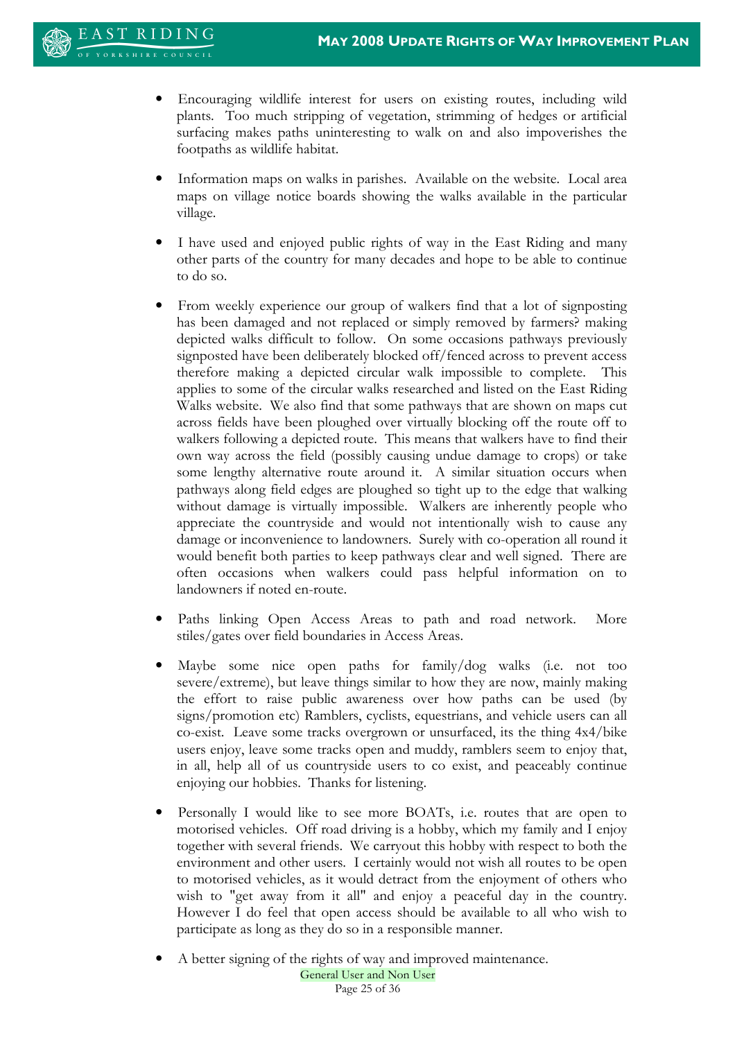- Encouraging wildlife interest for users on existing routes, including wild plants. Too much stripping of vegetation, strimming of hedges or artificial surfacing makes paths uninteresting to walk on and also impoverishes the footpaths as wildlife habitat.

- Information maps on walks in parishes. Available on the website. Local area maps on village notice boards showing the walks available in the particular village.

- I have used and enjoyed public rights of way in the East Riding and many other parts of the country for many decades and hope to be able to continue to do so.

- From weekly experience our group of walkers find that a lot of signposting has been damaged and not replaced or simply removed by farmers? making depicted walks difficult to follow. On some occasions pathways previously signposted have been deliberately blocked off/fenced across to prevent access therefore making a depicted circular walk impossible to complete. This applies to some of the circular walks researched and listed on the East Riding Walks website. We also find that some pathways that are shown on maps cut across fields have been ploughed over virtually blocking off the route off to walkers following a depicted route. This means that walkers have to find their own way across the field (possibly causing undue damage to crops) or take some lengthy alternative route around it. A similar situation occurs when pathways along field edges are ploughed so tight up to the edge that walking without damage is virtually impossible. Walkers are inherently people who appreciate the countryside and would not intentionally wish to cause any damage or inconvenience to landowners. Surely with co-operation all round it would benefit both parties to keep pathways clear and well signed. There are often occasions when walkers could pass helpful information on to landowners if noted en-route.

- Paths linking Open Access Areas to path and road network. More stiles/gates over field boundaries in Access Areas.

- Maybe some nice open paths for family/dog walks (i.e. not too severe/extreme), but leave things similar to how they are now, mainly making the effort to raise public awareness over how paths can be used (by signs/promotion etc) Ramblers, cyclists, equestrians, and vehicle users can all co-exist. Leave some tracks overgrown or unsurfaced, its the thing 4x4/bike users enjoy, leave some tracks open and muddy, ramblers seem to enjoy that, in all, help all of us countryside users to co exist, and peaceably continue enjoying our hobbies. Thanks for listening.

- Personally I would like to see more BOATs, i.e. routes that are open to motorised vehicles. Off road driving is a hobby, which my family and I enjoy together with several friends. We carryout this hobby with respect to both the environment and other users. I certainly would not wish all routes to be open to motorised vehicles, as it would detract from the enjoyment of others who wish to "get away from it all" and enjoy a peaceful day in the country. However I do feel that open access should be available to all who wish to participate as long as they do so in a responsible manner.

- A better signing of the rights of way and improved maintenance.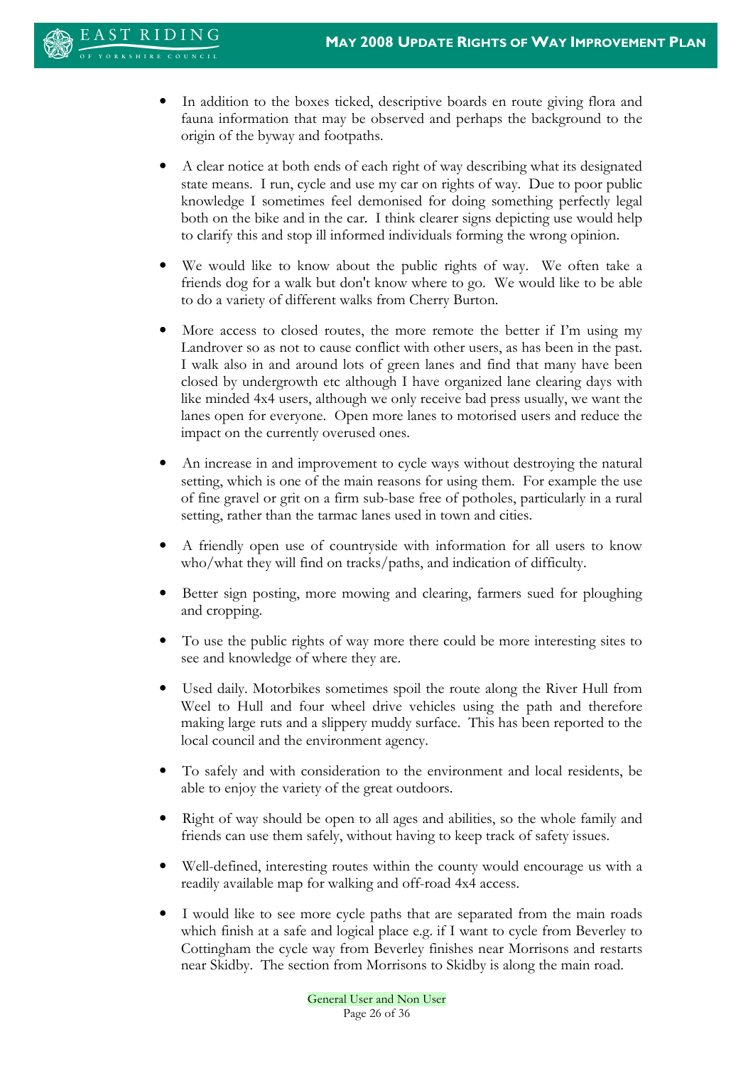- In addition to the boxes ticked, descriptive boards en route giving flora and fauna information that may be observed and perhaps the background to the origin of the byway and footpaths.

- A clear notice at both ends of each right of way describing what its designated state means. I run, cycle and use my car on rights of way. Due to poor public knowledge I sometimes feel demonised for doing something perfectly legal both on the bike and in the car. I think clearer signs depicting use would help to clarify this and stop ill informed individuals forming the wrong opinion.

- We would like to know about the public rights of way. We often take a friends dog for a walk but don't know where to go. We would like to be able to do a variety of different walks from Cherry Burton.

- More access to closed routes, the more remote the better if I'm using my Landrover so as not to cause conflict with other users, as has been in the past. I walk also in and around lots of green lanes and find that many have been closed by undergrowth etc although I have organized lane clearing days with like minded 4x4 users, although we only receive bad press usually, we want the lanes open for everyone. Open more lanes to motorised users and reduce the impact on the currently overused ones.

- An increase in and improvement to cycle ways without destroying the natural setting, which is one of the main reasons for using them. For example the use of fine gravel or grit on a firm sub-base free of potholes, particularly in a rural setting, rather than the tarmac lanes used in town and cities.

- A friendly open use of countryside with information for all users to know who/what they will find on tracks/paths, and indication of difficulty.

- Better sign posting, more mowing and clearing, farmers sued for ploughing and cropping.

- To use the public rights of way more there could be more interesting sites to see and knowledge of where they are.

- Used daily. Motorbikes sometimes spoil the route along the River Hull from Weel to Hull and four wheel drive vehicles using the path and therefore making large ruts and a slippery muddy surface. This has been reported to the local council and the environment agency.

- To safely and with consideration to the environment and local residents, be able to enjoy the variety of the great outdoors.

- Right of way should be open to all ages and abilities, so the whole family and friends can use them safely, without having to keep track of safety issues.

- Well-defined, interesting routes within the county would encourage us with a readily available map for walking and off-road 4x4 access.

- I would like to see more cycle paths that are separated from the main roads which finish at a safe and logical place e.g. if I want to cycle from Beverley to Cottingham the cycle way from Beverley finishes near Morrisons and restarts near Skidby. The section from Morrisons to Skidby is along the main road.

General User and Non User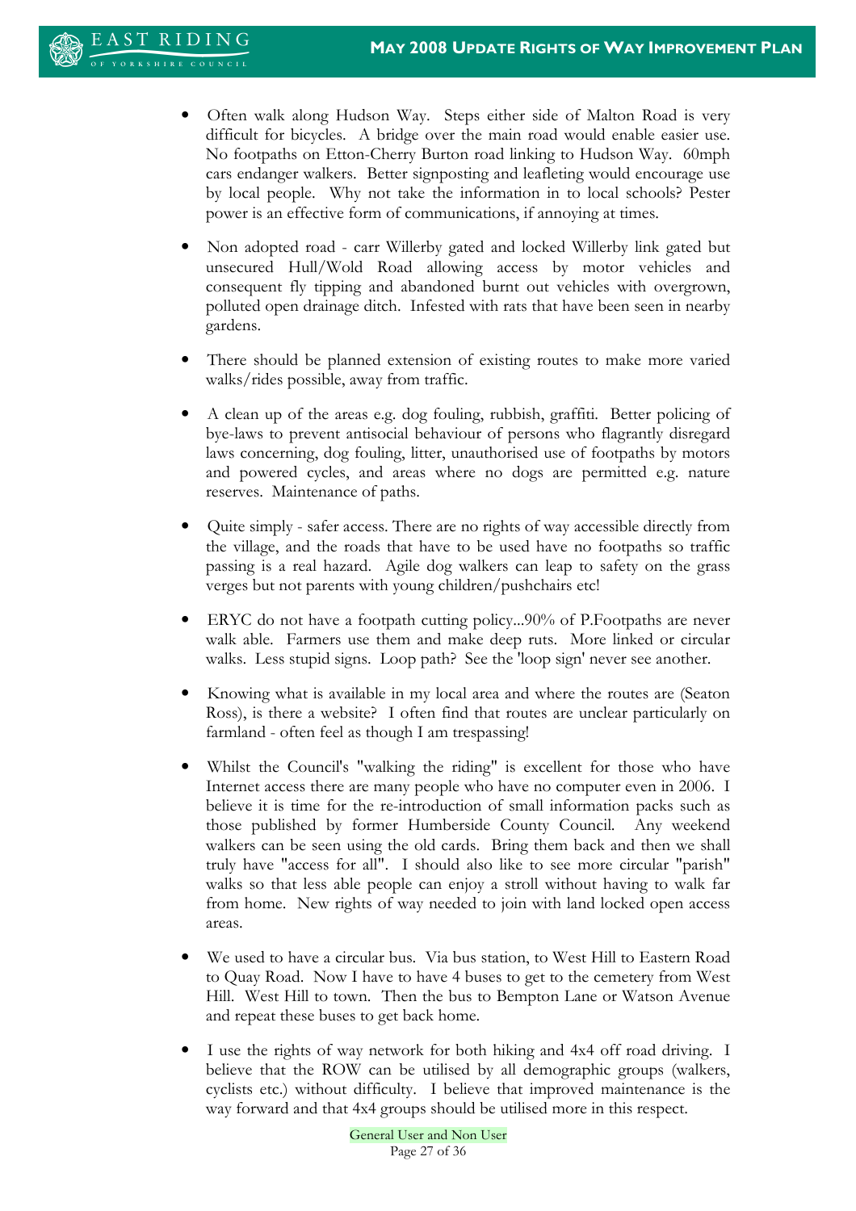- Often walk along Hudson Way. Steps either side of Malton Road is very difficult for bicycles. A bridge over the main road would enable easier use. No footpaths on Etton-Cherry Burton road linking to Hudson Way. 60mph cars endanger walkers. Better signposting and leafleting would encourage use by local people. Why not take the information in to local schools? Pester power is an effective form of communications, if annoying at times.

- Non adopted road - carr Willerby gated and locked Willerby link gated but unsecured Hull/Wold Road allowing access by motor vehicles and consequent fly tipping and abandoned burnt out vehicles with overgrown, polluted open drainage ditch. Infested with rats that have been seen in nearby gardens.

- There should be planned extension of existing routes to make more varied walks/rides possible, away from traffic.

- A clean up of the areas e.g. dog fouling, rubbish, graffiti. Better policing of bye-laws to prevent antisocial behaviour of persons who flagrantly disregard laws concerning, dog fouling, litter, unauthorised use of footpaths by motors and powered cycles, and areas where no dogs are permitted e.g. nature reserves. Maintenance of paths.

- Quite simply - safer access. There are no rights of way accessible directly from the village, and the roads that have to be used have no footpaths so traffic passing is a real hazard. Agile dog walkers can leap to safety on the grass verges but not parents with young children/pushchairs etc!

- ERYC do not have a footpath cutting policy...90% of P.Footpaths are never walk able. Farmers use them and make deep ruts. More linked or circular walks. Less stupid signs. Loop path? See the 'loop sign' never see another.

- Knowing what is available in my local area and where the routes are (Seaton Ross), is there a website? I often find that routes are unclear particularly on farmland - often feel as though I am trespassing!

- Whilst the Council's "walking the riding" is excellent for those who have Internet access there are many people who have no computer even in 2006. I believe it is time for the re-introduction of small information packs such as those published by former Humberside County Council. Any weekend walkers can be seen using the old cards. Bring them back and then we shall truly have "access for all". I should also like to see more circular "parish" walks so that less able people can enjoy a stroll without having to walk far from home. New rights of way needed to join with land locked open access areas.

- We used to have a circular bus. Via bus station, to West Hill to Eastern Road to Quay Road. Now I have to have 4 buses to get to the cemetery from West Hill. West Hill to town. Then the bus to Bempton Lane or Watson Avenue and repeat these buses to get back home.

- I use the rights of way network for both hiking and 4x4 off road driving. I believe that the ROW can be utilised by all demographic groups (walkers, cyclists etc.) without difficulty. I believe that improved maintenance is the way forward and that 4x4 groups should be utilised more in this respect.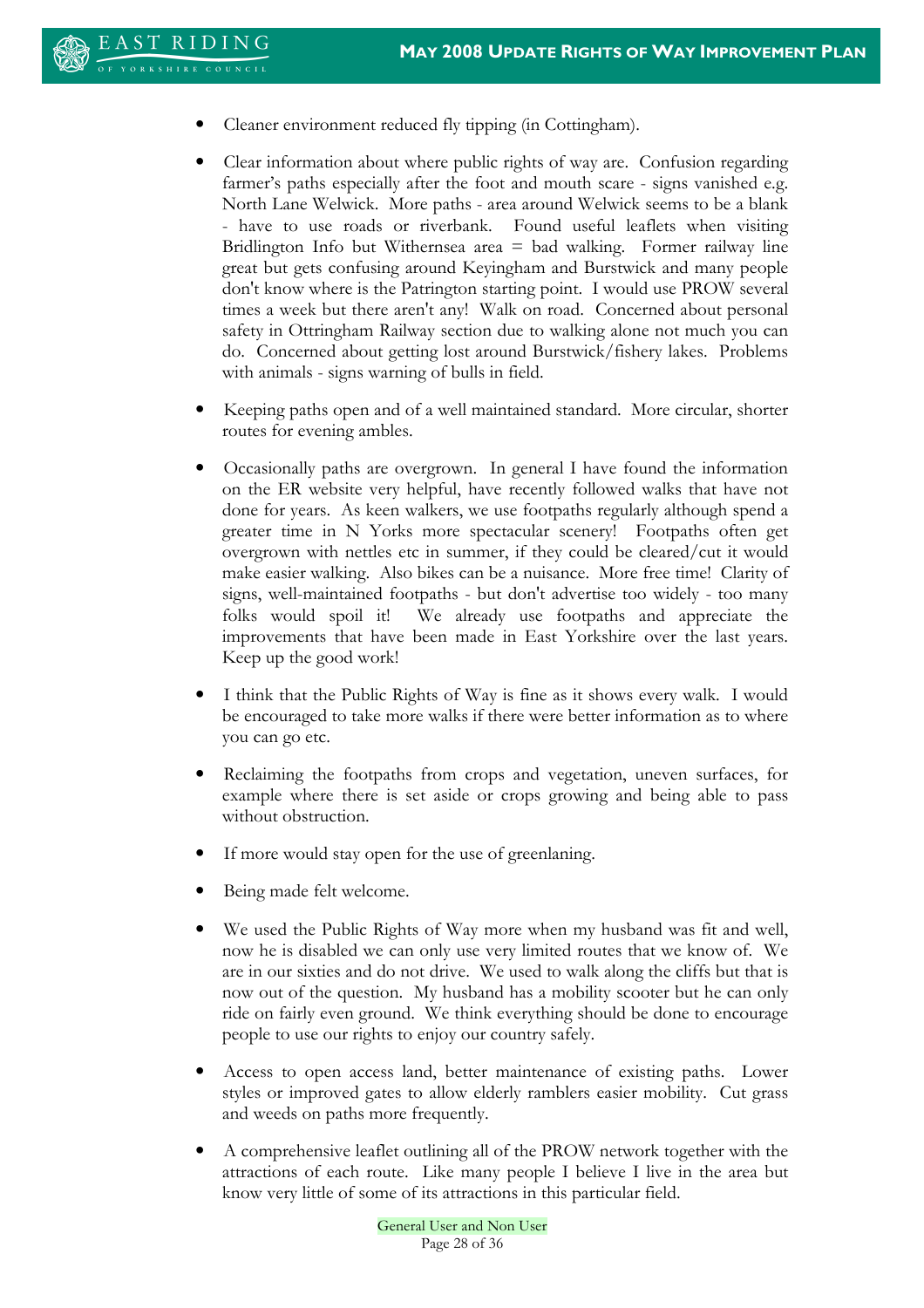- Cleaner environment reduced fly tipping (in Cottingham).

- Clear information about where public rights of way are. Confusion regarding farmer's paths especially after the foot and mouth scare - signs vanished e.g. North Lane Welwick. More paths - area around Welwick seems to be a blank - have to use roads or riverbank. Found useful leaflets when visiting Bridlington Info but Withernsea area = bad walking. Former railway line great but gets confusing around Keyingham and Burstwick and many people don't know where is the Patrington starting point. I would use PROW several times a week but there aren't any! Walk on road. Concerned about personal safety in Ottringham Railway section due to walking alone not much you can do. Concerned about getting lost around Burstwick/fishery lakes. Problems with animals - signs warning of bulls in field.

- Keeping paths open and of a well maintained standard. More circular, shorter routes for evening ambles.

- Occasionally paths are overgrown. In general I have found the information on the ER website very helpful, have recently followed walks that have not done for years. As keen walkers, we use footpaths regularly although spend a greater time in N Yorks more spectacular scenery! Footpaths often get overgrown with nettles etc in summer, if they could be cleared/cut it would make easier walking. Also bikes can be a nuisance. More free time! Clarity of signs, well-maintained footpaths - but don't advertise too widely - too many folks would spoil it! We already use footpaths and appreciate the improvements that have been made in East Yorkshire over the last years. Keep up the good work!

- I think that the Public Rights of Way is fine as it shows every walk. I would be encouraged to take more walks if there were better information as to where you can go etc.

- Reclaiming the footpaths from crops and vegetation, uneven surfaces, for example where there is set aside or crops growing and being able to pass without obstruction.

- If more would stay open for the use of greenlaning.

- Being made felt welcome.

- We used the Public Rights of Way more when my husband was fit and well, now he is disabled we can only use very limited routes that we know of. We are in our sixties and do not drive. We used to walk along the cliffs but that is now out of the question. My husband has a mobility scooter but he can only ride on fairly even ground. We think everything should be done to encourage people to use our rights to enjoy our country safely.

- Access to open access land, better maintenance of existing paths. Lower styles or improved gates to allow elderly ramblers easier mobility. Cut grass and weeds on paths more frequently.

- A comprehensive leaflet outlining all of the PROW network together with the attractions of each route. Like many people I believe I live in the area but know very little of some of its attractions in this particular field.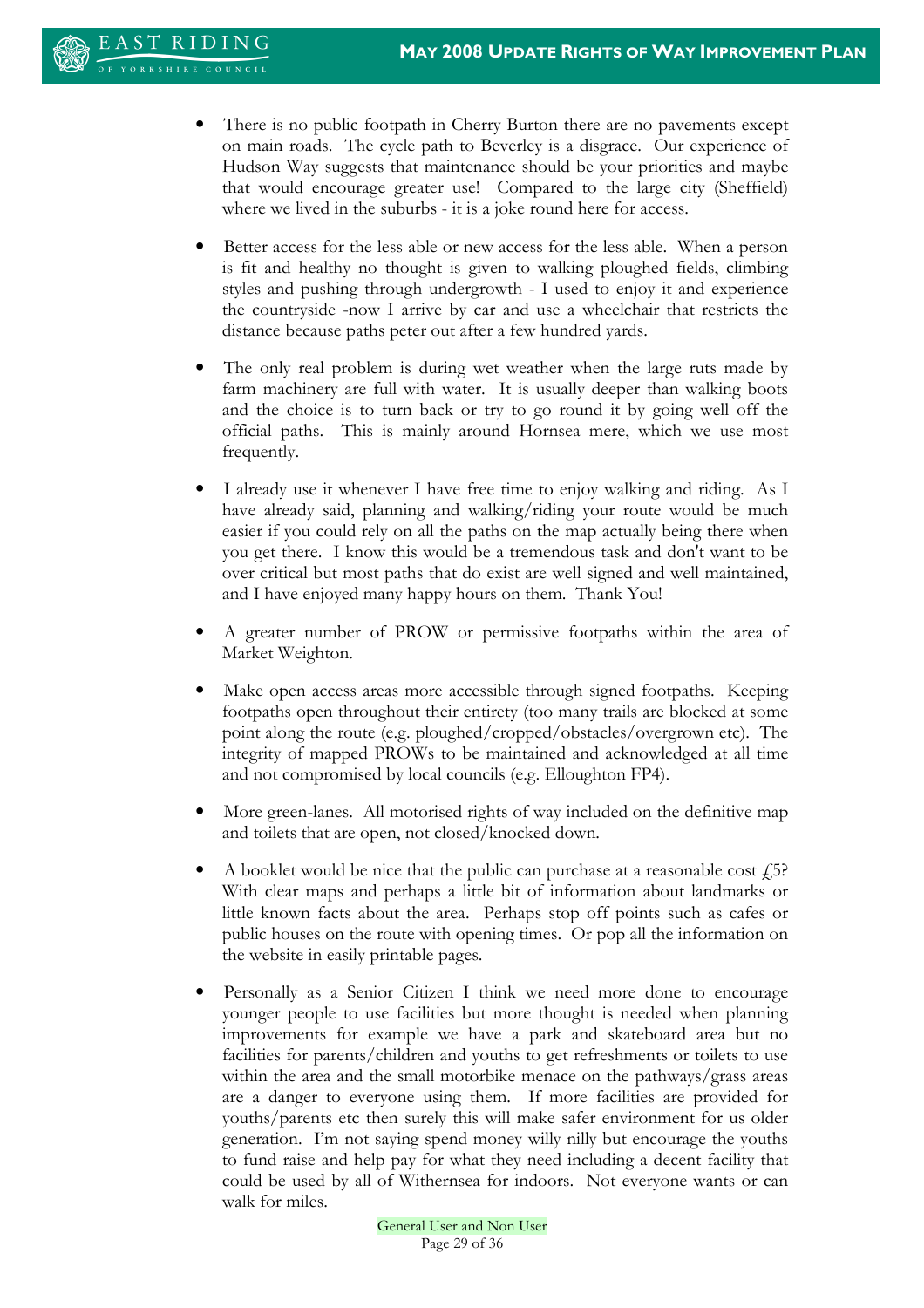- There is no public footpath in Cherry Burton there are no pavements except on main roads. The cycle path to Beverley is a disgrace. Our experience of Hudson Way suggests that maintenance should be your priorities and maybe that would encourage greater use! Compared to the large city (Sheffield) where we lived in the suburbs - it is a joke round here for access.

- Better access for the less able or new access for the less able. When a person is fit and healthy no thought is given to walking ploughed fields, climbing styles and pushing through undergrowth - I used to enjoy it and experience the countryside -now I arrive by car and use a wheelchair that restricts the distance because paths peter out after a few hundred yards.

- The only real problem is during wet weather when the large ruts made by farm machinery are full with water. It is usually deeper than walking boots and the choice is to turn back or try to go round it by going well off the official paths. This is mainly around Hornsea mere, which we use most frequently.

- I already use it whenever I have free time to enjoy walking and riding. As I have already said, planning and walking/riding your route would be much easier if you could rely on all the paths on the map actually being there when you get there. I know this would be a tremendous task and don't want to be over critical but most paths that do exist are well signed and well maintained, and I have enjoyed many happy hours on them. Thank You!

- A greater number of PROW or permissive footpaths within the area of Market Weighton.

- Make open access areas more accessible through signed footpaths. Keeping footpaths open throughout their entirety (too many trails are blocked at some point along the route (e.g. ploughed/cropped/obstacles/overgrown etc). The integrity of mapped PROWs to be maintained and acknowledged at all time and not compromised by local councils (e.g. Elloughton FP4).

- More green-lanes. All motorised rights of way included on the definitive map and toilets that are open, not closed/knocked down.

- A booklet would be nice that the public can purchase at a reasonable cost £5? With clear maps and perhaps a little bit of information about landmarks or little known facts about the area. Perhaps stop off points such as cafes or public houses on the route with opening times. Or pop all the information on the website in easily printable pages.

- Personally as a Senior Citizen I think we need more done to encourage younger people to use facilities but more thought is needed when planning improvements for example we have a park and skateboard area but no facilities for parents/children and youths to get refreshments or toilets to use within the area and the small motorbike menace on the pathways/grass areas are a danger to everyone using them. If more facilities are provided for youths/parents etc then surely this will make safer environment for us older generation. I'm not saying spend money willy nilly but encourage the youths to fund raise and help pay for what they need including a decent facility that could be used by all of Withernsea for indoors. Not everyone wants or can walk for miles.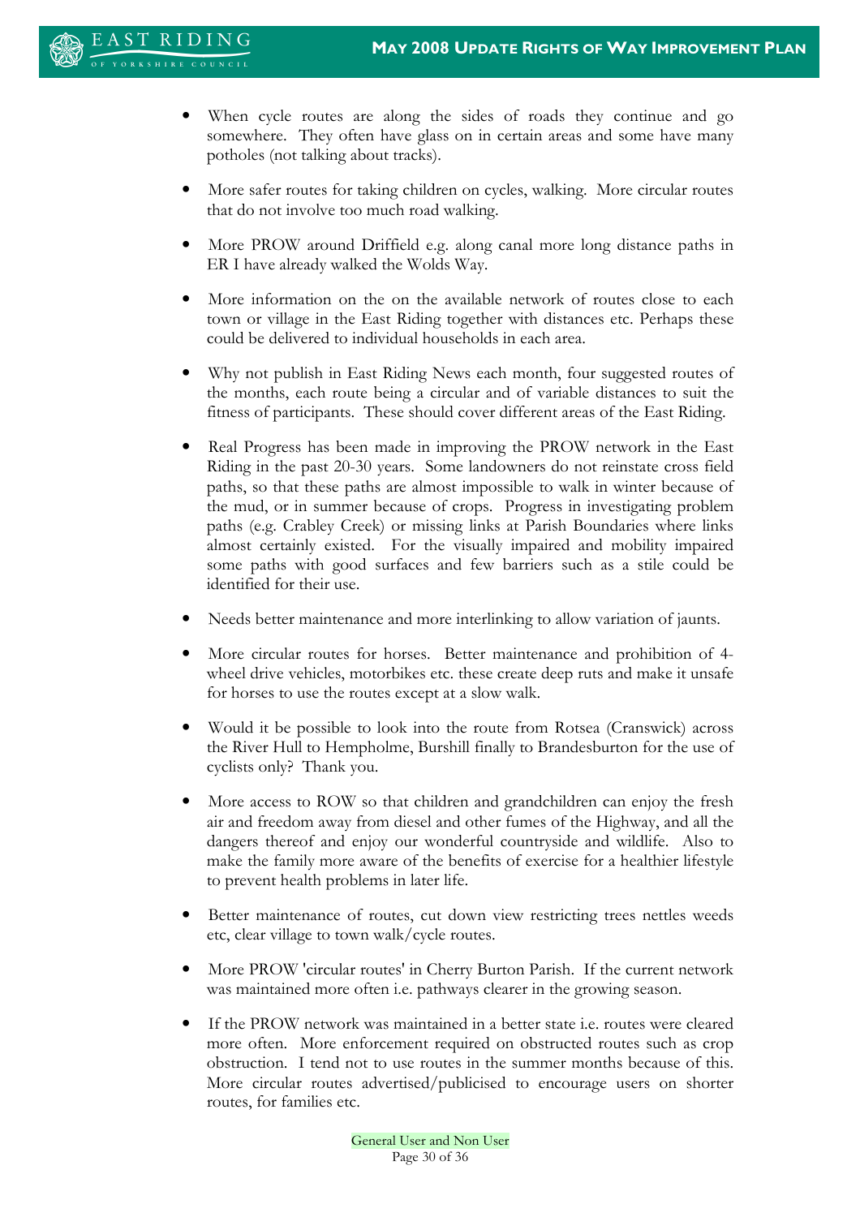- When cycle routes are along the sides of roads they continue and go somewhere. They often have glass on in certain areas and some have many potholes (not talking about tracks).

- More safer routes for taking children on cycles, walking. More circular routes that do not involve too much road walking.

- More PROW around Driffield e.g. along canal more long distance paths in ER I have already walked the Wolds Way.

- More information on the on the available network of routes close to each town or village in the East Riding together with distances etc. Perhaps these could be delivered to individual households in each area.

- Why not publish in East Riding News each month, four suggested routes of the months, each route being a circular and of variable distances to suit the fitness of participants. These should cover different areas of the East Riding.

- Real Progress has been made in improving the PROW network in the East Riding in the past 20-30 years. Some landowners do not reinstate cross field paths, so that these paths are almost impossible to walk in winter because of the mud, or in summer because of crops. Progress in investigating problem paths (e.g. Crabley Creek) or missing links at Parish Boundaries where links almost certainly existed. For the visually impaired and mobility impaired some paths with good surfaces and few barriers such as a stile could be identified for their use.

- Needs better maintenance and more interlinking to allow variation of jaunts.

- More circular routes for horses. Better maintenance and prohibition of 4-wheel drive vehicles, motorbikes etc. these create deep ruts and make it unsafe for horses to use the routes except at a slow walk.

- Would it be possible to look into the route from Rotsea (Cranswick) across the River Hull to Hempholme, Burshill finally to Brandesburton for the use of cyclists only? Thank you.

- More access to ROW so that children and grandchildren can enjoy the fresh air and freedom away from diesel and other fumes of the Highway, and all the dangers thereof and enjoy our wonderful countryside and wildlife. Also to make the family more aware of the benefits of exercise for a healthier lifestyle to prevent health problems in later life.

- Better maintenance of routes, cut down view restricting trees nettles weeds etc, clear village to town walk/cycle routes.

- More PROW 'circular routes' in Cherry Burton Parish. If the current network was maintained more often i.e. pathways clearer in the growing season.

- If the PROW network was maintained in a better state i.e. routes were cleared more often. More enforcement required on obstructed routes such as crop obstruction. I tend not to use routes in the summer months because of this. More circular routes advertised/publicised to encourage users on shorter routes, for families etc.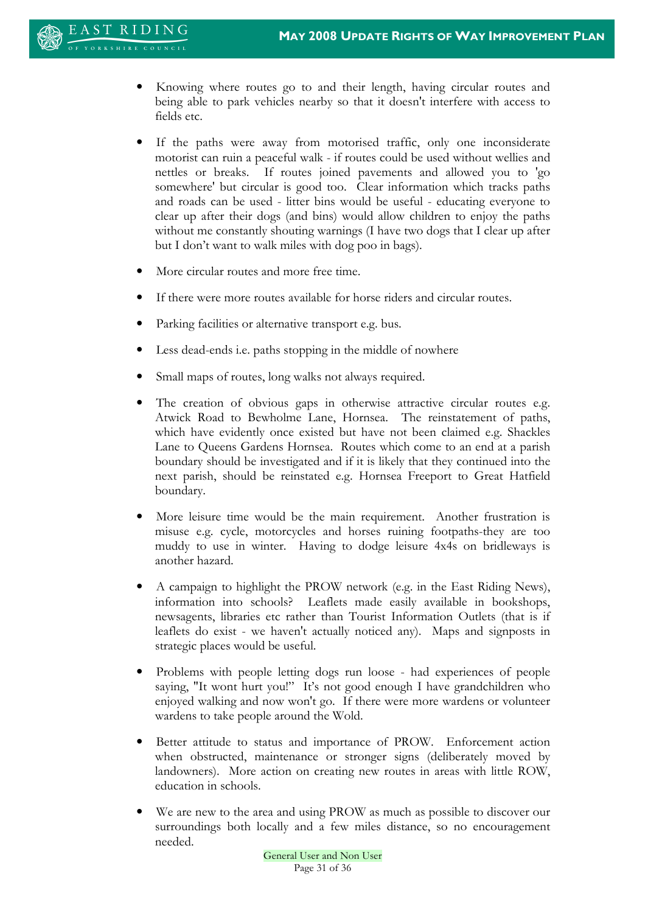- Knowing where routes go to and their length, having circular routes and being able to park vehicles nearby so that it doesn't interfere with access to fields etc.

- If the paths were away from motorised traffic, only one inconsiderate motorist can ruin a peaceful walk - if routes could be used without wellies and nettles or breaks. If routes joined pavements and allowed you to 'go somewhere' but circular is good too. Clear information which tracks paths and roads can be used - litter bins would be useful - educating everyone to clear up after their dogs (and bins) would allow children to enjoy the paths without me constantly shouting warnings (I have two dogs that I clear up after but I don't want to walk miles with dog poo in bags).

- More circular routes and more free time.

- If there were more routes available for horse riders and circular routes.

- Parking facilities or alternative transport e.g. bus.

- Less dead-ends i.e. paths stopping in the middle of nowhere

- Small maps of routes, long walks not always required.

- The creation of obvious gaps in otherwise attractive circular routes e.g. Atwick Road to Bewholme Lane, Hornsea. The reinstatement of paths, which have evidently once existed but have not been claimed e.g. Shackles Lane to Queens Gardens Hornsea. Routes which come to an end at a parish boundary should be investigated and if it is likely that they continued into the next parish, should be reinstated e.g. Hornsea Freeport to Great Hatfield boundary.

- More leisure time would be the main requirement. Another frustration is misuse e.g. cycle, motorcycles and horses ruining footpaths-they are too muddy to use in winter. Having to dodge leisure 4x4s on bridleways is another hazard.

- A campaign to highlight the PROW network (e.g. in the East Riding News), information into schools? Leaflets made easily available in bookshops, newsagents, libraries etc rather than Tourist Information Outlets (that is if leaflets do exist - we haven't actually noticed any). Maps and signposts in strategic places would be useful.

- Problems with people letting dogs run loose - had experiences of people saying, "It wont hurt you!" It's not good enough I have grandchildren who enjoyed walking and now won't go. If there were more wardens or volunteer wardens to take people around the Wold.

- Better attitude to status and importance of PROW. Enforcement action when obstructed, maintenance or stronger signs (deliberately moved by landowners). More action on creating new routes in areas with little ROW, education in schools.

- We are new to the area and using PROW as much as possible to discover our surroundings both locally and a few miles distance, so no encouragement needed.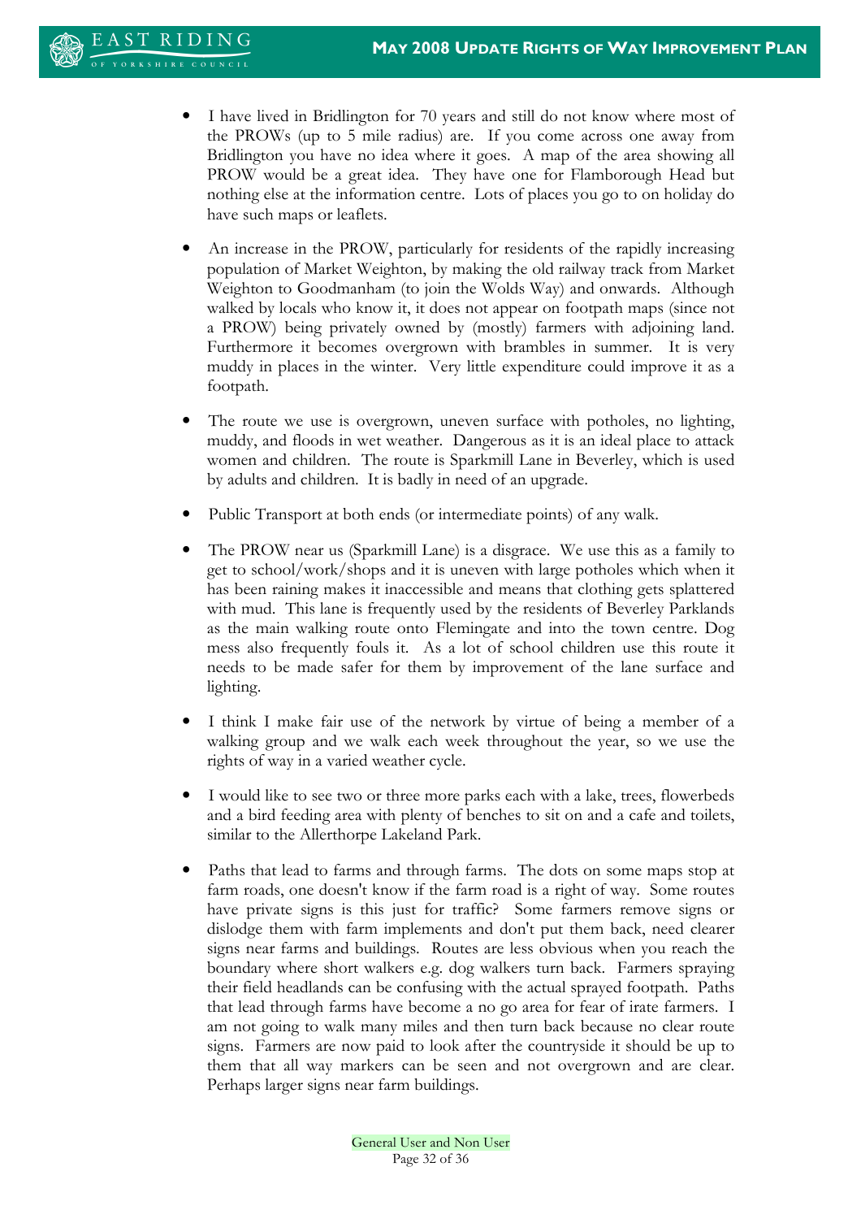- I have lived in Bridlington for 70 years and still do not know where most of the PROWs (up to 5 mile radius) are. If you come across one away from Bridlington you have no idea where it goes. A map of the area showing all PROW would be a great idea. They have one for Flamborough Head but nothing else at the information centre. Lots of places you go to on holiday do have such maps or leaflets.

- An increase in the PROW, particularly for residents of the rapidly increasing population of Market Weighton, by making the old railway track from Market Weighton to Goodmanham (to join the Wolds Way) and onwards. Although walked by locals who know it, it does not appear on footpath maps (since not a PROW) being privately owned by (mostly) farmers with adjoining land. Furthermore it becomes overgrown with brambles in summer. It is very muddy in places in the winter. Very little expenditure could improve it as a footpath.

- The route we use is overgrown, uneven surface with potholes, no lighting, muddy, and floods in wet weather. Dangerous as it is an ideal place to attack women and children. The route is Sparkmill Lane in Beverley, which is used by adults and children. It is badly in need of an upgrade.

- Public Transport at both ends (or intermediate points) of any walk.

- The PROW near us (Sparkmill Lane) is a disgrace. We use this as a family to get to school/work/shops and it is uneven with large potholes which when it has been raining makes it inaccessible and means that clothing gets splattered with mud. This lane is frequently used by the residents of Beverley Parklands as the main walking route onto Flemingate and into the town centre. Dog mess also frequently fouls it. As a lot of school children use this route it needs to be made safer for them by improvement of the lane surface and lighting.

- I think I make fair use of the network by virtue of being a member of a walking group and we walk each week throughout the year, so we use the rights of way in a varied weather cycle.

- I would like to see two or three more parks each with a lake, trees, flowerbeds and a bird feeding area with plenty of benches to sit on and a cafe and toilets, similar to the Allerthorpe Lakeland Park.

- Paths that lead to farms and through farms. The dots on some maps stop at farm roads, one doesn't know if the farm road is a right of way. Some routes have private signs is this just for traffic? Some farmers remove signs or dislodge them with farm implements and don't put them back, need clearer signs near farms and buildings. Routes are less obvious when you reach the boundary where short walkers e.g. dog walkers turn back. Farmers spraying their field headlands can be confusing with the actual sprayed footpath. Paths that lead through farms have become a no go area for fear of irate farmers. I am not going to walk many miles and then turn back because no clear route signs. Farmers are now paid to look after the countryside it should be up to them that all way markers can be seen and not overgrown and are clear. Perhaps larger signs near farm buildings.

General User and Non User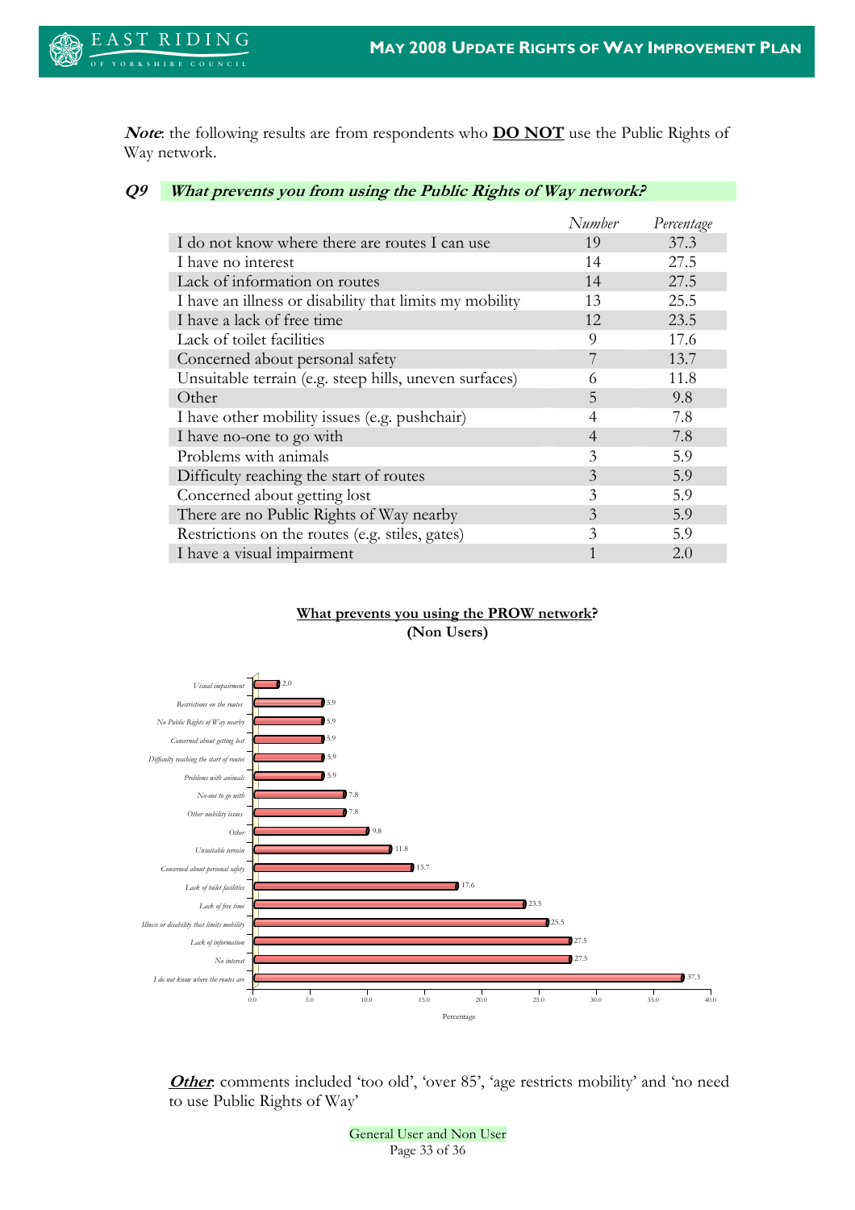***Note***: the following results are from respondents who **<u>DO NOT</u>** use the Public Rights of Way network.

### ***Q9 What prevents you from using the Public Rights of Way network?***

| | *Number* | *Percentage* |
|---|---|---|
| I do not know where there are routes I can use | 19 | 37.3 |
| I have no interest | 14 | 27.5 |
| Lack of information on routes | 14 | 27.5 |
| I have an illness or disability that limits my mobility | 13 | 25.5 |
| I have a lack of free time | 12 | 23.5 |
| Lack of toilet facilities | 9 | 17.6 |
| Concerned about personal safety | 7 | 13.7 |
| Unsuitable terrain (e.g. steep hills, uneven surfaces) | 6 | 11.8 |
| Other | 5 | 9.8 |
| I have other mobility issues (e.g. pushchair) | 4 | 7.8 |
| I have no-one to go with | 4 | 7.8 |
| Problems with animals | 3 | 5.9 |
| Difficulty reaching the start of routes | 3 | 5.9 |
| Concerned about getting lost | 3 | 5.9 |
| There are no Public Rights of Way nearby | 3 | 5.9 |
| Restrictions on the routes (e.g. stiles, gates) | 3 | 5.9 |
| I have a visual impairment | 1 | 2.0 |

**<u>What prevents you using the PROW network</u>?**
**(Non Users)**

| | Percentage |
|---|---|
| Visual impairment | 2.0 |
| Restrictions on the routes | 5.9 |
| No Public Rights of Way nearby | 5.9 |
| Concerned about getting lost | 5.9 |
| Difficulty reaching the start of routes | 5.9 |
| Problems with animals | 5.9 |
| No-one to go with | 7.8 |
| Other mobility issues | 7.8 |
| Other | 9.8 |
| Unsuitable terrain | 11.8 |
| Concerned about personal safety | 13.7 |
| Lack of toilet facilities | 17.6 |
| Lack of free time | 23.5 |
| Illness or disability that limits mobility | 25.5 |
| Lack of information | 27.5 |
| No interest | 27.5 |
| I do not know where the routes are | 37.3 |

***<u>Other</u>***: comments included 'too old', 'over 85', 'age restricts mobility' and 'no need to use Public Rights of Way'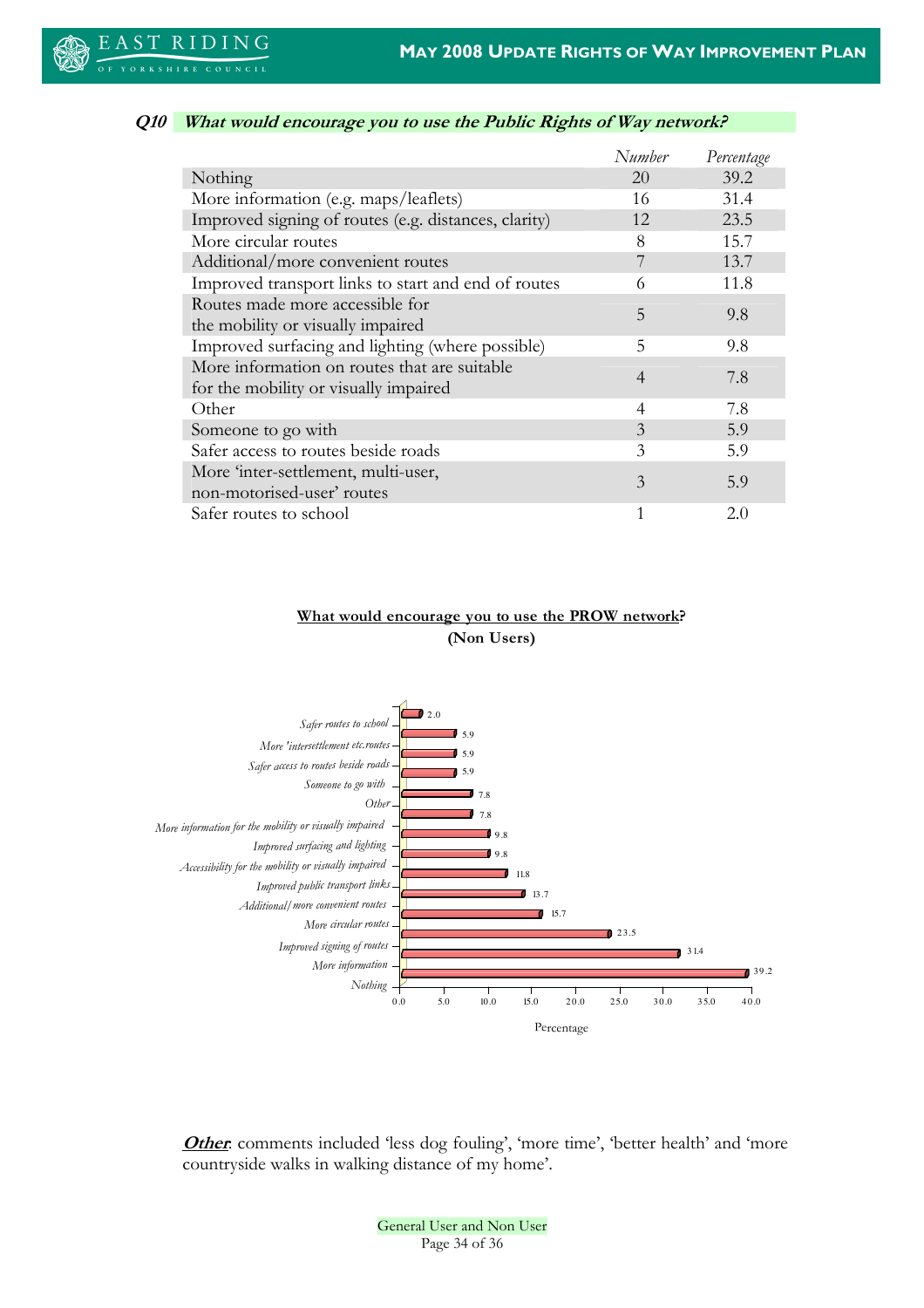**Q10 What would encourage you to use the Public Rights of Way network?**

| | Number | Percentage |
|---|---|---|
| Nothing | 20 | 39.2 |
| More information (e.g. maps/leaflets) | 16 | 31.4 |
| Improved signing of routes (e.g. distances, clarity) | 12 | 23.5 |
| More circular routes | 8 | 15.7 |
| Additional/more convenient routes | 7 | 13.7 |
| Improved transport links to start and end of routes | 6 | 11.8 |
| Routes made more accessible for the mobility or visually impaired | 5 | 9.8 |
| Improved surfacing and lighting (where possible) | 5 | 9.8 |
| More information on routes that are suitable for the mobility or visually impaired | 4 | 7.8 |
| Other | 4 | 7.8 |
| Someone to go with | 3 | 5.9 |
| Safer access to routes beside roads | 3 | 5.9 |
| More 'inter-settlement, multi-user, non-motorised-user' routes | 3 | 5.9 |
| Safer routes to school | 1 | 2.0 |

**What would encourage you to use the PROW network? (Non Users)**

| | Percentage |
|---|---|
| Safer routes to school | 2.0 |
| More 'intersettlement etc.routes | 5.9 |
| Safer access to routes beside roads | 5.9 |
| Someone to go with | 5.9 |
| Other | 7.8 |
| More information for the mobility or visually impaired | 7.8 |
| Improved surfacing and lighting | 9.8 |
| Accessibility for the mobility or visually impaired | 9.8 |
| Improved public transport links | 11.8 |
| Additional/more convenient routes | 13.7 |
| More circular routes | 15.7 |
| Improved signing of routes | 23.5 |
| More information | 31.4 |
| Nothing | 39.2 |

***Other***: comments included 'less dog fouling', 'more time', 'better health' and 'more countryside walks in walking distance of my home'.

General User and Non User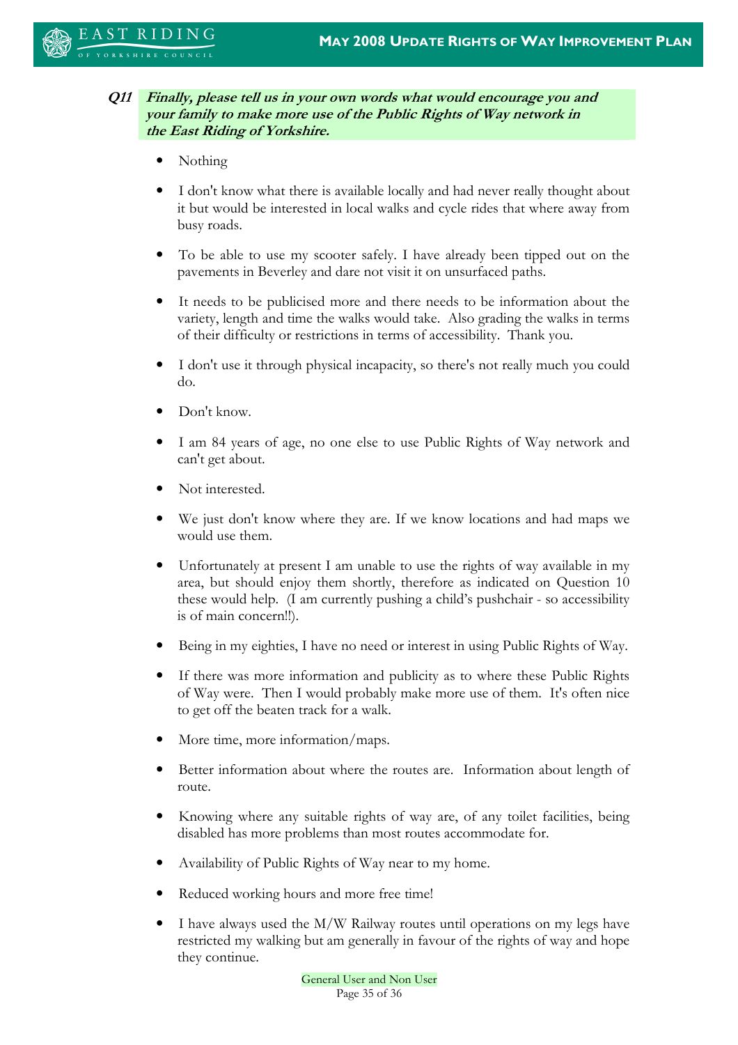**Q11** ***Finally, please tell us in your own words what would encourage you and your family to make more use of the Public Rights of Way network in the East Riding of Yorkshire.***

- Nothing
- I don't know what there is available locally and had never really thought about it but would be interested in local walks and cycle rides that where away from busy roads.
- To be able to use my scooter safely. I have already been tipped out on the pavements in Beverley and dare not visit it on unsurfaced paths.
- It needs to be publicised more and there needs to be information about the variety, length and time the walks would take. Also grading the walks in terms of their difficulty or restrictions in terms of accessibility. Thank you.
- I don't use it through physical incapacity, so there's not really much you could do.
- Don't know.
- I am 84 years of age, no one else to use Public Rights of Way network and can't get about.
- Not interested.
- We just don't know where they are. If we know locations and had maps we would use them.
- Unfortunately at present I am unable to use the rights of way available in my area, but should enjoy them shortly, therefore as indicated on Question 10 these would help. (I am currently pushing a child's pushchair - so accessibility is of main concern!!).
- Being in my eighties, I have no need or interest in using Public Rights of Way.
- If there was more information and publicity as to where these Public Rights of Way were. Then I would probably make more use of them. It's often nice to get off the beaten track for a walk.
- More time, more information/maps.
- Better information about where the routes are. Information about length of route.
- Knowing where any suitable rights of way are, of any toilet facilities, being disabled has more problems than most routes accommodate for.
- Availability of Public Rights of Way near to my home.
- Reduced working hours and more free time!
- I have always used the M/W Railway routes until operations on my legs have restricted my walking but am generally in favour of the rights of way and hope they continue.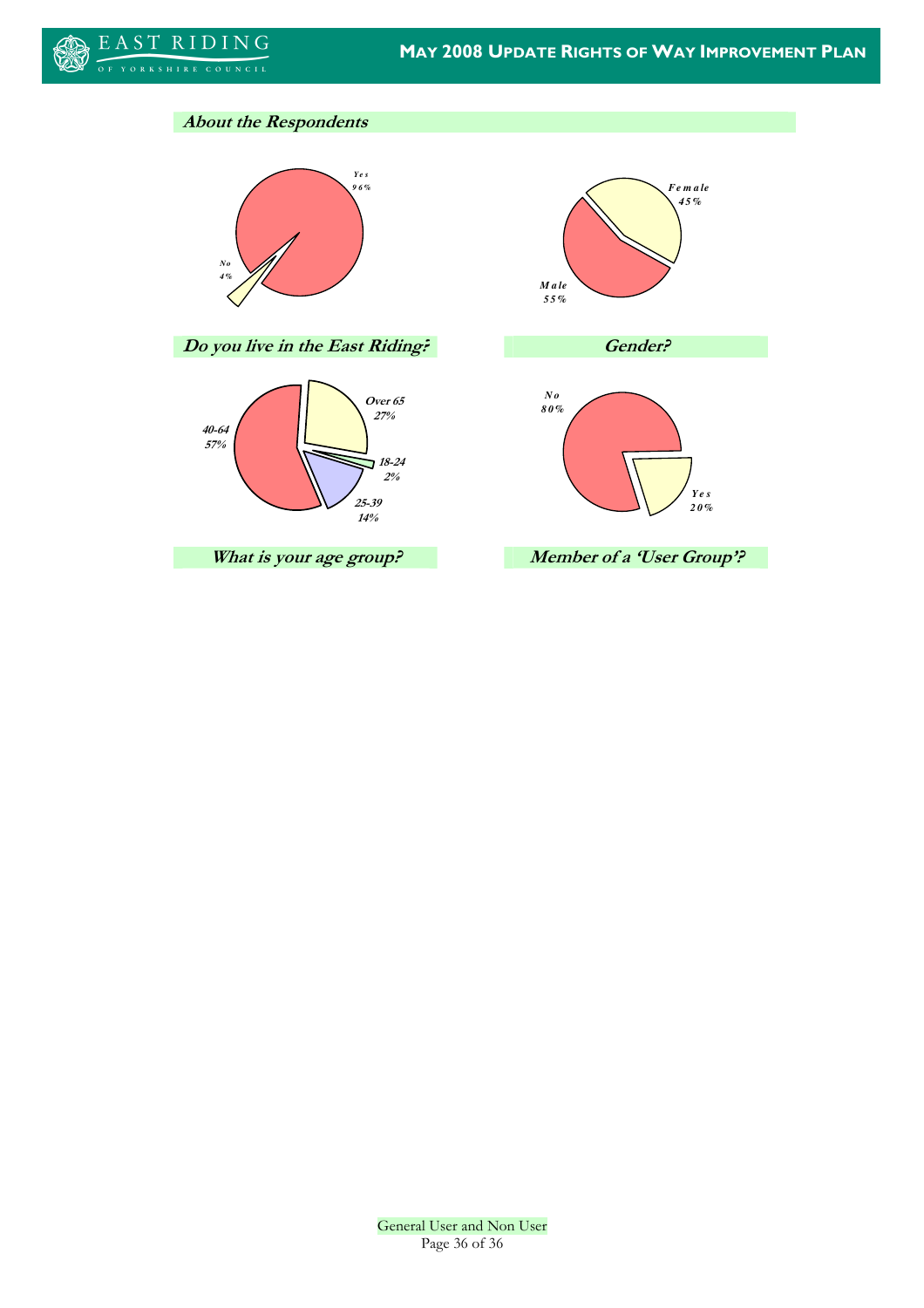## About the Respondents

Yes 96%

No 4%

**Do you live in the East Riding?**

Female 45%

Male 55%

**Gender?**

Over 65 27%

18-24 2%

25-39 14%

40-64 57%

**What is your age group?**

No 80%

Yes 20%

**Member of a 'User Group'?**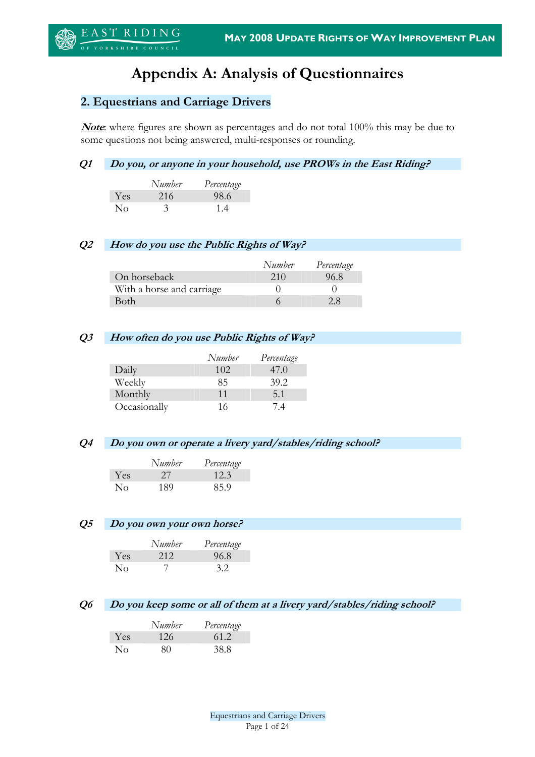# Appendix A: Analysis of Questionnaires

## 2. Equestrians and Carriage Drivers

***Note***: where figures are shown as percentages and do not total 100% this may be due to some questions not being answered, multi-responses or rounding.

**Q1** ***Do you, or anyone in your household, use PROWs in the East Riding?***

| | *Number* | *Percentage* |
|---|---|---|
| Yes | 216 | 98.6 |
| No | 3 | 1.4 |

**Q2** ***How do you use the Public Rights of Way?***

| | *Number* | *Percentage* |
|---|---|---|
| On horseback | 210 | 96.8 |
| With a horse and carriage | 0 | 0 |
| Both | 6 | 2.8 |

**Q3** ***How often do you use Public Rights of Way?***

| | *Number* | *Percentage* |
|---|---|---|
| Daily | 102 | 47.0 |
| Weekly | 85 | 39.2 |
| Monthly | 11 | 5.1 |
| Occasionally | 16 | 7.4 |

**Q4** ***Do you own or operate a livery yard/stables/riding school?***

| | *Number* | *Percentage* |
|---|---|---|
| Yes | 27 | 12.3 |
| No | 189 | 85.9 |

**Q5** ***Do you own your own horse?***

| | *Number* | *Percentage* |
|---|---|---|
| Yes | 212 | 96.8 |
| No | 7 | 3.2 |

**Q6** ***Do you keep some or all of them at a livery yard/stables/riding school?***

| | *Number* | *Percentage* |
|---|---|---|
| Yes | 126 | 61.2 |
| No | 80 | 38.8 |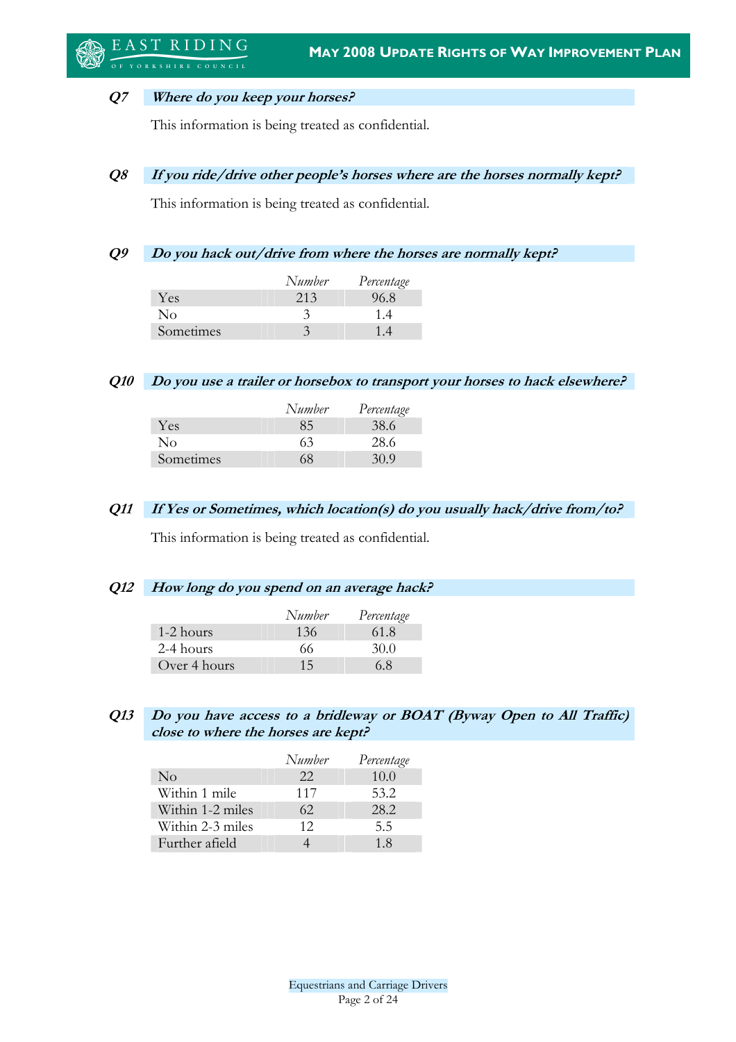### *Q7 Where do you keep your horses?*

This information is being treated as confidential.

### *Q8 If you ride/drive other people's horses where are the horses normally kept?*

This information is being treated as confidential.

### *Q9 Do you hack out/drive from where the horses are normally kept?*

| | *Number* | *Percentage* |
|---|---|---|
| Yes | 213 | 96.8 |
| No | 3 | 1.4 |
| Sometimes | 3 | 1.4 |

### *Q10 Do you use a trailer or horsebox to transport your horses to hack elsewhere?*

| | *Number* | *Percentage* |
|---|---|---|
| Yes | 85 | 38.6 |
| No | 63 | 28.6 |
| Sometimes | 68 | 30.9 |

### *Q11 If Yes or Sometimes, which location(s) do you usually hack/drive from/to?*

This information is being treated as confidential.

### *Q12 How long do you spend on an average hack?*

| | *Number* | *Percentage* |
|---|---|---|
| 1-2 hours | 136 | 61.8 |
| 2-4 hours | 66 | 30.0 |
| Over 4 hours | 15 | 6.8 |

### *Q13 Do you have access to a bridleway or BOAT (Byway Open to All Traffic) close to where the horses are kept?*

| | *Number* | *Percentage* |
|---|---|---|
| No | 22 | 10.0 |
| Within 1 mile | 117 | 53.2 |
| Within 1-2 miles | 62 | 28.2 |
| Within 2-3 miles | 12 | 5.5 |
| Further afield | 4 | 1.8 |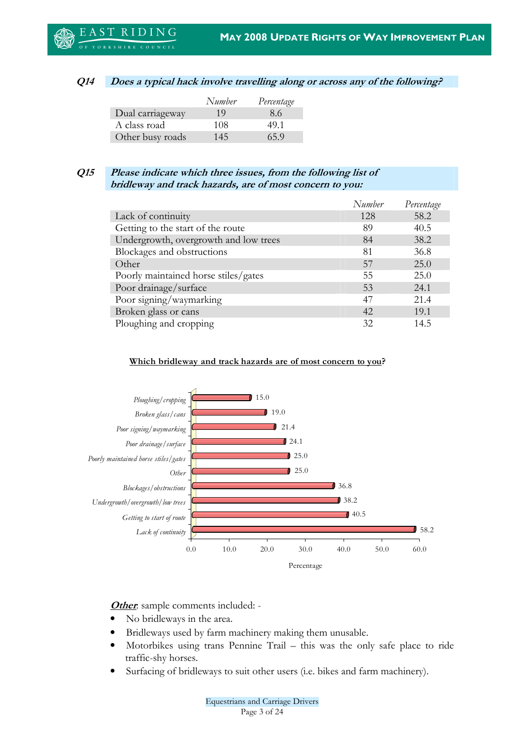**Q14** ***Does a typical hack involve travelling along or across any of the following?***

| | *Number* | *Percentage* |
|---|---|---|
| Dual carriageway | 19 | 8.6 |
| A class road | 108 | 49.1 |
| Other busy roads | 145 | 65.9 |

**Q15** ***Please indicate which three issues, from the following list of bridleway and track hazards, are of most concern to you:***

| | *Number* | *Percentage* |
|---|---|---|
| Lack of continuity | 128 | 58.2 |
| Getting to the start of the route | 89 | 40.5 |
| Undergrowth, overgrowth and low trees | 84 | 38.2 |
| Blockages and obstructions | 81 | 36.8 |
| Other | 57 | 25.0 |
| Poorly maintained horse stiles/gates | 55 | 25.0 |
| Poor drainage/surface | 53 | 24.1 |
| Poor signing/waymarking | 47 | 21.4 |
| Broken glass or cans | 42 | 19.1 |
| Ploughing and cropping | 32 | 14.5 |

**Which bridleway and track hazards are of most concern to you?**

| Hazard | Percentage |
|---|---|
| Ploughing/cropping | 15.0 |
| Broken glass/cans | 19.0 |
| Poor signing/waymarking | 21.4 |
| Poor drainage/surface | 24.1 |
| Poorly maintained horse stiles/gates | 25.0 |
| Other | 25.0 |
| Blockages/obstructions | 36.8 |
| Undergrowth/overgrowth/low trees | 38.2 |
| Getting to start of route | 40.5 |
| Lack of continuity | 58.2 |

***Other***: sample comments included: -

- No bridleways in the area.
- Bridleways used by farm machinery making them unusable.
- Motorbikes using trans Pennine Trail – this was the only safe place to ride traffic-shy horses.
- Surfacing of bridleways to suit other users (i.e. bikes and farm machinery).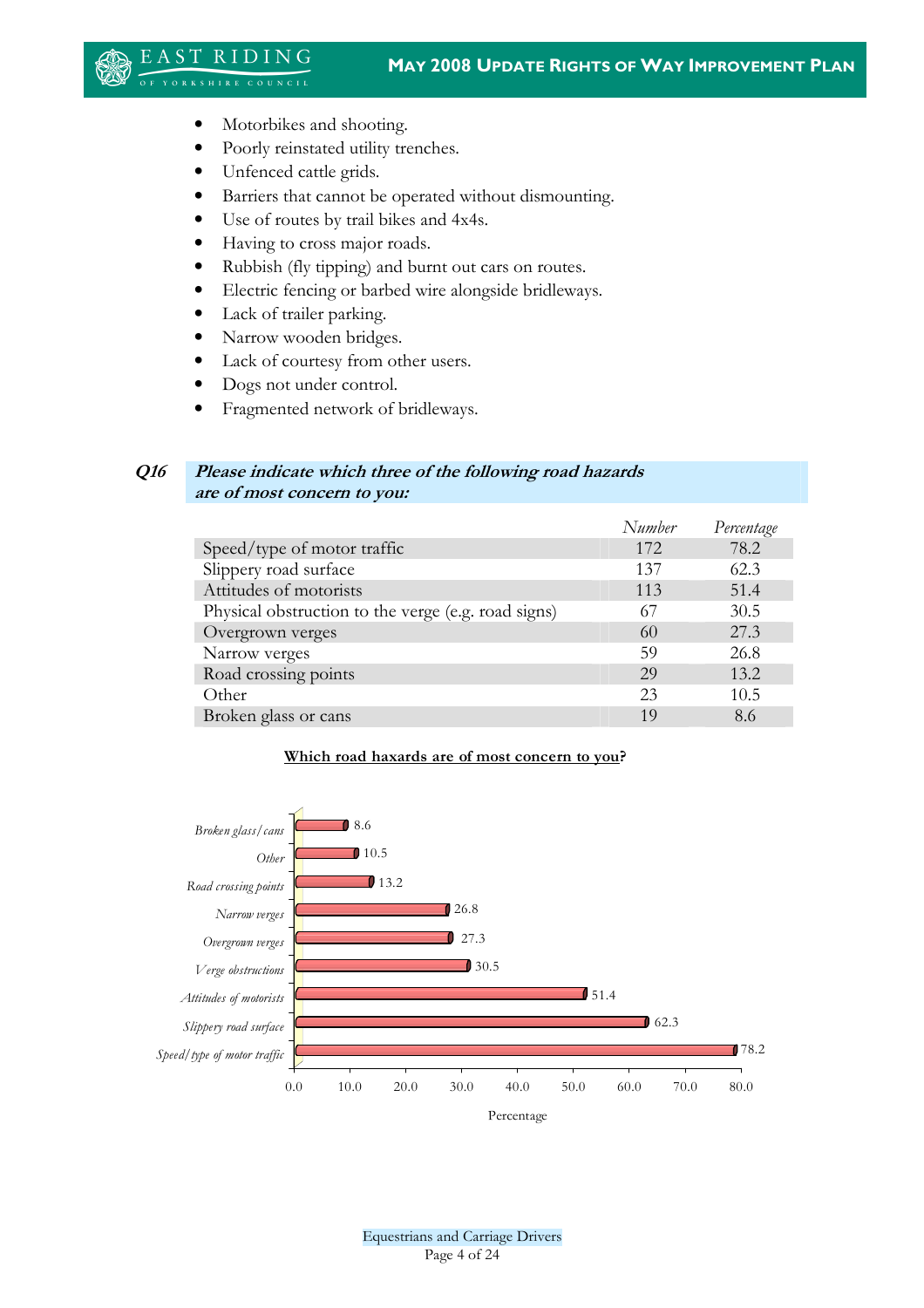- Motorbikes and shooting.
- Poorly reinstated utility trenches.
- Unfenced cattle grids.
- Barriers that cannot be operated without dismounting.
- Use of routes by trail bikes and 4x4s.
- Having to cross major roads.
- Rubbish (fly tipping) and burnt out cars on routes.
- Electric fencing or barbed wire alongside bridleways.
- Lack of trailer parking.
- Narrow wooden bridges.
- Lack of courtesy from other users.
- Dogs not under control.
- Fragmented network of bridleways.

***Q16*** ***Please indicate which three of the following road hazards are of most concern to you:***

| | *Number* | *Percentage* |
|---|---|---|
| Speed/type of motor traffic | 172 | 78.2 |
| Slippery road surface | 137 | 62.3 |
| Attitudes of motorists | 113 | 51.4 |
| Physical obstruction to the verge (e.g. road signs) | 67 | 30.5 |
| Overgrown verges | 60 | 27.3 |
| Narrow verges | 59 | 26.8 |
| Road crossing points | 29 | 13.2 |
| Other | 23 | 10.5 |
| Broken glass or cans | 19 | 8.6 |

**Which road haxards are of most concern to you?**

| | Percentage |
|---|---|
| *Broken glass/cans* | 8.6 |
| *Other* | 10.5 |
| *Road crossing points* | 13.2 |
| *Narrow verges* | 26.8 |
| *Overgrown verges* | 27.3 |
| *Verge obstructions* | 30.5 |
| *Attitudes of motorists* | 51.4 |
| *Slippery road surface* | 62.3 |
| *Speed/type of motor traffic* | 78.2 |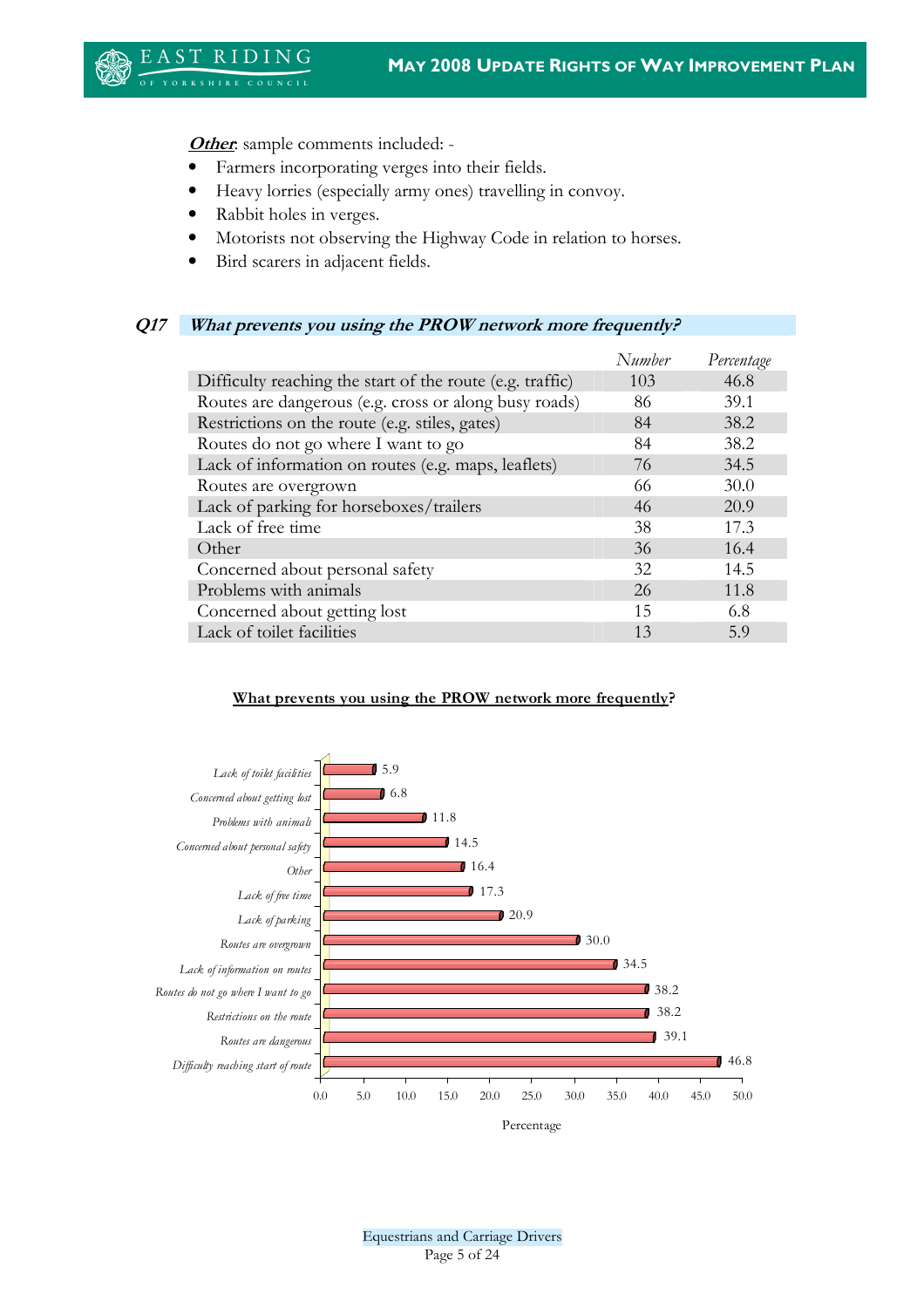***Other***: sample comments included: -

- Farmers incorporating verges into their fields.
- Heavy lorries (especially army ones) travelling in convoy.
- Rabbit holes in verges.
- Motorists not observing the Highway Code in relation to horses.
- Bird scarers in adjacent fields.

### *Q17* *What prevents you using the PROW network more frequently?*

| | *Number* | *Percentage* |
|---|---|---|
| Difficulty reaching the start of the route (e.g. traffic) | 103 | 46.8 |
| Routes are dangerous (e.g. cross or along busy roads) | 86 | 39.1 |
| Restrictions on the route (e.g. stiles, gates) | 84 | 38.2 |
| Routes do not go where I want to go | 84 | 38.2 |
| Lack of information on routes (e.g. maps, leaflets) | 76 | 34.5 |
| Routes are overgrown | 66 | 30.0 |
| Lack of parking for horseboxes/trailers | 46 | 20.9 |
| Lack of free time | 38 | 17.3 |
| Other | 36 | 16.4 |
| Concerned about personal safety | 32 | 14.5 |
| Problems with animals | 26 | 11.8 |
| Concerned about getting lost | 15 | 6.8 |
| Lack of toilet facilities | 13 | 5.9 |

**What prevents you using the PROW network more frequently?**

| | Percentage |
|---|---|
| *Lack of toilet facilities* | 5.9 |
| *Concerned about getting lost* | 6.8 |
| *Problems with animals* | 11.8 |
| *Concerned about personal safety* | 14.5 |
| *Other* | 16.4 |
| *Lack of free time* | 17.3 |
| *Lack of parking* | 20.9 |
| *Routes are overgrown* | 30.0 |
| *Lack of information on routes* | 34.5 |
| *Routes do not go where I want to go* | 38.2 |
| *Restrictions on the route* | 38.2 |
| *Routes are dangerous* | 39.1 |
| *Difficulty reaching start of route* | 46.8 |

Equestrians and Carriage Drivers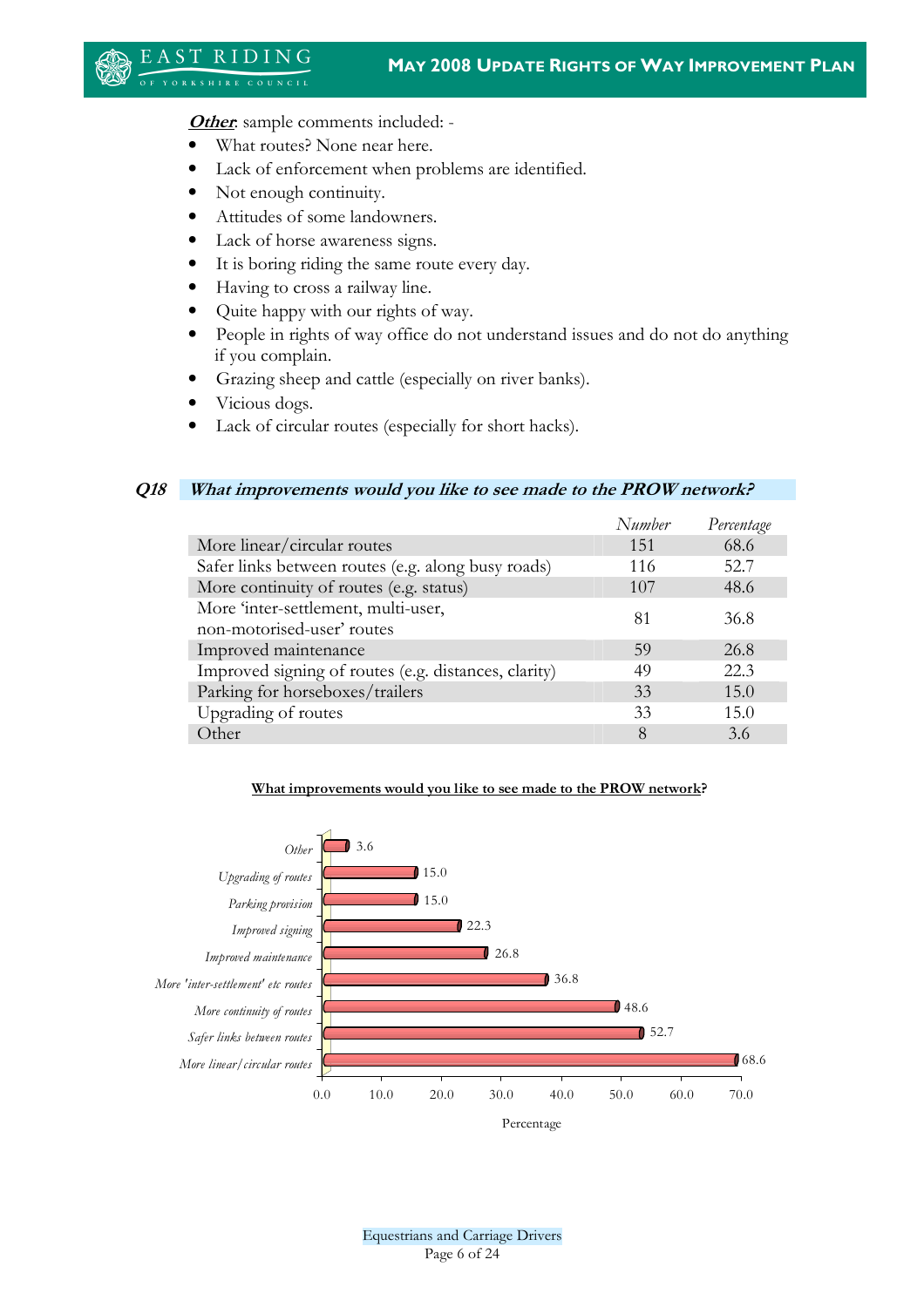***Other***: sample comments included: -

- What routes? None near here.
- Lack of enforcement when problems are identified.
- Not enough continuity.
- Attitudes of some landowners.
- Lack of horse awareness signs.
- It is boring riding the same route every day.
- Having to cross a railway line.
- Quite happy with our rights of way.
- People in rights of way office do not understand issues and do not do anything if you complain.
- Grazing sheep and cattle (especially on river banks).
- Vicious dogs.
- Lack of circular routes (especially for short hacks).

### *Q18 What improvements would you like to see made to the PROW network?*

| | *Number* | *Percentage* |
|---|---|---|
| More linear/circular routes | 151 | 68.6 |
| Safer links between routes (e.g. along busy roads) | 116 | 52.7 |
| More continuity of routes (e.g. status) | 107 | 48.6 |
| More 'inter-settlement, multi-user, non-motorised-user' routes | 81 | 36.8 |
| Improved maintenance | 59 | 26.8 |
| Improved signing of routes (e.g. distances, clarity) | 49 | 22.3 |
| Parking for horseboxes/trailers | 33 | 15.0 |
| Upgrading of routes | 33 | 15.0 |
| Other | 8 | 3.6 |

**What improvements would you like to see made to the PROW network?**

| | Percentage |
|---|---|
| *Other* | 3.6 |
| *Upgrading of routes* | 15.0 |
| *Parking provision* | 15.0 |
| *Improved signing* | 22.3 |
| *Improved maintenance* | 26.8 |
| *More 'inter-settlement' etc routes* | 36.8 |
| *More continuity of routes* | 48.6 |
| *Safer links between routes* | 52.7 |
| *More linear/circular routes* | 68.6 |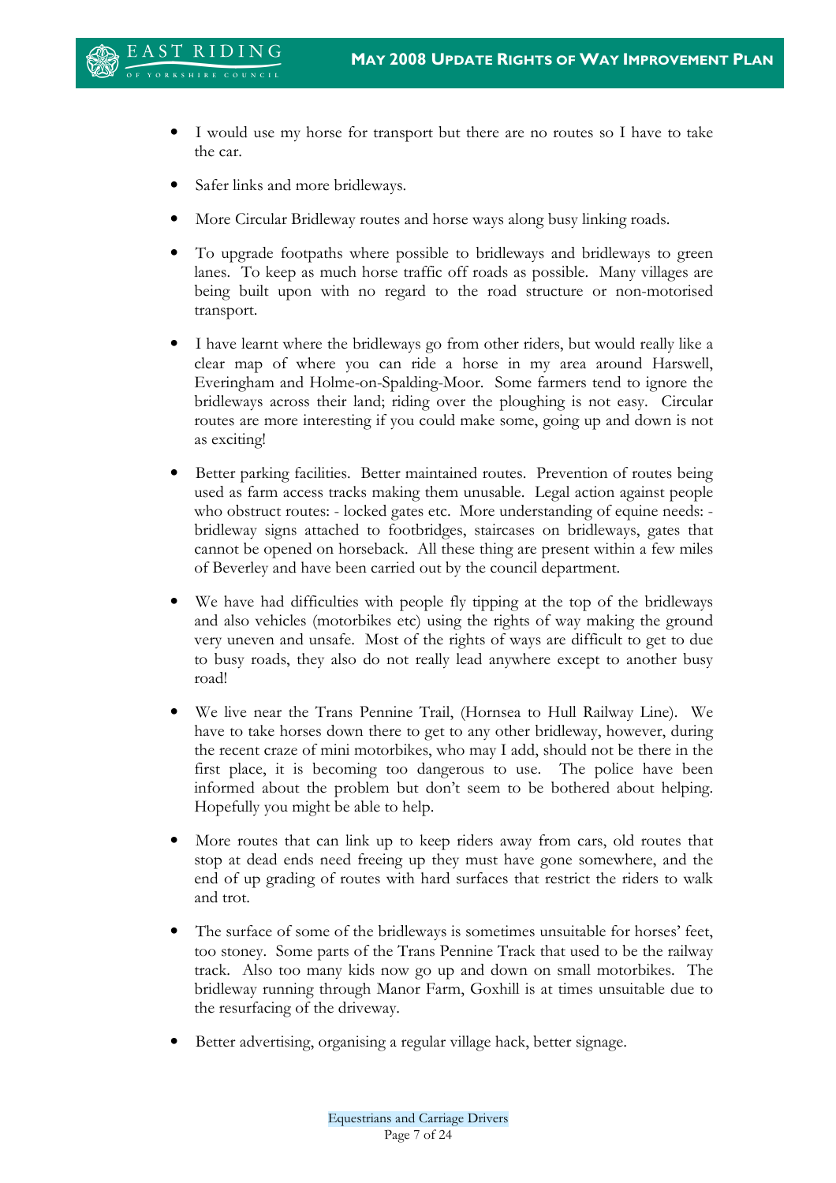- I would use my horse for transport but there are no routes so I have to take the car.

- Safer links and more bridleways.

- More Circular Bridleway routes and horse ways along busy linking roads.

- To upgrade footpaths where possible to bridleways and bridleways to green lanes. To keep as much horse traffic off roads as possible. Many villages are being built upon with no regard to the road structure or non-motorised transport.

- I have learnt where the bridleways go from other riders, but would really like a clear map of where you can ride a horse in my area around Harswell, Everingham and Holme-on-Spalding-Moor. Some farmers tend to ignore the bridleways across their land; riding over the ploughing is not easy. Circular routes are more interesting if you could make some, going up and down is not as exciting!

- Better parking facilities. Better maintained routes. Prevention of routes being used as farm access tracks making them unusable. Legal action against people who obstruct routes: - locked gates etc. More understanding of equine needs: - bridleway signs attached to footbridges, staircases on bridleways, gates that cannot be opened on horseback. All these thing are present within a few miles of Beverley and have been carried out by the council department.

- We have had difficulties with people fly tipping at the top of the bridleways and also vehicles (motorbikes etc) using the rights of way making the ground very uneven and unsafe. Most of the rights of ways are difficult to get to due to busy roads, they also do not really lead anywhere except to another busy road!

- We live near the Trans Pennine Trail, (Hornsea to Hull Railway Line). We have to take horses down there to get to any other bridleway, however, during the recent craze of mini motorbikes, who may I add, should not be there in the first place, it is becoming too dangerous to use. The police have been informed about the problem but don't seem to be bothered about helping. Hopefully you might be able to help.

- More routes that can link up to keep riders away from cars, old routes that stop at dead ends need freeing up they must have gone somewhere, and the end of up grading of routes with hard surfaces that restrict the riders to walk and trot.

- The surface of some of the bridleways is sometimes unsuitable for horses' feet, too stoney. Some parts of the Trans Pennine Track that used to be the railway track. Also too many kids now go up and down on small motorbikes. The bridleway running through Manor Farm, Goxhill is at times unsuitable due to the resurfacing of the driveway.

- Better advertising, organising a regular village hack, better signage.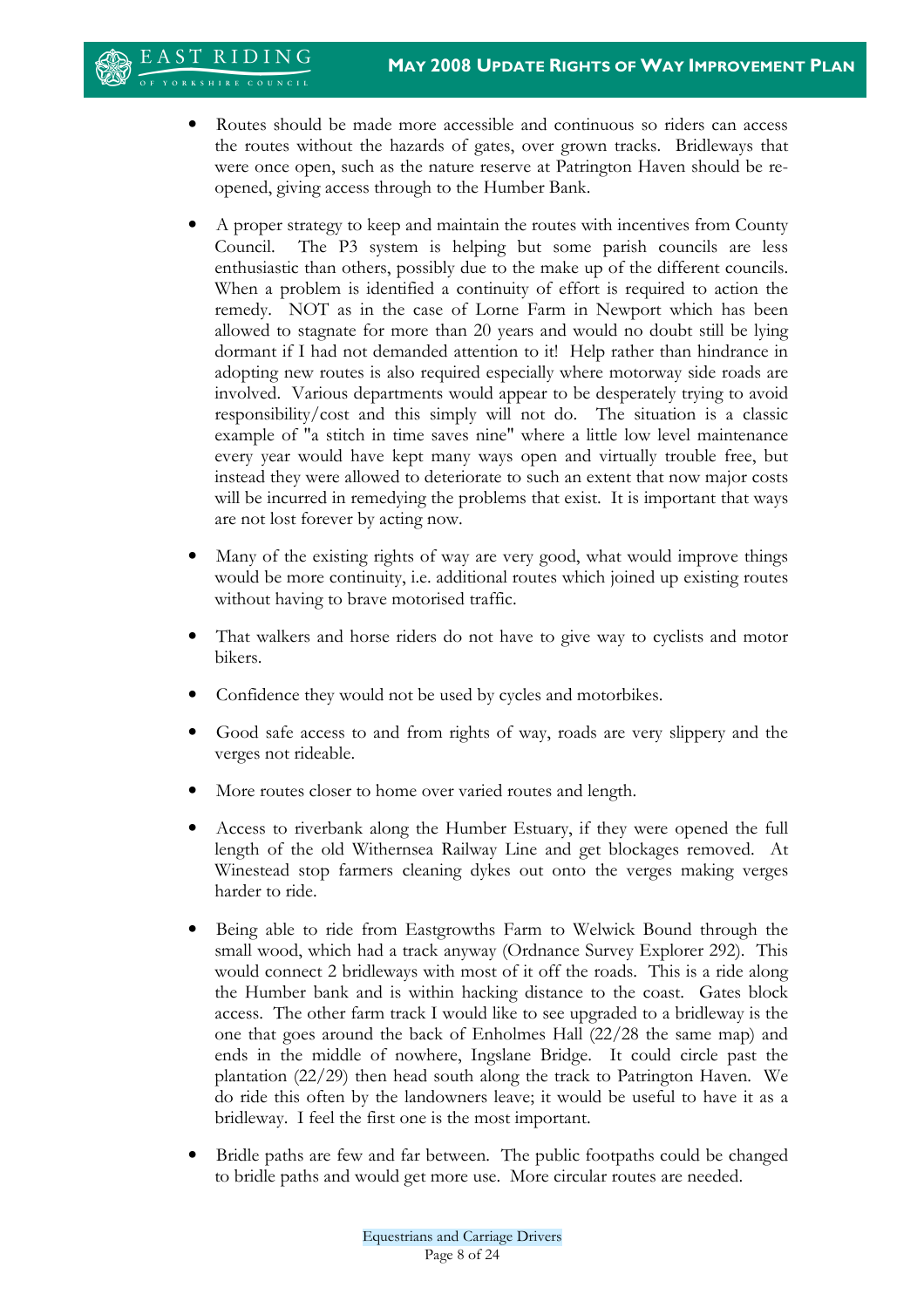- Routes should be made more accessible and continuous so riders can access the routes without the hazards of gates, over grown tracks. Bridleways that were once open, such as the nature reserve at Patrington Haven should be re-opened, giving access through to the Humber Bank.

- A proper strategy to keep and maintain the routes with incentives from County Council. The P3 system is helping but some parish councils are less enthusiastic than others, possibly due to the make up of the different councils. When a problem is identified a continuity of effort is required to action the remedy. NOT as in the case of Lorne Farm in Newport which has been allowed to stagnate for more than 20 years and would no doubt still be lying dormant if I had not demanded attention to it! Help rather than hindrance in adopting new routes is also required especially where motorway side roads are involved. Various departments would appear to be desperately trying to avoid responsibility/cost and this simply will not do. The situation is a classic example of "a stitch in time saves nine" where a little low level maintenance every year would have kept many ways open and virtually trouble free, but instead they were allowed to deteriorate to such an extent that now major costs will be incurred in remedying the problems that exist. It is important that ways are not lost forever by acting now.

- Many of the existing rights of way are very good, what would improve things would be more continuity, i.e. additional routes which joined up existing routes without having to brave motorised traffic.

- That walkers and horse riders do not have to give way to cyclists and motor bikers.

- Confidence they would not be used by cycles and motorbikes.

- Good safe access to and from rights of way, roads are very slippery and the verges not rideable.

- More routes closer to home over varied routes and length.

- Access to riverbank along the Humber Estuary, if they were opened the full length of the old Withernsea Railway Line and get blockages removed. At Winestead stop farmers cleaning dykes out onto the verges making verges harder to ride.

- Being able to ride from Eastgrowths Farm to Welwick Bound through the small wood, which had a track anyway (Ordnance Survey Explorer 292). This would connect 2 bridleways with most of it off the roads. This is a ride along the Humber bank and is within hacking distance to the coast. Gates block access. The other farm track I would like to see upgraded to a bridleway is the one that goes around the back of Enholmes Hall (22/28 the same map) and ends in the middle of nowhere, Ingslane Bridge. It could circle past the plantation (22/29) then head south along the track to Patrington Haven. We do ride this often by the landowners leave; it would be useful to have it as a bridleway. I feel the first one is the most important.

- Bridle paths are few and far between. The public footpaths could be changed to bridle paths and would get more use. More circular routes are needed.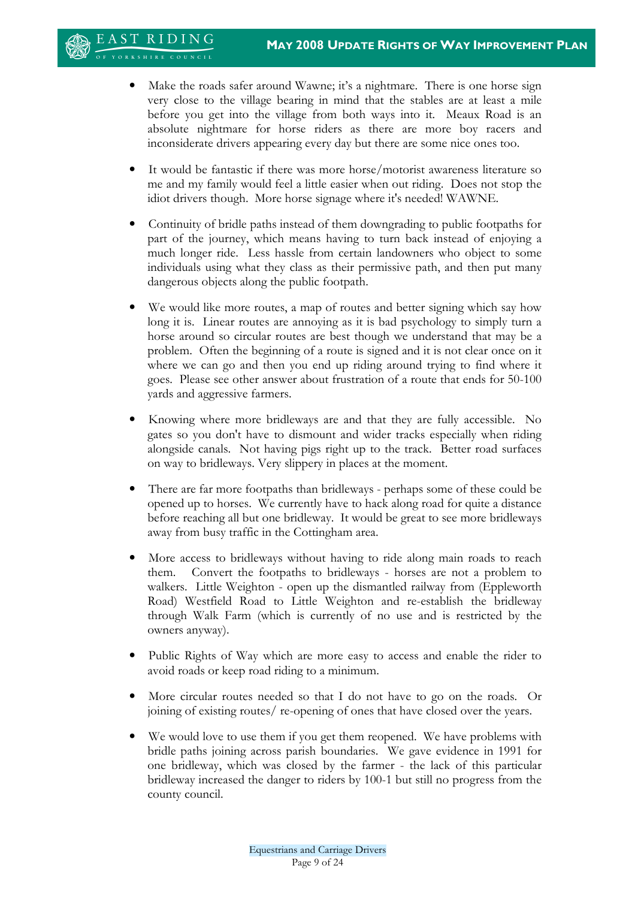- Make the roads safer around Wawne; it's a nightmare. There is one horse sign very close to the village bearing in mind that the stables are at least a mile before you get into the village from both ways into it. Meaux Road is an absolute nightmare for horse riders as there are more boy racers and inconsiderate drivers appearing every day but there are some nice ones too.

- It would be fantastic if there was more horse/motorist awareness literature so me and my family would feel a little easier when out riding. Does not stop the idiot drivers though. More horse signage where it's needed! WAWNE.

- Continuity of bridle paths instead of them downgrading to public footpaths for part of the journey, which means having to turn back instead of enjoying a much longer ride. Less hassle from certain landowners who object to some individuals using what they class as their permissive path, and then put many dangerous objects along the public footpath.

- We would like more routes, a map of routes and better signing which say how long it is. Linear routes are annoying as it is bad psychology to simply turn a horse around so circular routes are best though we understand that may be a problem. Often the beginning of a route is signed and it is not clear once on it where we can go and then you end up riding around trying to find where it goes. Please see other answer about frustration of a route that ends for 50-100 yards and aggressive farmers.

- Knowing where more bridleways are and that they are fully accessible. No gates so you don't have to dismount and wider tracks especially when riding alongside canals. Not having pigs right up to the track. Better road surfaces on way to bridleways. Very slippery in places at the moment.

- There are far more footpaths than bridleways - perhaps some of these could be opened up to horses. We currently have to hack along road for quite a distance before reaching all but one bridleway. It would be great to see more bridleways away from busy traffic in the Cottingham area.

- More access to bridleways without having to ride along main roads to reach them. Convert the footpaths to bridleways - horses are not a problem to walkers. Little Weighton - open up the dismantled railway from (Eppleworth Road) Westfield Road to Little Weighton and re-establish the bridleway through Walk Farm (which is currently of no use and is restricted by the owners anyway).

- Public Rights of Way which are more easy to access and enable the rider to avoid roads or keep road riding to a minimum.

- More circular routes needed so that I do not have to go on the roads. Or joining of existing routes/ re-opening of ones that have closed over the years.

- We would love to use them if you get them reopened. We have problems with bridle paths joining across parish boundaries. We gave evidence in 1991 for one bridleway, which was closed by the farmer - the lack of this particular bridleway increased the danger to riders by 100-1 but still no progress from the county council.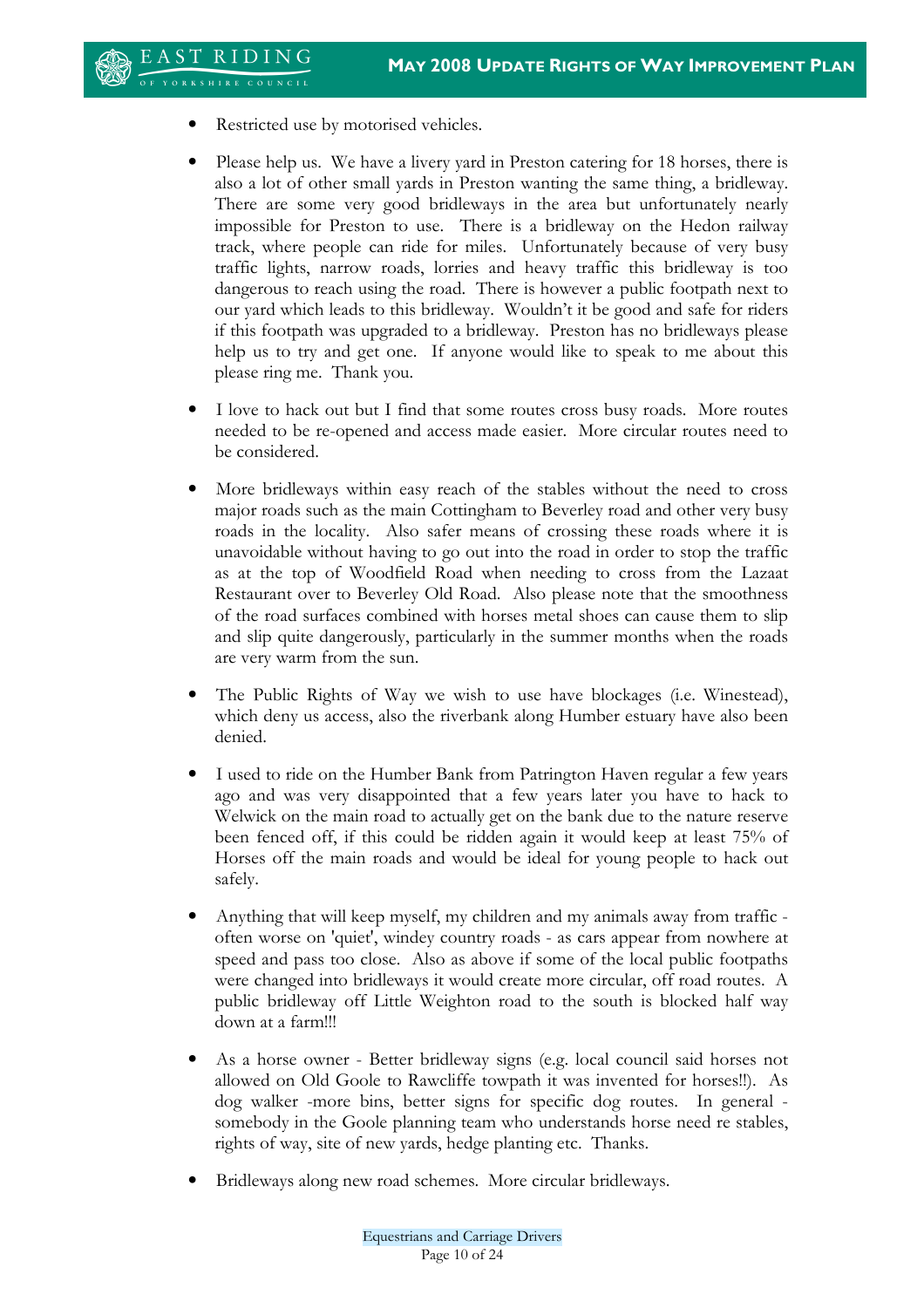- Restricted use by motorised vehicles.
- Please help us. We have a livery yard in Preston catering for 18 horses, there is also a lot of other small yards in Preston wanting the same thing, a bridleway. There are some very good bridleways in the area but unfortunately nearly impossible for Preston to use. There is a bridleway on the Hedon railway track, where people can ride for miles. Unfortunately because of very busy traffic lights, narrow roads, lorries and heavy traffic this bridleway is too dangerous to reach using the road. There is however a public footpath next to our yard which leads to this bridleway. Wouldn't it be good and safe for riders if this footpath was upgraded to a bridleway. Preston has no bridleways please help us to try and get one. If anyone would like to speak to me about this please ring me. Thank you.
- I love to hack out but I find that some routes cross busy roads. More routes needed to be re-opened and access made easier. More circular routes need to be considered.
- More bridleways within easy reach of the stables without the need to cross major roads such as the main Cottingham to Beverley road and other very busy roads in the locality. Also safer means of crossing these roads where it is unavoidable without having to go out into the road in order to stop the traffic as at the top of Woodfield Road when needing to cross from the Lazaat Restaurant over to Beverley Old Road. Also please note that the smoothness of the road surfaces combined with horses metal shoes can cause them to slip and slip quite dangerously, particularly in the summer months when the roads are very warm from the sun.
- The Public Rights of Way we wish to use have blockages (i.e. Winestead), which deny us access, also the riverbank along Humber estuary have also been denied.
- I used to ride on the Humber Bank from Patrington Haven regular a few years ago and was very disappointed that a few years later you have to hack to Welwick on the main road to actually get on the bank due to the nature reserve been fenced off, if this could be ridden again it would keep at least 75% of Horses off the main roads and would be ideal for young people to hack out safely.
- Anything that will keep myself, my children and my animals away from traffic - often worse on 'quiet', windey country roads - as cars appear from nowhere at speed and pass too close. Also as above if some of the local public footpaths were changed into bridleways it would create more circular, off road routes. A public bridleway off Little Weighton road to the south is blocked half way down at a farm!!!
- As a horse owner - Better bridleway signs (e.g. local council said horses not allowed on Old Goole to Rawcliffe towpath it was invented for horses!!). As dog walker -more bins, better signs for specific dog routes. In general - somebody in the Goole planning team who understands horse need re stables, rights of way, site of new yards, hedge planting etc. Thanks.
- Bridleways along new road schemes. More circular bridleways.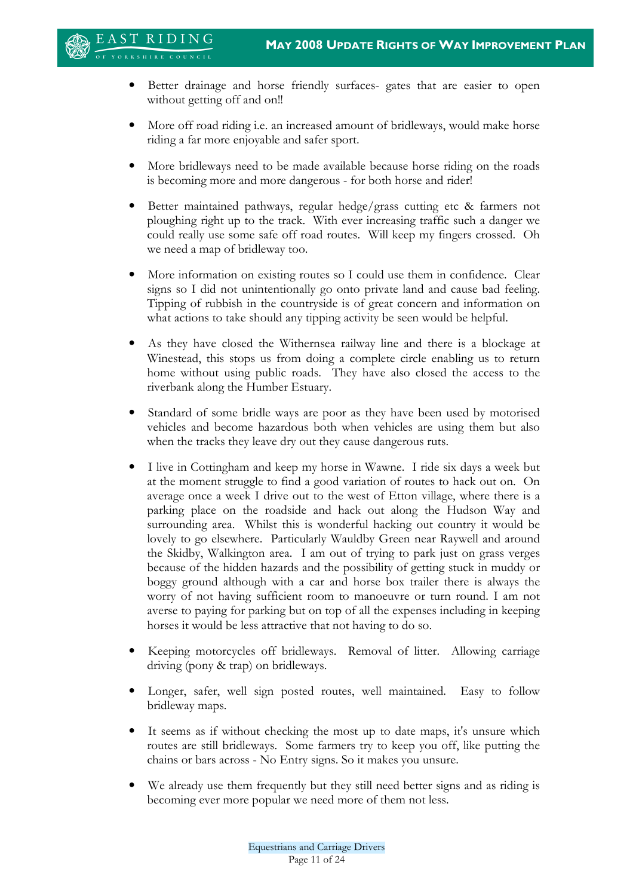- Better drainage and horse friendly surfaces- gates that are easier to open without getting off and on!!

- More off road riding i.e. an increased amount of bridleways, would make horse riding a far more enjoyable and safer sport.

- More bridleways need to be made available because horse riding on the roads is becoming more and more dangerous - for both horse and rider!

- Better maintained pathways, regular hedge/grass cutting etc & farmers not ploughing right up to the track. With ever increasing traffic such a danger we could really use some safe off road routes. Will keep my fingers crossed. Oh we need a map of bridleway too.

- More information on existing routes so I could use them in confidence. Clear signs so I did not unintentionally go onto private land and cause bad feeling. Tipping of rubbish in the countryside is of great concern and information on what actions to take should any tipping activity be seen would be helpful.

- As they have closed the Withernsea railway line and there is a blockage at Winestead, this stops us from doing a complete circle enabling us to return home without using public roads. They have also closed the access to the riverbank along the Humber Estuary.

- Standard of some bridle ways are poor as they have been used by motorised vehicles and become hazardous both when vehicles are using them but also when the tracks they leave dry out they cause dangerous ruts.

- I live in Cottingham and keep my horse in Wawne. I ride six days a week but at the moment struggle to find a good variation of routes to hack out on. On average once a week I drive out to the west of Etton village, where there is a parking place on the roadside and hack out along the Hudson Way and surrounding area. Whilst this is wonderful hacking out country it would be lovely to go elsewhere. Particularly Wauldby Green near Raywell and around the Skidby, Walkington area. I am out of trying to park just on grass verges because of the hidden hazards and the possibility of getting stuck in muddy or boggy ground although with a car and horse box trailer there is always the worry of not having sufficient room to manoeuvre or turn round. I am not averse to paying for parking but on top of all the expenses including in keeping horses it would be less attractive that not having to do so.

- Keeping motorcycles off bridleways. Removal of litter. Allowing carriage driving (pony & trap) on bridleways.

- Longer, safer, well sign posted routes, well maintained. Easy to follow bridleway maps.

- It seems as if without checking the most up to date maps, it's unsure which routes are still bridleways. Some farmers try to keep you off, like putting the chains or bars across - No Entry signs. So it makes you unsure.

- We already use them frequently but they still need better signs and as riding is becoming ever more popular we need more of them not less.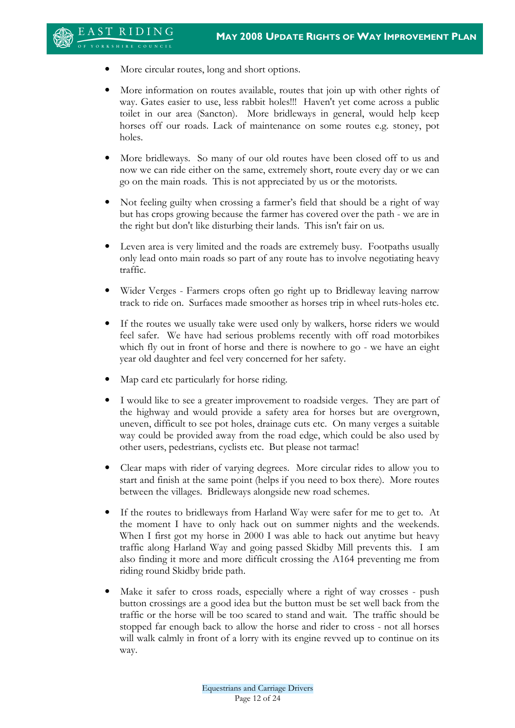- More circular routes, long and short options.

- More information on routes available, routes that join up with other rights of way. Gates easier to use, less rabbit holes!!! Haven't yet come across a public toilet in our area (Sancton). More bridleways in general, would help keep horses off our roads. Lack of maintenance on some routes e.g. stoney, pot holes.

- More bridleways. So many of our old routes have been closed off to us and now we can ride either on the same, extremely short, route every day or we can go on the main roads. This is not appreciated by us or the motorists.

- Not feeling guilty when crossing a farmer's field that should be a right of way but has crops growing because the farmer has covered over the path - we are in the right but don't like disturbing their lands. This isn't fair on us.

- Leven area is very limited and the roads are extremely busy. Footpaths usually only lead onto main roads so part of any route has to involve negotiating heavy traffic.

- Wider Verges - Farmers crops often go right up to Bridleway leaving narrow track to ride on. Surfaces made smoother as horses trip in wheel ruts-holes etc.

- If the routes we usually take were used only by walkers, horse riders we would feel safer. We have had serious problems recently with off road motorbikes which fly out in front of horse and there is nowhere to go - we have an eight year old daughter and feel very concerned for her safety.

- Map card etc particularly for horse riding.

- I would like to see a greater improvement to roadside verges. They are part of the highway and would provide a safety area for horses but are overgrown, uneven, difficult to see pot holes, drainage cuts etc. On many verges a suitable way could be provided away from the road edge, which could be also used by other users, pedestrians, cyclists etc. But please not tarmac!

- Clear maps with rider of varying degrees. More circular rides to allow you to start and finish at the same point (helps if you need to box there). More routes between the villages. Bridleways alongside new road schemes.

- If the routes to bridleways from Harland Way were safer for me to get to. At the moment I have to only hack out on summer nights and the weekends. When I first got my horse in 2000 I was able to hack out anytime but heavy traffic along Harland Way and going passed Skidby Mill prevents this. I am also finding it more and more difficult crossing the A164 preventing me from riding round Skidby bride path.

- Make it safer to cross roads, especially where a right of way crosses - push button crossings are a good idea but the button must be set well back from the traffic or the horse will be too scared to stand and wait. The traffic should be stopped far enough back to allow the horse and rider to cross - not all horses will walk calmly in front of a lorry with its engine revved up to continue on its way.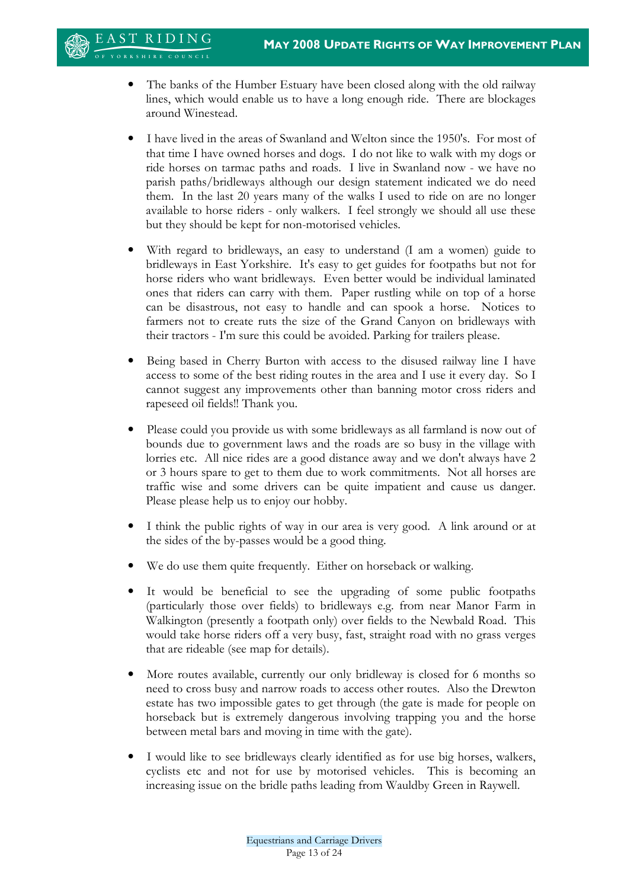- The banks of the Humber Estuary have been closed along with the old railway lines, which would enable us to have a long enough ride. There are blockages around Winestead.

- I have lived in the areas of Swanland and Welton since the 1950's. For most of that time I have owned horses and dogs. I do not like to walk with my dogs or ride horses on tarmac paths and roads. I live in Swanland now - we have no parish paths/bridleways although our design statement indicated we do need them. In the last 20 years many of the walks I used to ride on are no longer available to horse riders - only walkers. I feel strongly we should all use these but they should be kept for non-motorised vehicles.

- With regard to bridleways, an easy to understand (I am a women) guide to bridleways in East Yorkshire. It's easy to get guides for footpaths but not for horse riders who want bridleways. Even better would be individual laminated ones that riders can carry with them. Paper rustling while on top of a horse can be disastrous, not easy to handle and can spook a horse. Notices to farmers not to create ruts the size of the Grand Canyon on bridleways with their tractors - I'm sure this could be avoided. Parking for trailers please.

- Being based in Cherry Burton with access to the disused railway line I have access to some of the best riding routes in the area and I use it every day. So I cannot suggest any improvements other than banning motor cross riders and rapeseed oil fields!! Thank you.

- Please could you provide us with some bridleways as all farmland is now out of bounds due to government laws and the roads are so busy in the village with lorries etc. All nice rides are a good distance away and we don't always have 2 or 3 hours spare to get to them due to work commitments. Not all horses are traffic wise and some drivers can be quite impatient and cause us danger. Please please help us to enjoy our hobby.

- I think the public rights of way in our area is very good. A link around or at the sides of the by-passes would be a good thing.

- We do use them quite frequently. Either on horseback or walking.

- It would be beneficial to see the upgrading of some public footpaths (particularly those over fields) to bridleways e.g. from near Manor Farm in Walkington (presently a footpath only) over fields to the Newbald Road. This would take horse riders off a very busy, fast, straight road with no grass verges that are rideable (see map for details).

- More routes available, currently our only bridleway is closed for 6 months so need to cross busy and narrow roads to access other routes. Also the Drewton estate has two impossible gates to get through (the gate is made for people on horseback but is extremely dangerous involving trapping you and the horse between metal bars and moving in time with the gate).

- I would like to see bridleways clearly identified as for use big horses, walkers, cyclists etc and not for use by motorised vehicles. This is becoming an increasing issue on the bridle paths leading from Wauldby Green in Raywell.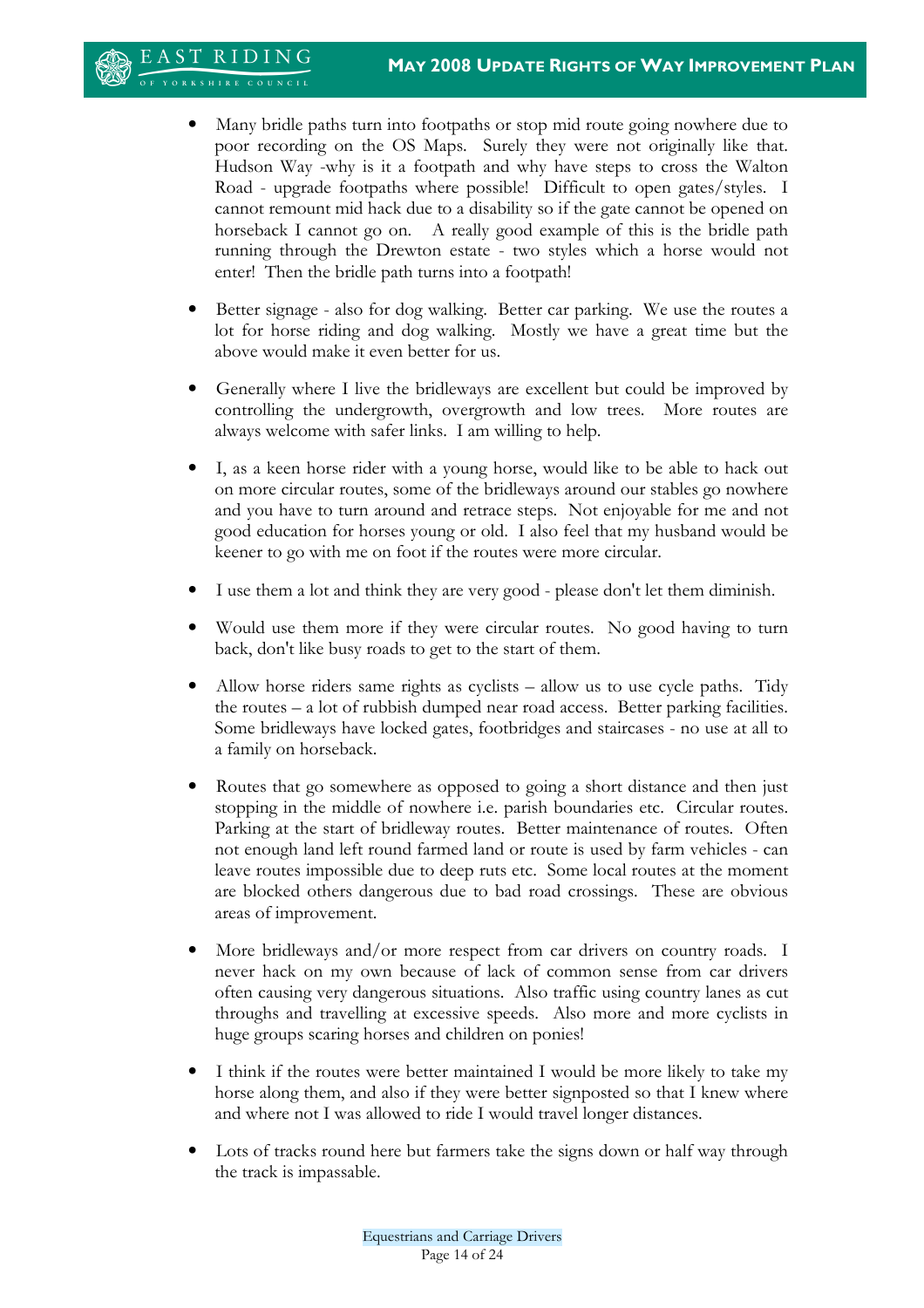- Many bridle paths turn into footpaths or stop mid route going nowhere due to poor recording on the OS Maps. Surely they were not originally like that. Hudson Way -why is it a footpath and why have steps to cross the Walton Road - upgrade footpaths where possible! Difficult to open gates/styles. I cannot remount mid hack due to a disability so if the gate cannot be opened on horseback I cannot go on. A really good example of this is the bridle path running through the Drewton estate - two styles which a horse would not enter! Then the bridle path turns into a footpath!

- Better signage - also for dog walking. Better car parking. We use the routes a lot for horse riding and dog walking. Mostly we have a great time but the above would make it even better for us.

- Generally where I live the bridleways are excellent but could be improved by controlling the undergrowth, overgrowth and low trees. More routes are always welcome with safer links. I am willing to help.

- I, as a keen horse rider with a young horse, would like to be able to hack out on more circular routes, some of the bridleways around our stables go nowhere and you have to turn around and retrace steps. Not enjoyable for me and not good education for horses young or old. I also feel that my husband would be keener to go with me on foot if the routes were more circular.

- I use them a lot and think they are very good - please don't let them diminish.

- Would use them more if they were circular routes. No good having to turn back, don't like busy roads to get to the start of them.

- Allow horse riders same rights as cyclists – allow us to use cycle paths. Tidy the routes – a lot of rubbish dumped near road access. Better parking facilities. Some bridleways have locked gates, footbridges and staircases - no use at all to a family on horseback.

- Routes that go somewhere as opposed to going a short distance and then just stopping in the middle of nowhere i.e. parish boundaries etc. Circular routes. Parking at the start of bridleway routes. Better maintenance of routes. Often not enough land left round farmed land or route is used by farm vehicles - can leave routes impossible due to deep ruts etc. Some local routes at the moment are blocked others dangerous due to bad road crossings. These are obvious areas of improvement.

- More bridleways and/or more respect from car drivers on country roads. I never hack on my own because of lack of common sense from car drivers often causing very dangerous situations. Also traffic using country lanes as cut throughs and travelling at excessive speeds. Also more and more cyclists in huge groups scaring horses and children on ponies!

- I think if the routes were better maintained I would be more likely to take my horse along them, and also if they were better signposted so that I knew where and where not I was allowed to ride I would travel longer distances.

- Lots of tracks round here but farmers take the signs down or half way through the track is impassable.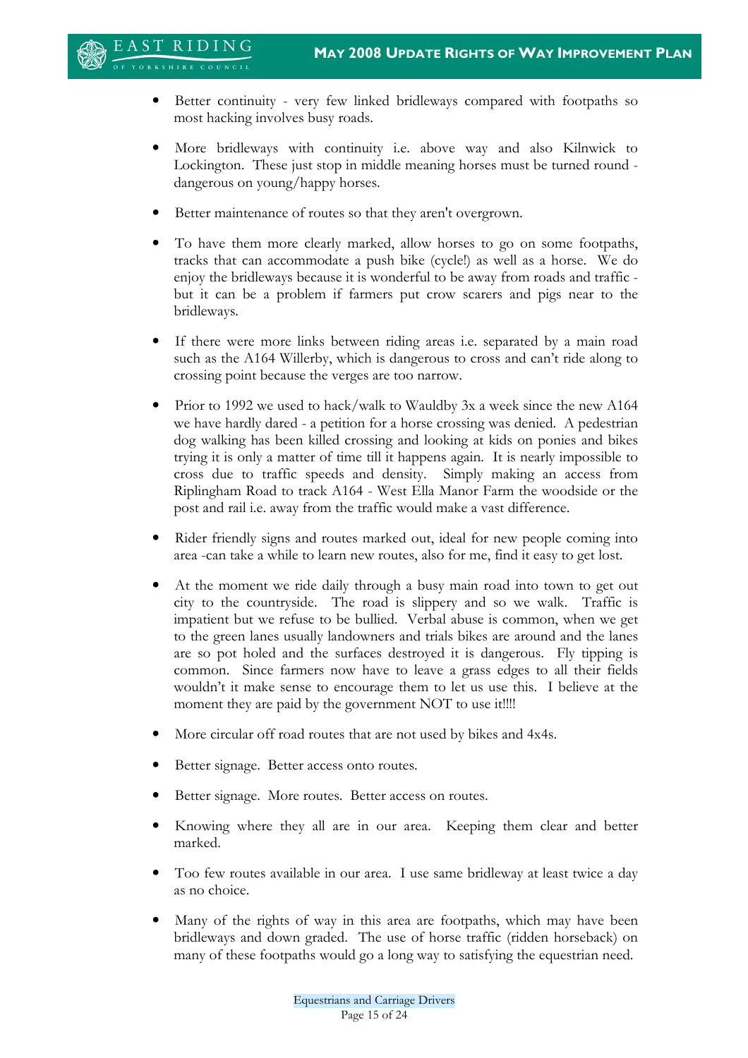- Better continuity - very few linked bridleways compared with footpaths so most hacking involves busy roads.

- More bridleways with continuity i.e. above way and also Kilnwick to Lockington. These just stop in middle meaning horses must be turned round - dangerous on young/happy horses.

- Better maintenance of routes so that they aren't overgrown.

- To have them more clearly marked, allow horses to go on some footpaths, tracks that can accommodate a push bike (cycle!) as well as a horse. We do enjoy the bridleways because it is wonderful to be away from roads and traffic - but it can be a problem if farmers put crow scarers and pigs near to the bridleways.

- If there were more links between riding areas i.e. separated by a main road such as the A164 Willerby, which is dangerous to cross and can't ride along to crossing point because the verges are too narrow.

- Prior to 1992 we used to hack/walk to Wauldby 3x a week since the new A164 we have hardly dared - a petition for a horse crossing was denied. A pedestrian dog walking has been killed crossing and looking at kids on ponies and bikes trying it is only a matter of time till it happens again. It is nearly impossible to cross due to traffic speeds and density. Simply making an access from Riplingham Road to track A164 - West Ella Manor Farm the woodside or the post and rail i.e. away from the traffic would make a vast difference.

- Rider friendly signs and routes marked out, ideal for new people coming into area -can take a while to learn new routes, also for me, find it easy to get lost.

- At the moment we ride daily through a busy main road into town to get out city to the countryside. The road is slippery and so we walk. Traffic is impatient but we refuse to be bullied. Verbal abuse is common, when we get to the green lanes usually landowners and trials bikes are around and the lanes are so pot holed and the surfaces destroyed it is dangerous. Fly tipping is common. Since farmers now have to leave a grass edges to all their fields wouldn't it make sense to encourage them to let us use this. I believe at the moment they are paid by the government NOT to use it!!!!

- More circular off road routes that are not used by bikes and 4x4s.

- Better signage. Better access onto routes.

- Better signage. More routes. Better access on routes.

- Knowing where they all are in our area. Keeping them clear and better marked.

- Too few routes available in our area. I use same bridleway at least twice a day as no choice.

- Many of the rights of way in this area are footpaths, which may have been bridleways and down graded. The use of horse traffic (ridden horseback) on many of these footpaths would go a long way to satisfying the equestrian need.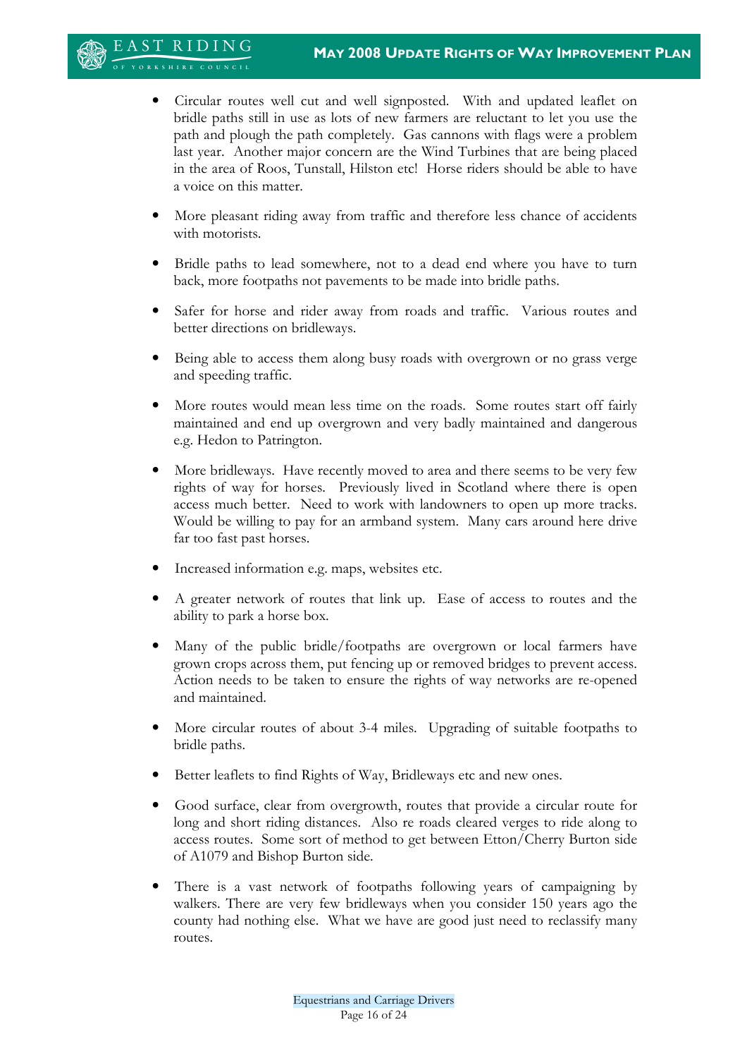- Circular routes well cut and well signposted. With and updated leaflet on bridle paths still in use as lots of new farmers are reluctant to let you use the path and plough the path completely. Gas cannons with flags were a problem last year. Another major concern are the Wind Turbines that are being placed in the area of Roos, Tunstall, Hilston etc! Horse riders should be able to have a voice on this matter.

- More pleasant riding away from traffic and therefore less chance of accidents with motorists.

- Bridle paths to lead somewhere, not to a dead end where you have to turn back, more footpaths not pavements to be made into bridle paths.

- Safer for horse and rider away from roads and traffic. Various routes and better directions on bridleways.

- Being able to access them along busy roads with overgrown or no grass verge and speeding traffic.

- More routes would mean less time on the roads. Some routes start off fairly maintained and end up overgrown and very badly maintained and dangerous e.g. Hedon to Patrington.

- More bridleways. Have recently moved to area and there seems to be very few rights of way for horses. Previously lived in Scotland where there is open access much better. Need to work with landowners to open up more tracks. Would be willing to pay for an armband system. Many cars around here drive far too fast past horses.

- Increased information e.g. maps, websites etc.

- A greater network of routes that link up. Ease of access to routes and the ability to park a horse box.

- Many of the public bridle/footpaths are overgrown or local farmers have grown crops across them, put fencing up or removed bridges to prevent access. Action needs to be taken to ensure the rights of way networks are re-opened and maintained.

- More circular routes of about 3-4 miles. Upgrading of suitable footpaths to bridle paths.

- Better leaflets to find Rights of Way, Bridleways etc and new ones.

- Good surface, clear from overgrowth, routes that provide a circular route for long and short riding distances. Also re roads cleared verges to ride along to access routes. Some sort of method to get between Etton/Cherry Burton side of A1079 and Bishop Burton side.

- There is a vast network of footpaths following years of campaigning by walkers. There are very few bridleways when you consider 150 years ago the county had nothing else. What we have are good just need to reclassify many routes.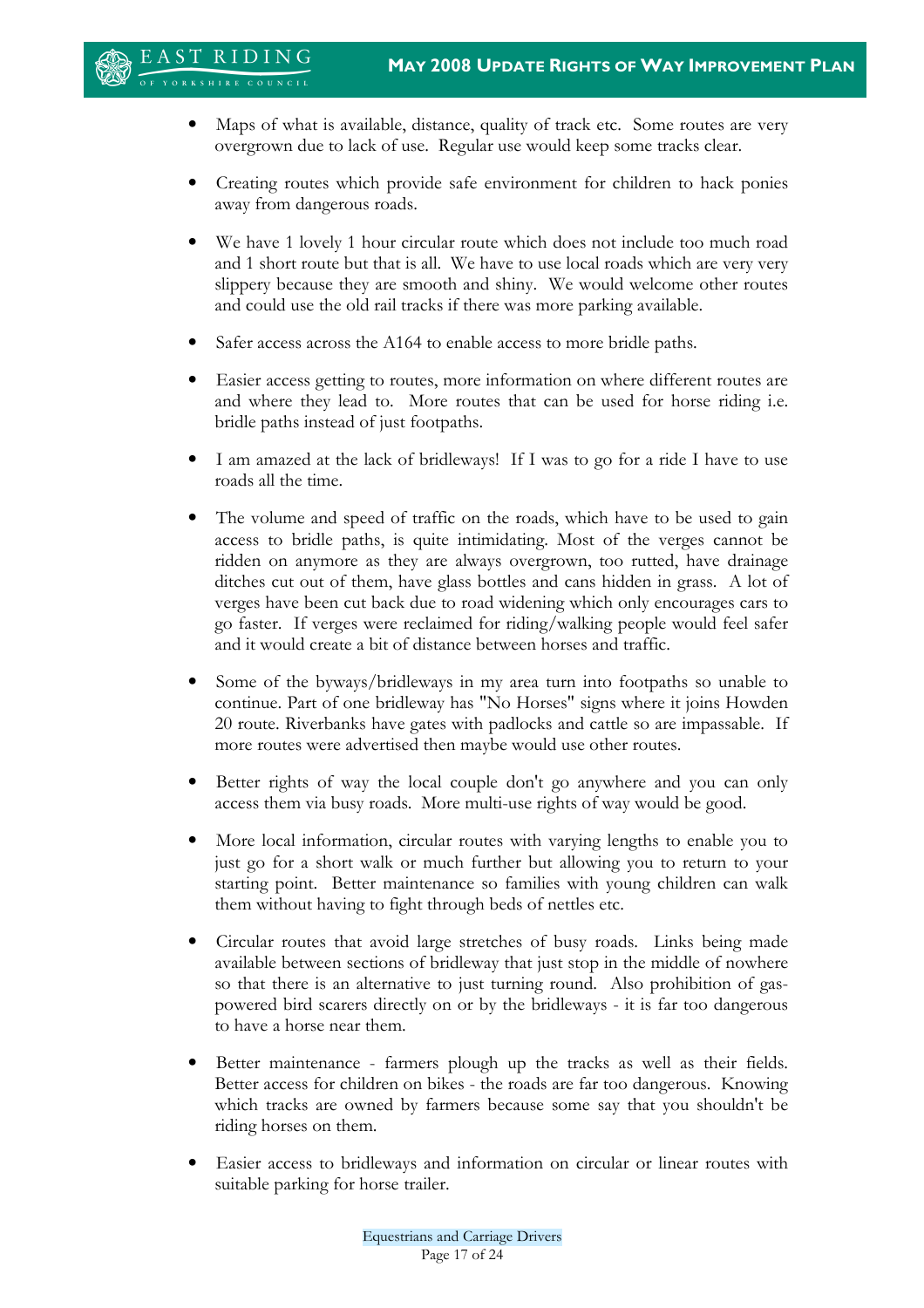- Maps of what is available, distance, quality of track etc. Some routes are very overgrown due to lack of use. Regular use would keep some tracks clear.

- Creating routes which provide safe environment for children to hack ponies away from dangerous roads.

- We have 1 lovely 1 hour circular route which does not include too much road and 1 short route but that is all. We have to use local roads which are very very slippery because they are smooth and shiny. We would welcome other routes and could use the old rail tracks if there was more parking available.

- Safer access across the A164 to enable access to more bridle paths.

- Easier access getting to routes, more information on where different routes are and where they lead to. More routes that can be used for horse riding i.e. bridle paths instead of just footpaths.

- I am amazed at the lack of bridleways! If I was to go for a ride I have to use roads all the time.

- The volume and speed of traffic on the roads, which have to be used to gain access to bridle paths, is quite intimidating. Most of the verges cannot be ridden on anymore as they are always overgrown, too rutted, have drainage ditches cut out of them, have glass bottles and cans hidden in grass. A lot of verges have been cut back due to road widening which only encourages cars to go faster. If verges were reclaimed for riding/walking people would feel safer and it would create a bit of distance between horses and traffic.

- Some of the byways/bridleways in my area turn into footpaths so unable to continue. Part of one bridleway has "No Horses" signs where it joins Howden 20 route. Riverbanks have gates with padlocks and cattle so are impassable. If more routes were advertised then maybe would use other routes.

- Better rights of way the local couple don't go anywhere and you can only access them via busy roads. More multi-use rights of way would be good.

- More local information, circular routes with varying lengths to enable you to just go for a short walk or much further but allowing you to return to your starting point. Better maintenance so families with young children can walk them without having to fight through beds of nettles etc.

- Circular routes that avoid large stretches of busy roads. Links being made available between sections of bridleway that just stop in the middle of nowhere so that there is an alternative to just turning round. Also prohibition of gas-powered bird scarers directly on or by the bridleways - it is far too dangerous to have a horse near them.

- Better maintenance - farmers plough up the tracks as well as their fields. Better access for children on bikes - the roads are far too dangerous. Knowing which tracks are owned by farmers because some say that you shouldn't be riding horses on them.

- Easier access to bridleways and information on circular or linear routes with suitable parking for horse trailer.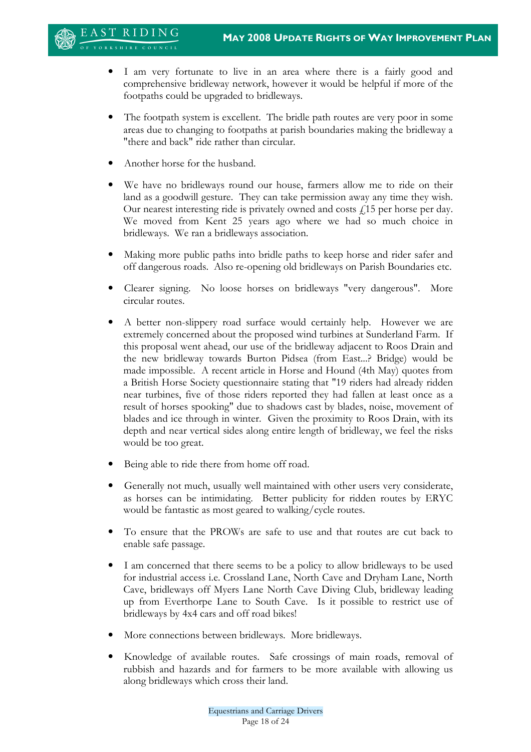- I am very fortunate to live in an area where there is a fairly good and comprehensive bridleway network, however it would be helpful if more of the footpaths could be upgraded to bridleways.

- The footpath system is excellent. The bridle path routes are very poor in some areas due to changing to footpaths at parish boundaries making the bridleway a "there and back" ride rather than circular.

- Another horse for the husband.

- We have no bridleways round our house, farmers allow me to ride on their land as a goodwill gesture. They can take permission away any time they wish. Our nearest interesting ride is privately owned and costs £15 per horse per day. We moved from Kent 25 years ago where we had so much choice in bridleways. We ran a bridleways association.

- Making more public paths into bridle paths to keep horse and rider safer and off dangerous roads. Also re-opening old bridleways on Parish Boundaries etc.

- Clearer signing. No loose horses on bridleways "very dangerous". More circular routes.

- A better non-slippery road surface would certainly help. However we are extremely concerned about the proposed wind turbines at Sunderland Farm. If this proposal went ahead, our use of the bridleway adjacent to Roos Drain and the new bridleway towards Burton Pidsea (from East...? Bridge) would be made impossible. A recent article in Horse and Hound (4th May) quotes from a British Horse Society questionnaire stating that "19 riders had already ridden near turbines, five of those riders reported they had fallen at least once as a result of horses spooking" due to shadows cast by blades, noise, movement of blades and ice through in winter. Given the proximity to Roos Drain, with its depth and near vertical sides along entire length of bridleway, we feel the risks would be too great.

- Being able to ride there from home off road.

- Generally not much, usually well maintained with other users very considerate, as horses can be intimidating. Better publicity for ridden routes by ERYC would be fantastic as most geared to walking/cycle routes.

- To ensure that the PROWs are safe to use and that routes are cut back to enable safe passage.

- I am concerned that there seems to be a policy to allow bridleways to be used for industrial access i.e. Crossland Lane, North Cave and Dryham Lane, North Cave, bridleways off Myers Lane North Cave Diving Club, bridleway leading up from Everthorpe Lane to South Cave. Is it possible to restrict use of bridleways by 4x4 cars and off road bikes!

- More connections between bridleways. More bridleways.

- Knowledge of available routes. Safe crossings of main roads, removal of rubbish and hazards and for farmers to be more available with allowing us along bridleways which cross their land.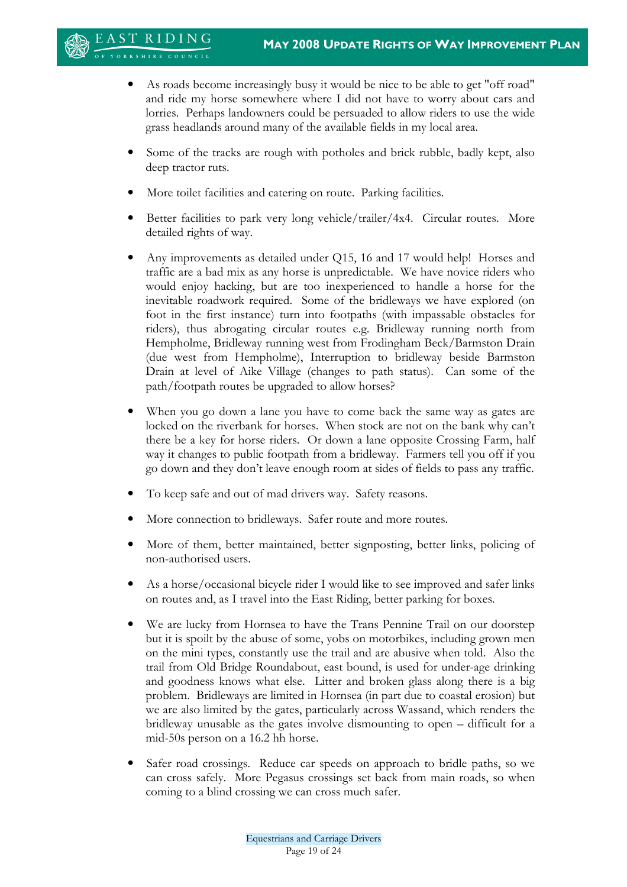- As roads become increasingly busy it would be nice to be able to get "off road" and ride my horse somewhere where I did not have to worry about cars and lorries. Perhaps landowners could be persuaded to allow riders to use the wide grass headlands around many of the available fields in my local area.

- Some of the tracks are rough with potholes and brick rubble, badly kept, also deep tractor ruts.

- More toilet facilities and catering on route. Parking facilities.

- Better facilities to park very long vehicle/trailer/4x4. Circular routes. More detailed rights of way.

- Any improvements as detailed under Q15, 16 and 17 would help! Horses and traffic are a bad mix as any horse is unpredictable. We have novice riders who would enjoy hacking, but are too inexperienced to handle a horse for the inevitable roadwork required. Some of the bridleways we have explored (on foot in the first instance) turn into footpaths (with impassable obstacles for riders), thus abrogating circular routes e.g. Bridleway running north from Hempholme, Bridleway running west from Frodingham Beck/Barmston Drain (due west from Hempholme), Interruption to bridleway beside Barmston Drain at level of Aike Village (changes to path status). Can some of the path/footpath routes be upgraded to allow horses?

- When you go down a lane you have to come back the same way as gates are locked on the riverbank for horses. When stock are not on the bank why can't there be a key for horse riders. Or down a lane opposite Crossing Farm, half way it changes to public footpath from a bridleway. Farmers tell you off if you go down and they don't leave enough room at sides of fields to pass any traffic.

- To keep safe and out of mad drivers way. Safety reasons.

- More connection to bridleways. Safer route and more routes.

- More of them, better maintained, better signposting, better links, policing of non-authorised users.

- As a horse/occasional bicycle rider I would like to see improved and safer links on routes and, as I travel into the East Riding, better parking for boxes.

- We are lucky from Hornsea to have the Trans Pennine Trail on our doorstep but it is spoilt by the abuse of some, yobs on motorbikes, including grown men on the mini types, constantly use the trail and are abusive when told. Also the trail from Old Bridge Roundabout, east bound, is used for under-age drinking and goodness knows what else. Litter and broken glass along there is a big problem. Bridleways are limited in Hornsea (in part due to coastal erosion) but we are also limited by the gates, particularly across Wassand, which renders the bridleway unusable as the gates involve dismounting to open – difficult for a mid-50s person on a 16.2 hh horse.

- Safer road crossings. Reduce car speeds on approach to bridle paths, so we can cross safely. More Pegasus crossings set back from main roads, so when coming to a blind crossing we can cross much safer.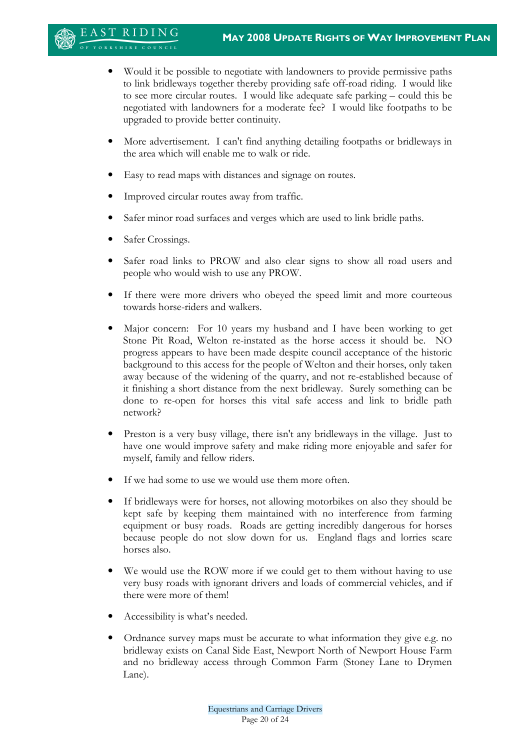- Would it be possible to negotiate with landowners to provide permissive paths to link bridleways together thereby providing safe off-road riding. I would like to see more circular routes. I would like adequate safe parking – could this be negotiated with landowners for a moderate fee? I would like footpaths to be upgraded to provide better continuity.

- More advertisement. I can't find anything detailing footpaths or bridleways in the area which will enable me to walk or ride.

- Easy to read maps with distances and signage on routes.

- Improved circular routes away from traffic.

- Safer minor road surfaces and verges which are used to link bridle paths.

- Safer Crossings.

- Safer road links to PROW and also clear signs to show all road users and people who would wish to use any PROW.

- If there were more drivers who obeyed the speed limit and more courteous towards horse-riders and walkers.

- Major concern: For 10 years my husband and I have been working to get Stone Pit Road, Welton re-instated as the horse access it should be. NO progress appears to have been made despite council acceptance of the historic background to this access for the people of Welton and their horses, only taken away because of the widening of the quarry, and not re-established because of it finishing a short distance from the next bridleway. Surely something can be done to re-open for horses this vital safe access and link to bridle path network?

- Preston is a very busy village, there isn't any bridleways in the village. Just to have one would improve safety and make riding more enjoyable and safer for myself, family and fellow riders.

- If we had some to use we would use them more often.

- If bridleways were for horses, not allowing motorbikes on also they should be kept safe by keeping them maintained with no interference from farming equipment or busy roads. Roads are getting incredibly dangerous for horses because people do not slow down for us. England flags and lorries scare horses also.

- We would use the ROW more if we could get to them without having to use very busy roads with ignorant drivers and loads of commercial vehicles, and if there were more of them!

- Accessibility is what's needed.

- Ordnance survey maps must be accurate to what information they give e.g. no bridleway exists on Canal Side East, Newport North of Newport House Farm and no bridleway access through Common Farm (Stoney Lane to Drymen Lane).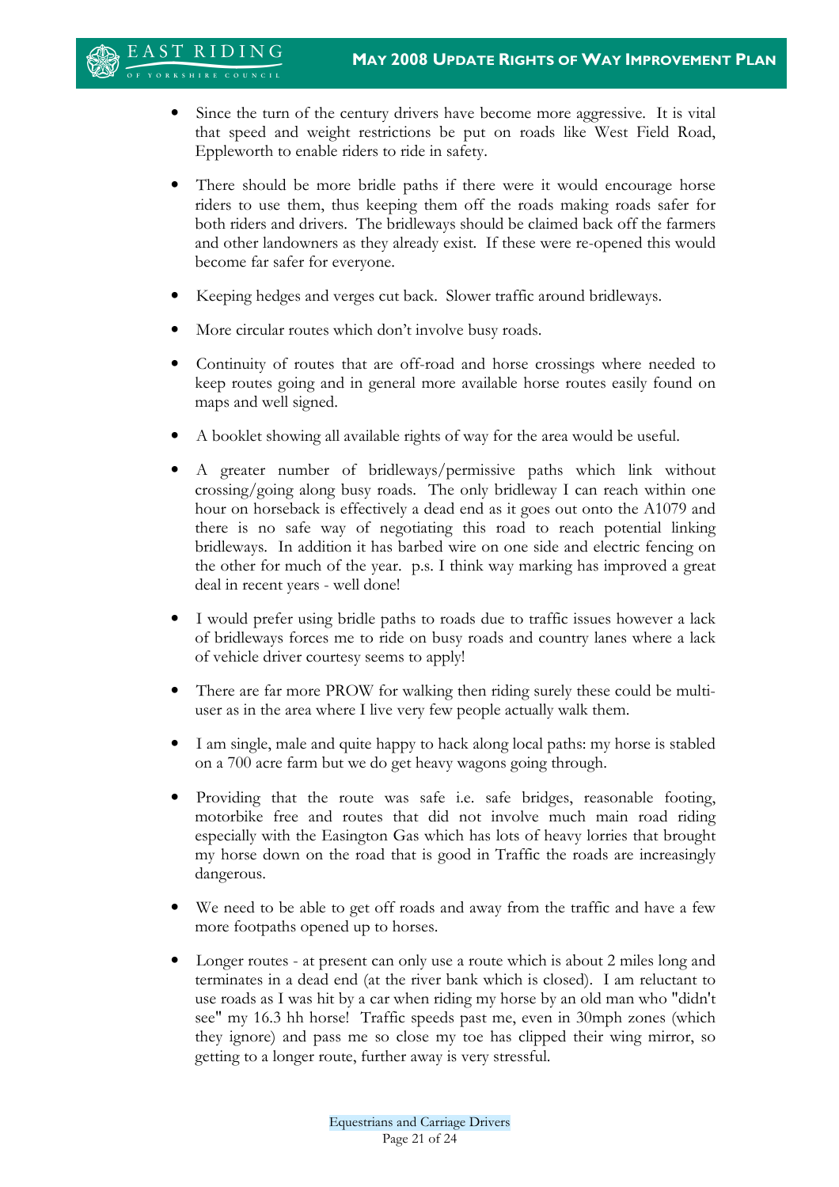- Since the turn of the century drivers have become more aggressive. It is vital that speed and weight restrictions be put on roads like West Field Road, Eppleworth to enable riders to ride in safety.

- There should be more bridle paths if there were it would encourage horse riders to use them, thus keeping them off the roads making roads safer for both riders and drivers. The bridleways should be claimed back off the farmers and other landowners as they already exist. If these were re-opened this would become far safer for everyone.

- Keeping hedges and verges cut back. Slower traffic around bridleways.

- More circular routes which don't involve busy roads.

- Continuity of routes that are off-road and horse crossings where needed to keep routes going and in general more available horse routes easily found on maps and well signed.

- A booklet showing all available rights of way for the area would be useful.

- A greater number of bridleways/permissive paths which link without crossing/going along busy roads. The only bridleway I can reach within one hour on horseback is effectively a dead end as it goes out onto the A1079 and there is no safe way of negotiating this road to reach potential linking bridleways. In addition it has barbed wire on one side and electric fencing on the other for much of the year. p.s. I think way marking has improved a great deal in recent years - well done!

- I would prefer using bridle paths to roads due to traffic issues however a lack of bridleways forces me to ride on busy roads and country lanes where a lack of vehicle driver courtesy seems to apply!

- There are far more PROW for walking then riding surely these could be multi-user as in the area where I live very few people actually walk them.

- I am single, male and quite happy to hack along local paths: my horse is stabled on a 700 acre farm but we do get heavy wagons going through.

- Providing that the route was safe i.e. safe bridges, reasonable footing, motorbike free and routes that did not involve much main road riding especially with the Easington Gas which has lots of heavy lorries that brought my horse down on the road that is good in Traffic the roads are increasingly dangerous.

- We need to be able to get off roads and away from the traffic and have a few more footpaths opened up to horses.

- Longer routes - at present can only use a route which is about 2 miles long and terminates in a dead end (at the river bank which is closed). I am reluctant to use roads as I was hit by a car when riding my horse by an old man who "didn't see" my 16.3 hh horse! Traffic speeds past me, even in 30mph zones (which they ignore) and pass me so close my toe has clipped their wing mirror, so getting to a longer route, further away is very stressful.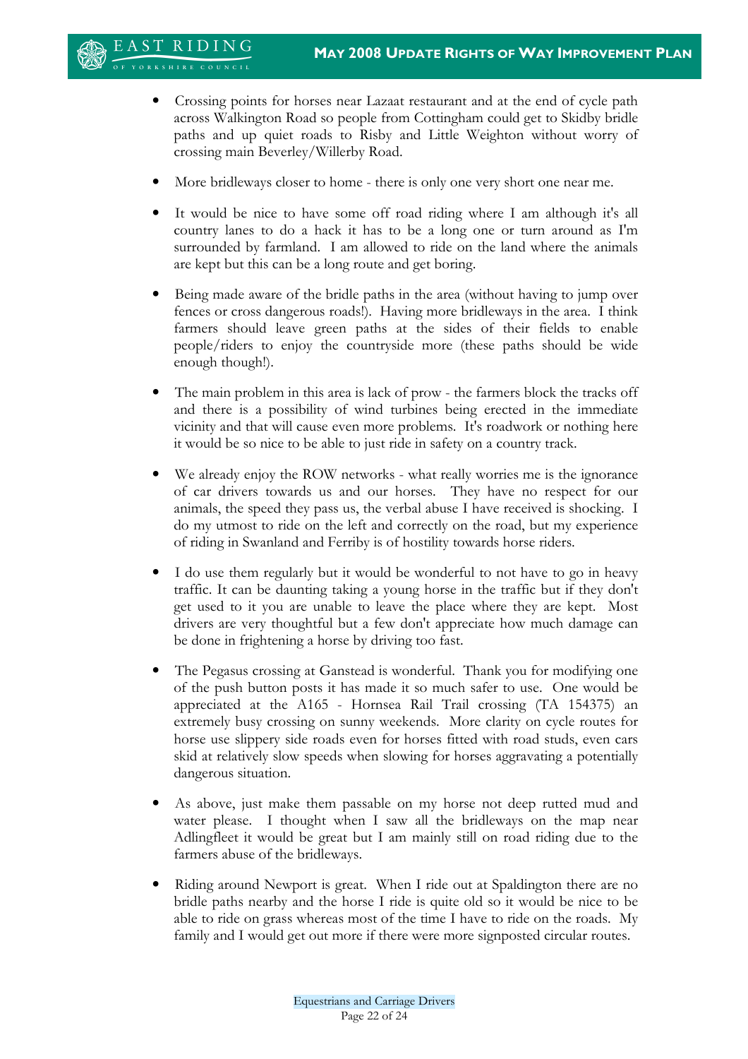- Crossing points for horses near Lazaat restaurant and at the end of cycle path across Walkington Road so people from Cottingham could get to Skidby bridle paths and up quiet roads to Risby and Little Weighton without worry of crossing main Beverley/Willerby Road.

- More bridleways closer to home - there is only one very short one near me.

- It would be nice to have some off road riding where I am although it's all country lanes to do a hack it has to be a long one or turn around as I'm surrounded by farmland. I am allowed to ride on the land where the animals are kept but this can be a long route and get boring.

- Being made aware of the bridle paths in the area (without having to jump over fences or cross dangerous roads!). Having more bridleways in the area. I think farmers should leave green paths at the sides of their fields to enable people/riders to enjoy the countryside more (these paths should be wide enough though!).

- The main problem in this area is lack of prow - the farmers block the tracks off and there is a possibility of wind turbines being erected in the immediate vicinity and that will cause even more problems. It's roadwork or nothing here it would be so nice to be able to just ride in safety on a country track.

- We already enjoy the ROW networks - what really worries me is the ignorance of car drivers towards us and our horses. They have no respect for our animals, the speed they pass us, the verbal abuse I have received is shocking. I do my utmost to ride on the left and correctly on the road, but my experience of riding in Swanland and Ferriby is of hostility towards horse riders.

- I do use them regularly but it would be wonderful to not have to go in heavy traffic. It can be daunting taking a young horse in the traffic but if they don't get used to it you are unable to leave the place where they are kept. Most drivers are very thoughtful but a few don't appreciate how much damage can be done in frightening a horse by driving too fast.

- The Pegasus crossing at Ganstead is wonderful. Thank you for modifying one of the push button posts it has made it so much safer to use. One would be appreciated at the A165 - Hornsea Rail Trail crossing (TA 154375) an extremely busy crossing on sunny weekends. More clarity on cycle routes for horse use slippery side roads even for horses fitted with road studs, even cars skid at relatively slow speeds when slowing for horses aggravating a potentially dangerous situation.

- As above, just make them passable on my horse not deep rutted mud and water please. I thought when I saw all the bridleways on the map near Adlingfleet it would be great but I am mainly still on road riding due to the farmers abuse of the bridleways.

- Riding around Newport is great. When I ride out at Spaldington there are no bridle paths nearby and the horse I ride is quite old so it would be nice to be able to ride on grass whereas most of the time I have to ride on the roads. My family and I would get out more if there were more signposted circular routes.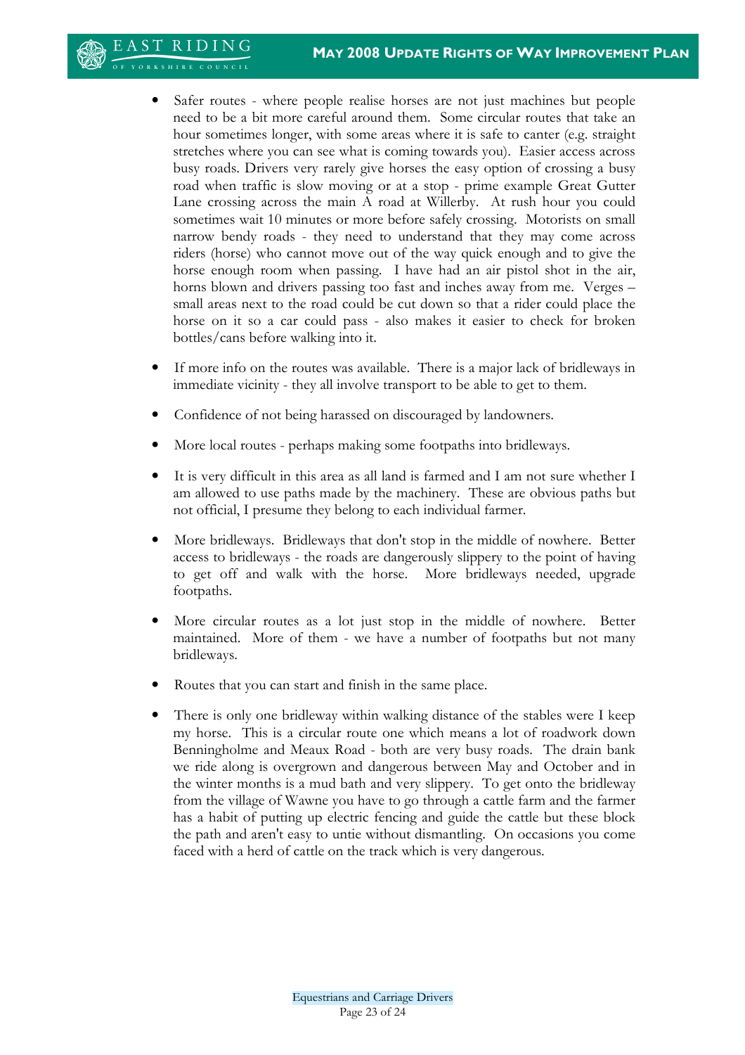- Safer routes - where people realise horses are not just machines but people need to be a bit more careful around them. Some circular routes that take an hour sometimes longer, with some areas where it is safe to canter (e.g. straight stretches where you can see what is coming towards you). Easier access across busy roads. Drivers very rarely give horses the easy option of crossing a busy road when traffic is slow moving or at a stop - prime example Great Gutter Lane crossing across the main A road at Willerby. At rush hour you could sometimes wait 10 minutes or more before safely crossing. Motorists on small narrow bendy roads - they need to understand that they may come across riders (horse) who cannot move out of the way quick enough and to give the horse enough room when passing. I have had an air pistol shot in the air, horns blown and drivers passing too fast and inches away from me. Verges – small areas next to the road could be cut down so that a rider could place the horse on it so a car could pass - also makes it easier to check for broken bottles/cans before walking into it.

- If more info on the routes was available. There is a major lack of bridleways in immediate vicinity - they all involve transport to be able to get to them.

- Confidence of not being harassed on discouraged by landowners.

- More local routes - perhaps making some footpaths into bridleways.

- It is very difficult in this area as all land is farmed and I am not sure whether I am allowed to use paths made by the machinery. These are obvious paths but not official, I presume they belong to each individual farmer.

- More bridleways. Bridleways that don't stop in the middle of nowhere. Better access to bridleways - the roads are dangerously slippery to the point of having to get off and walk with the horse. More bridleways needed, upgrade footpaths.

- More circular routes as a lot just stop in the middle of nowhere. Better maintained. More of them - we have a number of footpaths but not many bridleways.

- Routes that you can start and finish in the same place.

- There is only one bridleway within walking distance of the stables were I keep my horse. This is a circular route one which means a lot of roadwork down Benningholme and Meaux Road - both are very busy roads. The drain bank we ride along is overgrown and dangerous between May and October and in the winter months is a mud bath and very slippery. To get onto the bridleway from the village of Wawne you have to go through a cattle farm and the farmer has a habit of putting up electric fencing and guide the cattle but these block the path and aren't easy to untie without dismantling. On occasions you come faced with a herd of cattle on the track which is very dangerous.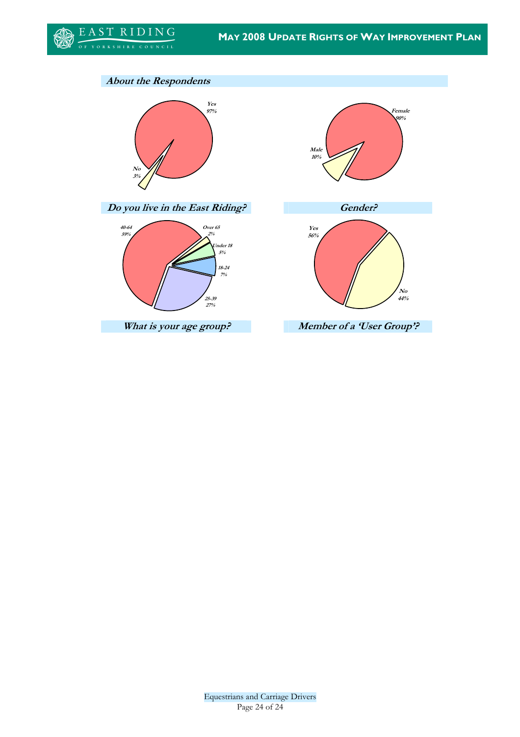## About the Respondents

Yes 97%

No 3%

**Do you live in the East Riding?**

Female 90%

Male 10%

**Gender?**

40-64 59%

Over 65 2%

Under 18 5%

18-24 7%

25-39 27%

**What is your age group?**

Yes 56%

No 44%

**Member of a 'User Group'?**

Equestrians and Carriage Drivers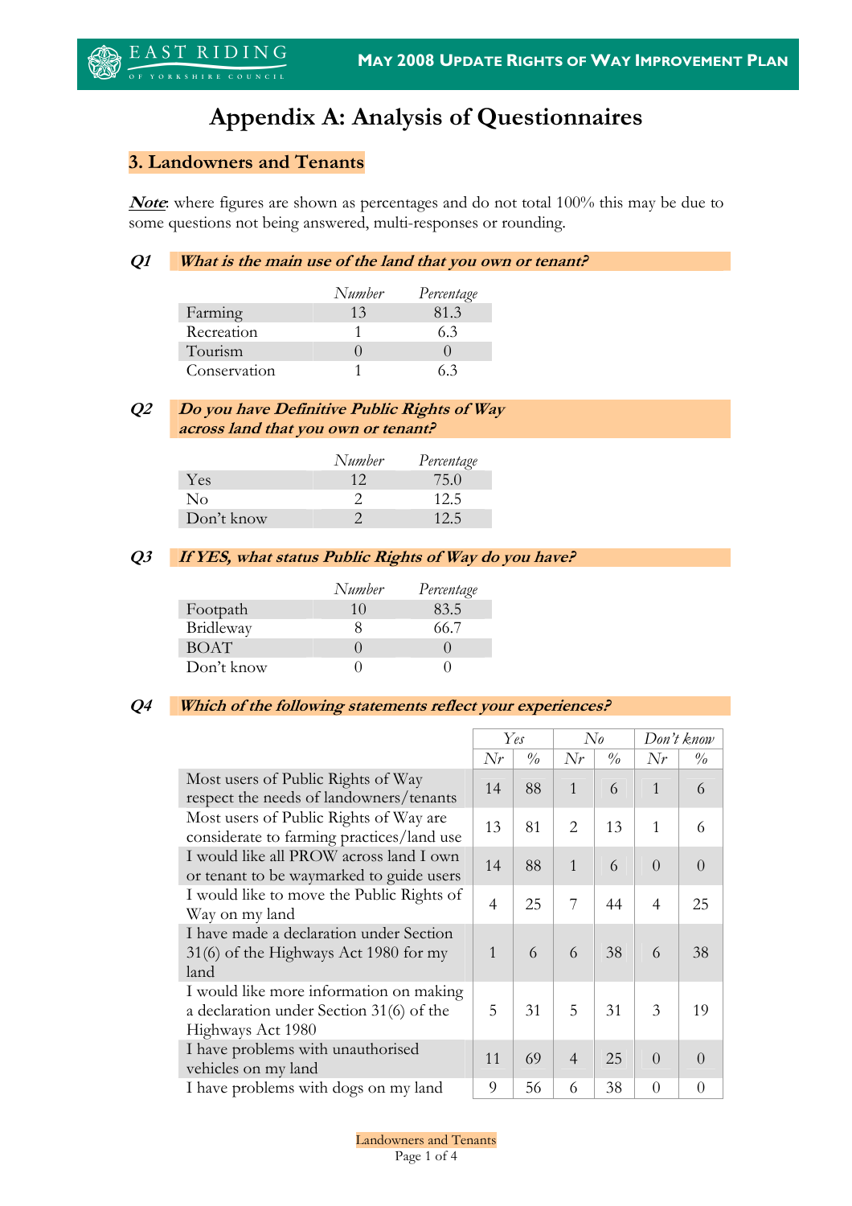# Appendix A: Analysis of Questionnaires

## 3. Landowners and Tenants

***Note***: where figures are shown as percentages and do not total 100% this may be due to some questions not being answered, multi-responses or rounding.

### Q1 *What is the main use of the land that you own or tenant?*

| | *Number* | *Percentage* |
|---|---|---|
| Farming | 13 | 81.3 |
| Recreation | 1 | 6.3 |
| Tourism | 0 | 0 |
| Conservation | 1 | 6.3 |

### Q2 *Do you have Definitive Public Rights of Way across land that you own or tenant?*

| | *Number* | *Percentage* |
|---|---|---|
| Yes | 12 | 75.0 |
| No | 2 | 12.5 |
| Don't know | 2 | 12.5 |

### Q3 *If YES, what status Public Rights of Way do you have?*

| | *Number* | *Percentage* |
|---|---|---|
| Footpath | 10 | 83.5 |
| Bridleway | 8 | 66.7 |
| BOAT | 0 | 0 |
| Don't know | 0 | 0 |

### Q4 *Which of the following statements reflect your experiences?*

| | *Yes* | | *No* | | *Don't know* | |
|---|---|---|---|---|---|---|
| | *Nr* | *%* | *Nr* | *%* | *Nr* | *%* |
| Most users of Public Rights of Way respect the needs of landowners/tenants | 14 | 88 | 1 | 6 | 1 | 6 |
| Most users of Public Rights of Way are considerate to farming practices/land use | 13 | 81 | 2 | 13 | 1 | 6 |
| I would like all PROW across land I own or tenant to be waymarked to guide users | 14 | 88 | 1 | 6 | 0 | 0 |
| I would like to move the Public Rights of Way on my land | 4 | 25 | 7 | 44 | 4 | 25 |
| I have made a declaration under Section 31(6) of the Highways Act 1980 for my land | 1 | 6 | 6 | 38 | 6 | 38 |
| I would like more information on making a declaration under Section 31(6) of the Highways Act 1980 | 5 | 31 | 5 | 31 | 3 | 19 |
| I have problems with unauthorised vehicles on my land | 11 | 69 | 4 | 25 | 0 | 0 |
| I have problems with dogs on my land | 9 | 56 | 6 | 38 | 0 | 0 |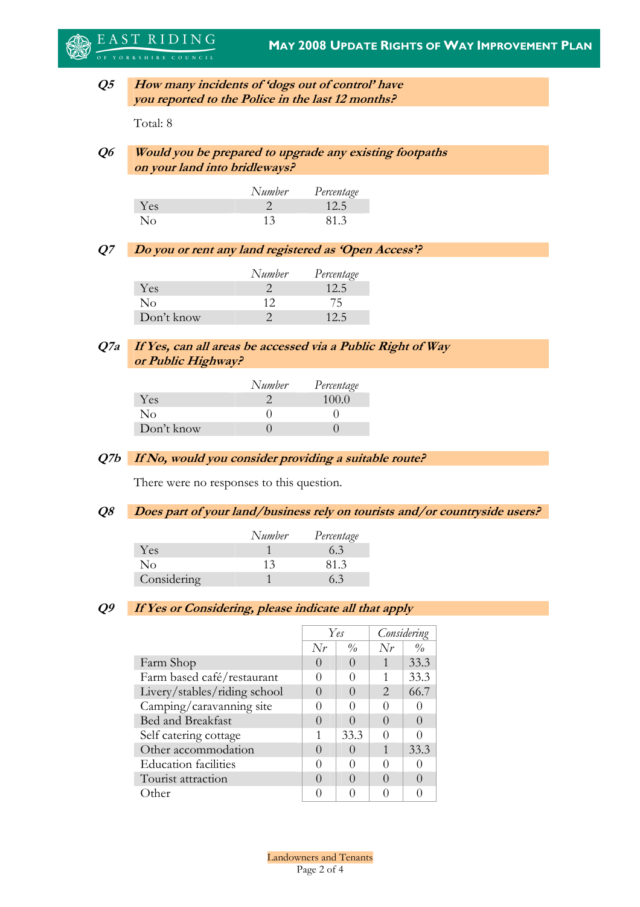**Q5** ***How many incidents of 'dogs out of control' have you reported to the Police in the last 12 months?***

Total: 8

**Q6** ***Would you be prepared to upgrade any existing footpaths on your land into bridleways?***

| | *Number* | *Percentage* |
|---|---|---|
| Yes | 2 | 12.5 |
| No | 13 | 81.3 |

**Q7** ***Do you or rent any land registered as 'Open Access'?***

| | *Number* | *Percentage* |
|---|---|---|
| Yes | 2 | 12.5 |
| No | 12 | 75 |
| Don't know | 2 | 12.5 |

**Q7a** ***If Yes, can all areas be accessed via a Public Right of Way or Public Highway?***

| | *Number* | *Percentage* |
|---|---|---|
| Yes | 2 | 100.0 |
| No | 0 | 0 |
| Don't know | 0 | 0 |

**Q7b** ***If No, would you consider providing a suitable route?***

There were no responses to this question.

**Q8** ***Does part of your land/business rely on tourists and/or countryside users?***

| | *Number* | *Percentage* |
|---|---|---|
| Yes | 1 | 6.3 |
| No | 13 | 81.3 |
| Considering | 1 | 6.3 |

**Q9** ***If Yes or Considering, please indicate all that apply***

| | *Yes* | | *Considering* | |
|---|---|---|---|---|
| | *Nr* | *%* | *Nr* | *%* |
| Farm Shop | 0 | 0 | 1 | 33.3 |
| Farm based café/restaurant | 0 | 0 | 1 | 33.3 |
| Livery/stables/riding school | 0 | 0 | 2 | 66.7 |
| Camping/caravanning site | 0 | 0 | 0 | 0 |
| Bed and Breakfast | 0 | 0 | 0 | 0 |
| Self catering cottage | 1 | 33.3 | 0 | 0 |
| Other accommodation | 0 | 0 | 1 | 33.3 |
| Education facilities | 0 | 0 | 0 | 0 |
| Tourist attraction | 0 | 0 | 0 | 0 |
| Other | 0 | 0 | 0 | 0 |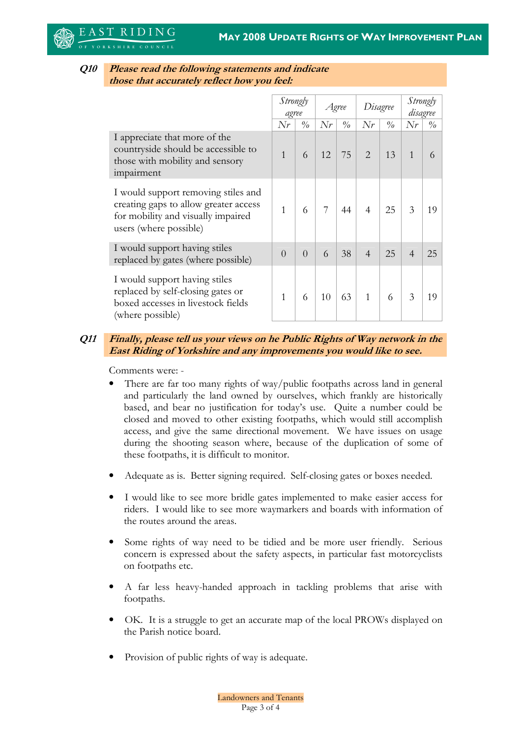**Q10 Please read the following statements and indicate those that accurately reflect how you feel:**

| | Strongly agree | | Agree | | Disagree | | Strongly disagree | |
|---|---|---|---|---|---|---|---|---|
| | Nr | % | Nr | % | Nr | % | Nr | % |
| I appreciate that more of the countryside should be accessible to those with mobility and sensory impairment | 1 | 6 | 12 | 75 | 2 | 13 | 1 | 6 |
| I would support removing stiles and creating gaps to allow greater access for mobility and visually impaired users (where possible) | 1 | 6 | 7 | 44 | 4 | 25 | 3 | 19 |
| I would support having stiles replaced by gates (where possible) | 0 | 0 | 6 | 38 | 4 | 25 | 4 | 25 |
| I would support having stiles replaced by self-closing gates or boxed accesses in livestock fields (where possible) | 1 | 6 | 10 | 63 | 1 | 6 | 3 | 19 |

**Q11 Finally, please tell us your views on he Public Rights of Way network in the East Riding of Yorkshire and any improvements you would like to see.**

Comments were: -

- There are far too many rights of way/public footpaths across land in general and particularly the land owned by ourselves, which frankly are historically based, and bear no justification for today's use. Quite a number could be closed and moved to other existing footpaths, which would still accomplish access, and give the same directional movement. We have issues on usage during the shooting season where, because of the duplication of some of these footpaths, it is difficult to monitor.
- Adequate as is. Better signing required. Self-closing gates or boxes needed.
- I would like to see more bridle gates implemented to make easier access for riders. I would like to see more waymarkers and boards with information of the routes around the areas.
- Some rights of way need to be tidied and be more user friendly. Serious concern is expressed about the safety aspects, in particular fast motorcyclists on footpaths etc.
- A far less heavy-handed approach in tackling problems that arise with footpaths.
- OK. It is a struggle to get an accurate map of the local PROWs displayed on the Parish notice board.
- Provision of public rights of way is adequate.

Landowners and Tenants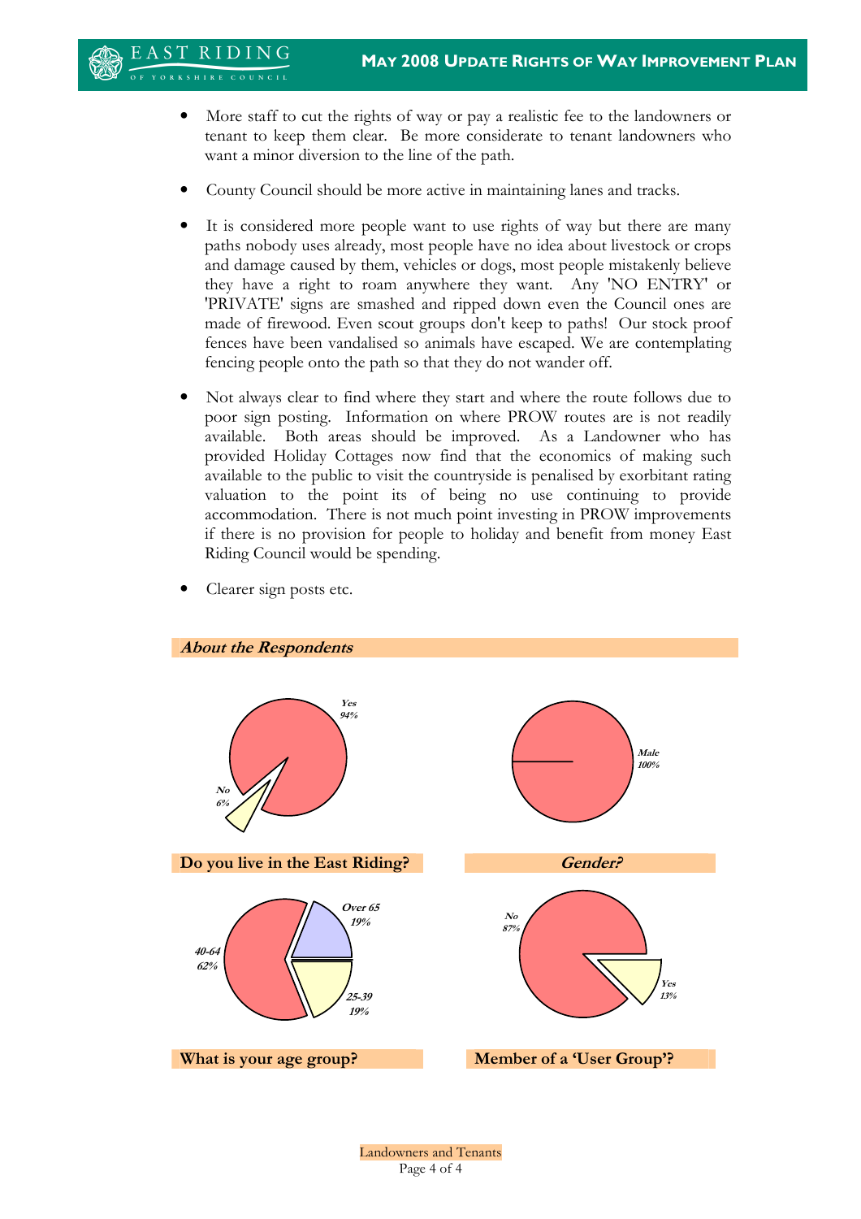- More staff to cut the rights of way or pay a realistic fee to the landowners or tenant to keep them clear. Be more considerate to tenant landowners who want a minor diversion to the line of the path.

- County Council should be more active in maintaining lanes and tracks.

- It is considered more people want to use rights of way but there are many paths nobody uses already, most people have no idea about livestock or crops and damage caused by them, vehicles or dogs, most people mistakenly believe they have a right to roam anywhere they want. Any 'NO ENTRY' or 'PRIVATE' signs are smashed and ripped down even the Council ones are made of firewood. Even scout groups don't keep to paths! Our stock proof fences have been vandalised so animals have escaped. We are contemplating fencing people onto the path so that they do not wander off.

- Not always clear to find where they start and where the route follows due to poor sign posting. Information on where PROW routes are is not readily available. Both areas should be improved. As a Landowner who has provided Holiday Cottages now find that the economics of making such available to the public to visit the countryside is penalised by exorbitant rating valuation to the point its of being no use continuing to provide accommodation. There is not much point investing in PROW improvements if there is no provision for people to holiday and benefit from money East Riding Council would be spending.

- Clearer sign posts etc.

## *About the Respondents*

**Do you live in the East Riding?**

| Answer | % |
|---|---|
| Yes | 94% |
| No | 6% |

***Gender?***

| Answer | % |
|---|---|
| Male | 100% |

**What is your age group?**

| Answer | % |
|---|---|
| 25-39 | 19% |
| 40-64 | 62% |
| Over 65 | 19% |

**Member of a 'User Group'?**

| Answer | % |
|---|---|
| Yes | 13% |
| No | 87% |

Landowners and Tenants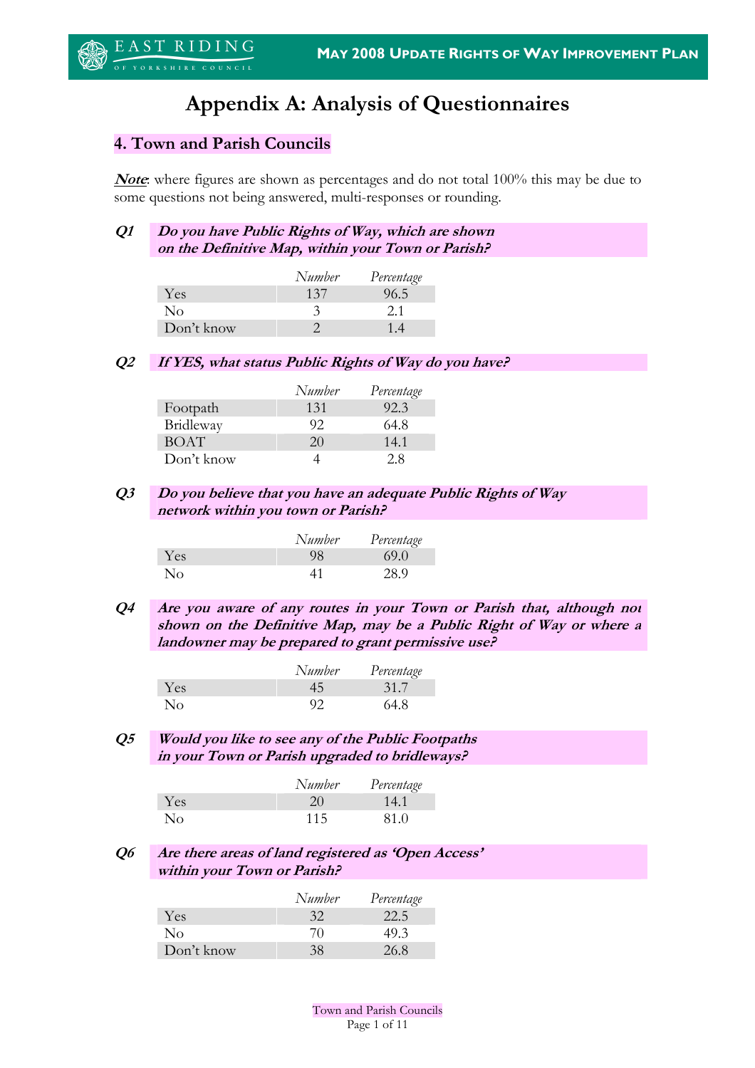# Appendix A: Analysis of Questionnaires

## 4. Town and Parish Councils

***Note***: where figures are shown as percentages and do not total 100% this may be due to some questions not being answered, multi-responses or rounding.

**Q1** ***Do you have Public Rights of Way, which are shown on the Definitive Map, within your Town or Parish?***

| | *Number* | *Percentage* |
|---|---|---|
| Yes | 137 | 96.5 |
| No | 3 | 2.1 |
| Don't know | 2 | 1.4 |

**Q2** ***If YES, what status Public Rights of Way do you have?***

| | *Number* | *Percentage* |
|---|---|---|
| Footpath | 131 | 92.3 |
| Bridleway | 92 | 64.8 |
| BOAT | 20 | 14.1 |
| Don't know | 4 | 2.8 |

**Q3** ***Do you believe that you have an adequate Public Rights of Way network within you town or Parish?***

| | *Number* | *Percentage* |
|---|---|---|
| Yes | 98 | 69.0 |
| No | 41 | 28.9 |

**Q4** ***Are you aware of any routes in your Town or Parish that, although not shown on the Definitive Map, may be a Public Right of Way or where a landowner may be prepared to grant permissive use?***

| | *Number* | *Percentage* |
|---|---|---|
| Yes | 45 | 31.7 |
| No | 92 | 64.8 |

**Q5** ***Would you like to see any of the Public Footpaths in your Town or Parish upgraded to bridleways?***

| | *Number* | *Percentage* |
|---|---|---|
| Yes | 20 | 14.1 |
| No | 115 | 81.0 |

**Q6** ***Are there areas of land registered as 'Open Access' within your Town or Parish?***

| | *Number* | *Percentage* |
|---|---|---|
| Yes | 32 | 22.5 |
| No | 70 | 49.3 |
| Don't know | 38 | 26.8 |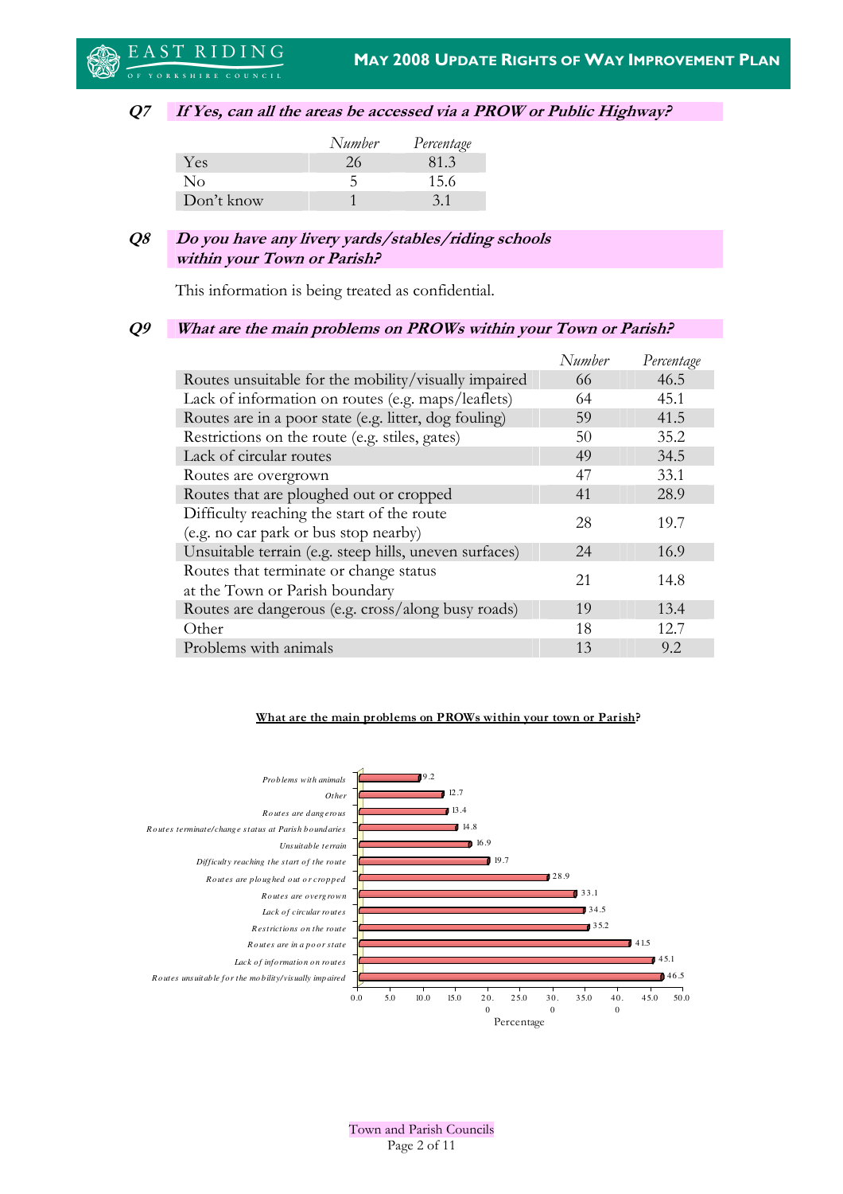### Q7 *If Yes, can all the areas be accessed via a PROW or Public Highway?*

| | *Number* | *Percentage* |
|---|---|---|
| Yes | 26 | 81.3 |
| No | 5 | 15.6 |
| Don't know | 1 | 3.1 |

### Q8 *Do you have any livery yards/stables/riding schools within your Town or Parish?*

This information is being treated as confidential.

### Q9 *What are the main problems on PROWs within your Town or Parish?*

| | *Number* | *Percentage* |
|---|---|---|
| Routes unsuitable for the mobility/visually impaired | 66 | 46.5 |
| Lack of information on routes (e.g. maps/leaflets) | 64 | 45.1 |
| Routes are in a poor state (e.g. litter, dog fouling) | 59 | 41.5 |
| Restrictions on the route (e.g. stiles, gates) | 50 | 35.2 |
| Lack of circular routes | 49 | 34.5 |
| Routes are overgrown | 47 | 33.1 |
| Routes that are ploughed out or cropped | 41 | 28.9 |
| Difficulty reaching the start of the route (e.g. no car park or bus stop nearby) | 28 | 19.7 |
| Unsuitable terrain (e.g. steep hills, uneven surfaces) | 24 | 16.9 |
| Routes that terminate or change status at the Town or Parish boundary | 21 | 14.8 |
| Routes are dangerous (e.g. cross/along busy roads) | 19 | 13.4 |
| Other | 18 | 12.7 |
| Problems with animals | 13 | 9.2 |

**What are the main problems on PROWs within your town or Parish?**

| Problem | Percentage |
|---|---|
| Problems with animals | 9.2 |
| Other | 12.7 |
| Routes are dangerous | 13.4 |
| Routes terminate/change status at Parish boundaries | 14.8 |
| Unsuitable terrain | 16.9 |
| Difficulty reaching the start of the route | 19.7 |
| Routes are ploughed out or cropped | 28.9 |
| Routes are overgrown | 33.1 |
| Lack of circular routes | 34.5 |
| Restrictions on the route | 35.2 |
| Routes are in a poor state | 41.5 |
| Lack of information on routes | 45.1 |
| Routes unsuitable for the mobility/visually impaired | 46.5 |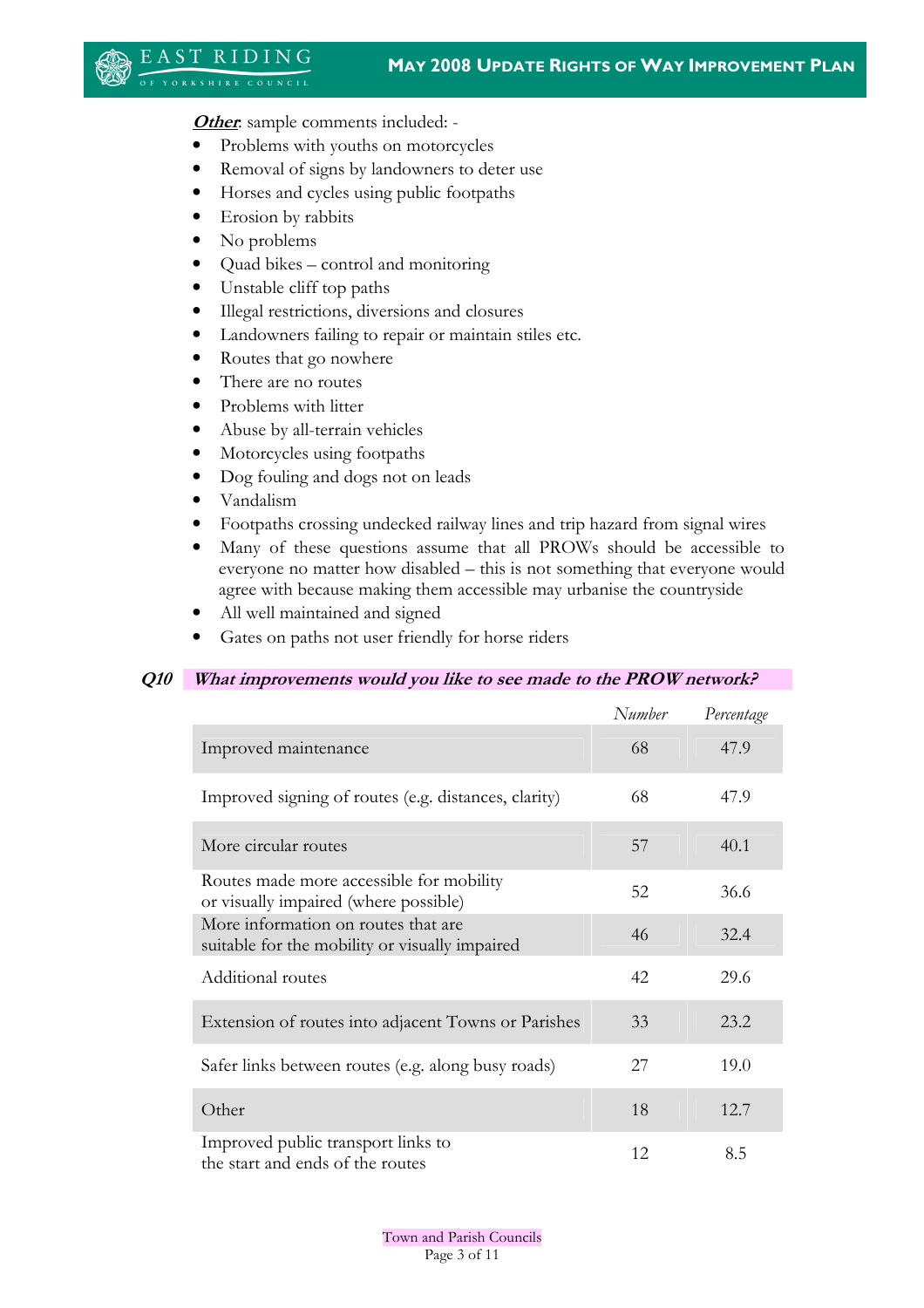***Other***: sample comments included: -

- Problems with youths on motorcycles
- Removal of signs by landowners to deter use
- Horses and cycles using public footpaths
- Erosion by rabbits
- No problems
- Quad bikes – control and monitoring
- Unstable cliff top paths
- Illegal restrictions, diversions and closures
- Landowners failing to repair or maintain stiles etc.
- Routes that go nowhere
- There are no routes
- Problems with litter
- Abuse by all-terrain vehicles
- Motorcycles using footpaths
- Dog fouling and dogs not on leads
- Vandalism
- Footpaths crossing undecked railway lines and trip hazard from signal wires
- Many of these questions assume that all PROWs should be accessible to everyone no matter how disabled – this is not something that everyone would agree with because making them accessible may urbanise the countryside
- All well maintained and signed
- Gates on paths not user friendly for horse riders

### Q10 *What improvements would you like to see made to the PROW network?*

| | *Number* | *Percentage* |
|---|---|---|
| Improved maintenance | 68 | 47.9 |
| Improved signing of routes (e.g. distances, clarity) | 68 | 47.9 |
| More circular routes | 57 | 40.1 |
| Routes made more accessible for mobility or visually impaired (where possible) | 52 | 36.6 |
| More information on routes that are suitable for the mobility or visually impaired | 46 | 32.4 |
| Additional routes | 42 | 29.6 |
| Extension of routes into adjacent Towns or Parishes | 33 | 23.2 |
| Safer links between routes (e.g. along busy roads) | 27 | 19.0 |
| Other | 18 | 12.7 |
| Improved public transport links to the start and ends of the routes | 12 | 8.5 |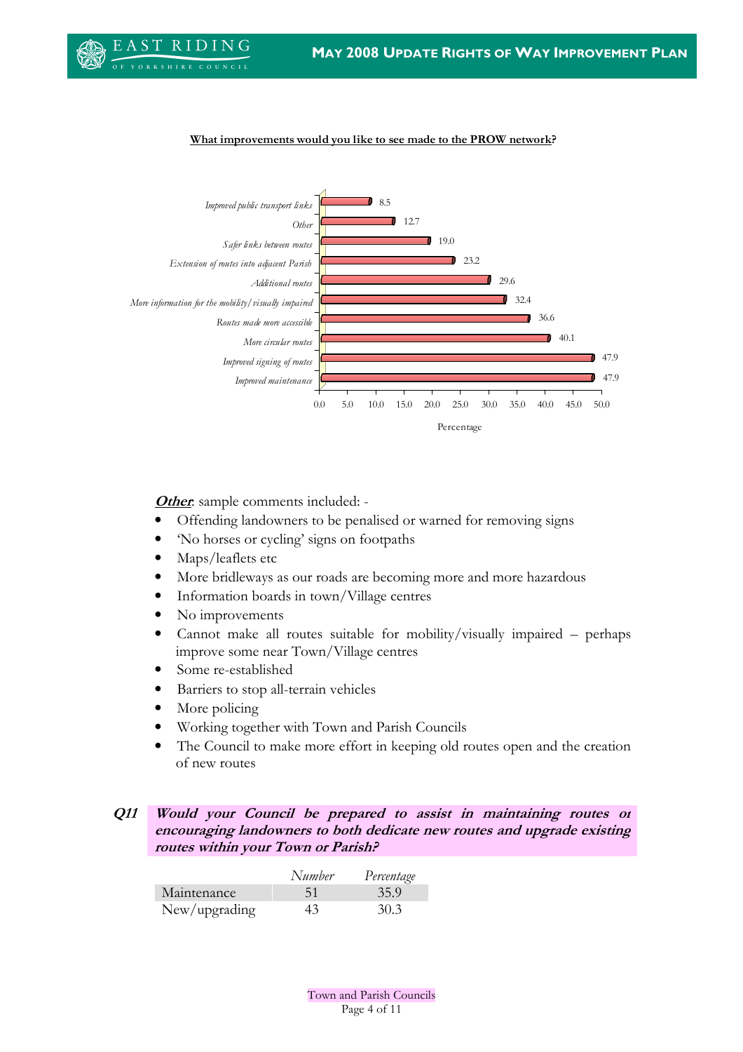**What improvements would you like to see made to the PROW network?**

| Improvement | Percentage |
|---|---|
| Improved public transport links | 8.5 |
| Other | 12.7 |
| Safer links between routes | 19.0 |
| Extension of routes into adjacent Parish | 23.2 |
| Additional routes | 29.6 |
| More information for the mobility/visually impaired | 32.4 |
| Routes made more accessible | 36.6 |
| More circular routes | 40.1 |
| Improved signing of routes | 47.9 |
| Improved maintenance | 47.9 |

***Other***: sample comments included: -

- Offending landowners to be penalised or warned for removing signs
- 'No horses or cycling' signs on footpaths
- Maps/leaflets etc
- More bridleways as our roads are becoming more and more hazardous
- Information boards in town/Village centres
- No improvements
- Cannot make all routes suitable for mobility/visually impaired – perhaps improve some near Town/Village centres
- Some re-established
- Barriers to stop all-terrain vehicles
- More policing
- Working together with Town and Parish Councils
- The Council to make more effort in keeping old routes open and the creation of new routes

***Q11*** ***Would your Council be prepared to assist in maintaining routes or encouraging landowners to both dedicate new routes and upgrade existing routes within your Town or Parish?***

| | *Number* | *Percentage* |
|---|---|---|
| Maintenance | 51 | 35.9 |
| New/upgrading | 43 | 30.3 |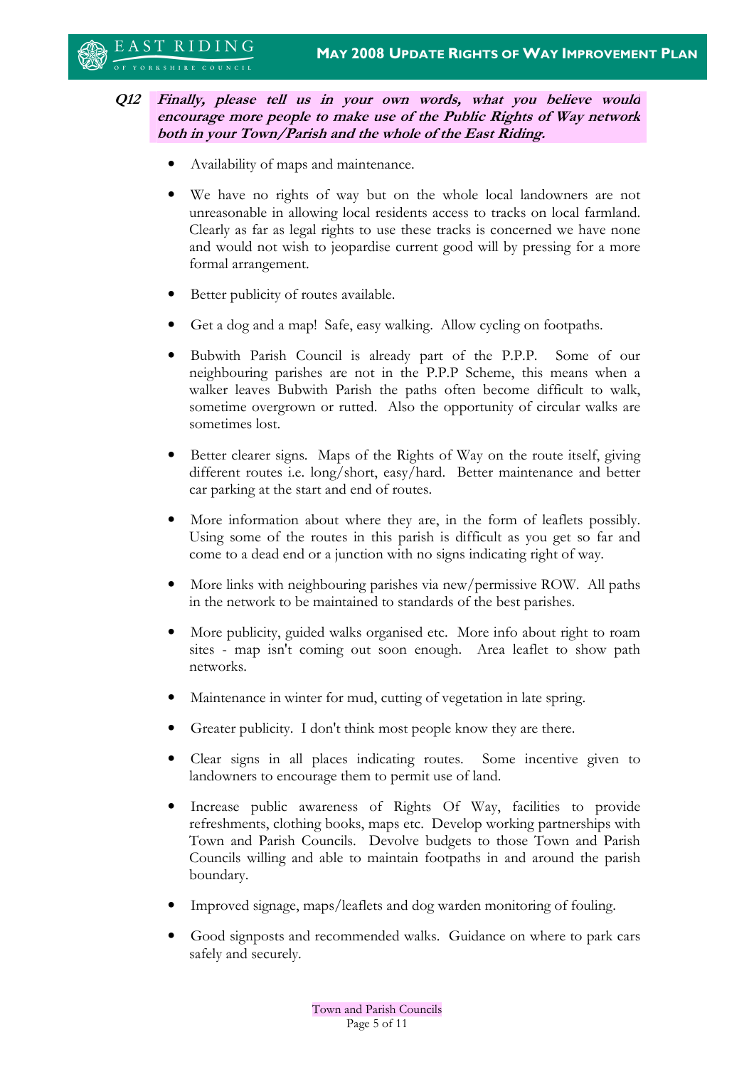**Q12** ***Finally, please tell us in your own words, what you believe would encourage more people to make use of the Public Rights of Way network both in your Town/Parish and the whole of the East Riding.***

- Availability of maps and maintenance.
- We have no rights of way but on the whole local landowners are not unreasonable in allowing local residents access to tracks on local farmland. Clearly as far as legal rights to use these tracks is concerned we have none and would not wish to jeopardise current good will by pressing for a more formal arrangement.
- Better publicity of routes available.
- Get a dog and a map! Safe, easy walking. Allow cycling on footpaths.
- Bubwith Parish Council is already part of the P.P.P. Some of our neighbouring parishes are not in the P.P.P Scheme, this means when a walker leaves Bubwith Parish the paths often become difficult to walk, sometime overgrown or rutted. Also the opportunity of circular walks are sometimes lost.
- Better clearer signs. Maps of the Rights of Way on the route itself, giving different routes i.e. long/short, easy/hard. Better maintenance and better car parking at the start and end of routes.
- More information about where they are, in the form of leaflets possibly. Using some of the routes in this parish is difficult as you get so far and come to a dead end or a junction with no signs indicating right of way.
- More links with neighbouring parishes via new/permissive ROW. All paths in the network to be maintained to standards of the best parishes.
- More publicity, guided walks organised etc. More info about right to roam sites - map isn't coming out soon enough. Area leaflet to show path networks.
- Maintenance in winter for mud, cutting of vegetation in late spring.
- Greater publicity. I don't think most people know they are there.
- Clear signs in all places indicating routes. Some incentive given to landowners to encourage them to permit use of land.
- Increase public awareness of Rights Of Way, facilities to provide refreshments, clothing books, maps etc. Develop working partnerships with Town and Parish Councils. Devolve budgets to those Town and Parish Councils willing and able to maintain footpaths in and around the parish boundary.
- Improved signage, maps/leaflets and dog warden monitoring of fouling.
- Good signposts and recommended walks. Guidance on where to park cars safely and securely.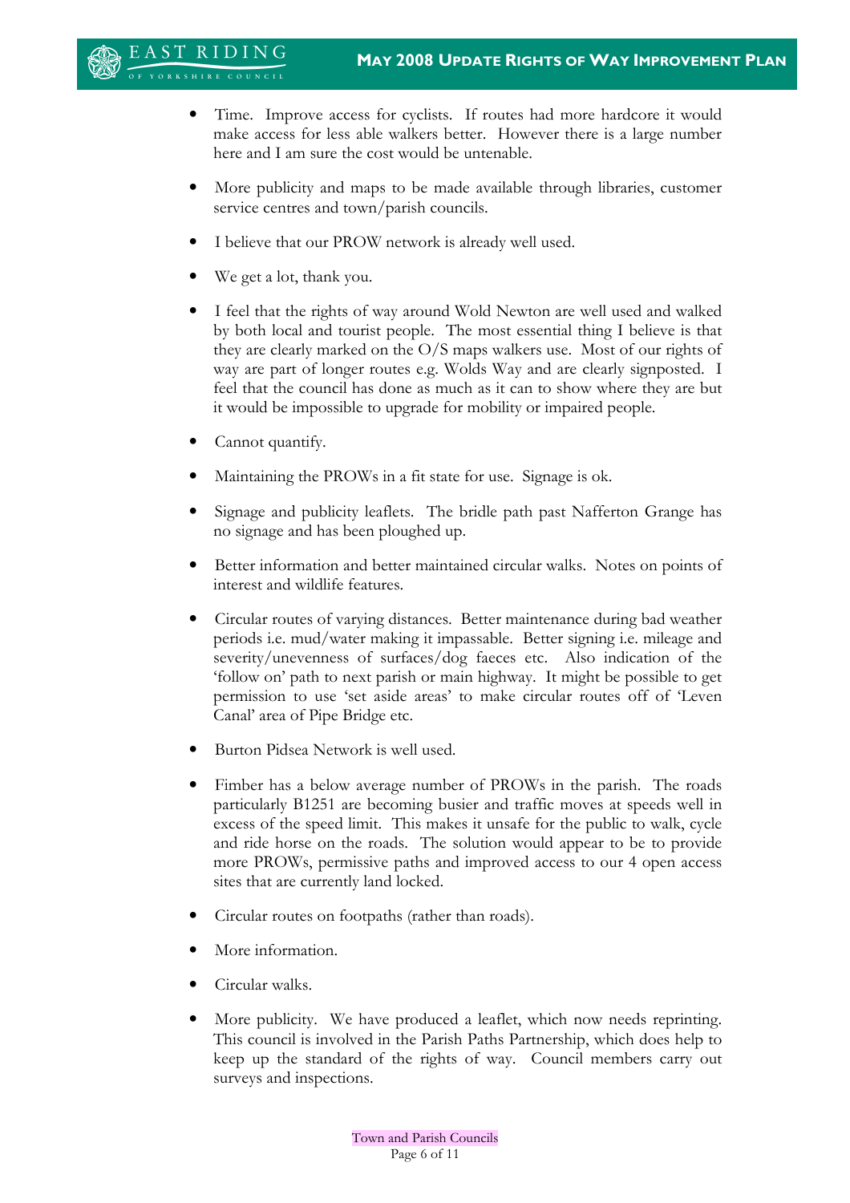- Time. Improve access for cyclists. If routes had more hardcore it would make access for less able walkers better. However there is a large number here and I am sure the cost would be untenable.

- More publicity and maps to be made available through libraries, customer service centres and town/parish councils.

- I believe that our PROW network is already well used.

- We get a lot, thank you.

- I feel that the rights of way around Wold Newton are well used and walked by both local and tourist people. The most essential thing I believe is that they are clearly marked on the O/S maps walkers use. Most of our rights of way are part of longer routes e.g. Wolds Way and are clearly signposted. I feel that the council has done as much as it can to show where they are but it would be impossible to upgrade for mobility or impaired people.

- Cannot quantify.

- Maintaining the PROWs in a fit state for use. Signage is ok.

- Signage and publicity leaflets. The bridle path past Nafferton Grange has no signage and has been ploughed up.

- Better information and better maintained circular walks. Notes on points of interest and wildlife features.

- Circular routes of varying distances. Better maintenance during bad weather periods i.e. mud/water making it impassable. Better signing i.e. mileage and severity/unevenness of surfaces/dog faeces etc. Also indication of the 'follow on' path to next parish or main highway. It might be possible to get permission to use 'set aside areas' to make circular routes off of 'Leven Canal' area of Pipe Bridge etc.

- Burton Pidsea Network is well used.

- Fimber has a below average number of PROWs in the parish. The roads particularly B1251 are becoming busier and traffic moves at speeds well in excess of the speed limit. This makes it unsafe for the public to walk, cycle and ride horse on the roads. The solution would appear to be to provide more PROWs, permissive paths and improved access to our 4 open access sites that are currently land locked.

- Circular routes on footpaths (rather than roads).

- More information.

- Circular walks.

- More publicity. We have produced a leaflet, which now needs reprinting. This council is involved in the Parish Paths Partnership, which does help to keep up the standard of the rights of way. Council members carry out surveys and inspections.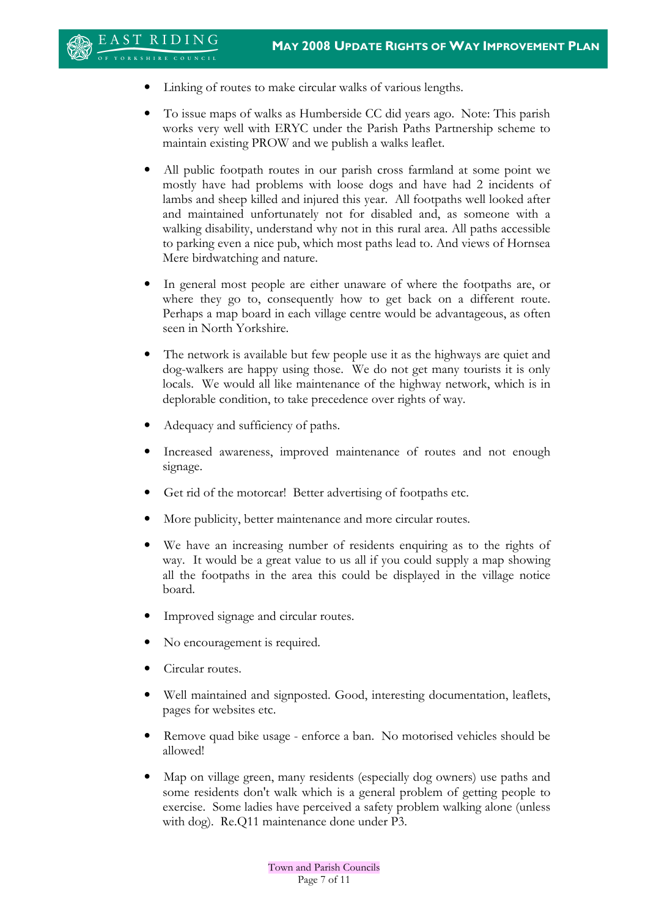- Linking of routes to make circular walks of various lengths.

- To issue maps of walks as Humberside CC did years ago. Note: This parish works very well with ERYC under the Parish Paths Partnership scheme to maintain existing PROW and we publish a walks leaflet.

- All public footpath routes in our parish cross farmland at some point we mostly have had problems with loose dogs and have had 2 incidents of lambs and sheep killed and injured this year. All footpaths well looked after and maintained unfortunately not for disabled and, as someone with a walking disability, understand why not in this rural area. All paths accessible to parking even a nice pub, which most paths lead to. And views of Hornsea Mere birdwatching and nature.

- In general most people are either unaware of where the footpaths are, or where they go to, consequently how to get back on a different route. Perhaps a map board in each village centre would be advantageous, as often seen in North Yorkshire.

- The network is available but few people use it as the highways are quiet and dog-walkers are happy using those. We do not get many tourists it is only locals. We would all like maintenance of the highway network, which is in deplorable condition, to take precedence over rights of way.

- Adequacy and sufficiency of paths.

- Increased awareness, improved maintenance of routes and not enough signage.

- Get rid of the motorcar! Better advertising of footpaths etc.

- More publicity, better maintenance and more circular routes.

- We have an increasing number of residents enquiring as to the rights of way. It would be a great value to us all if you could supply a map showing all the footpaths in the area this could be displayed in the village notice board.

- Improved signage and circular routes.

- No encouragement is required.

- Circular routes.

- Well maintained and signposted. Good, interesting documentation, leaflets, pages for websites etc.

- Remove quad bike usage - enforce a ban. No motorised vehicles should be allowed!

- Map on village green, many residents (especially dog owners) use paths and some residents don't walk which is a general problem of getting people to exercise. Some ladies have perceived a safety problem walking alone (unless with dog). Re.Q11 maintenance done under P3.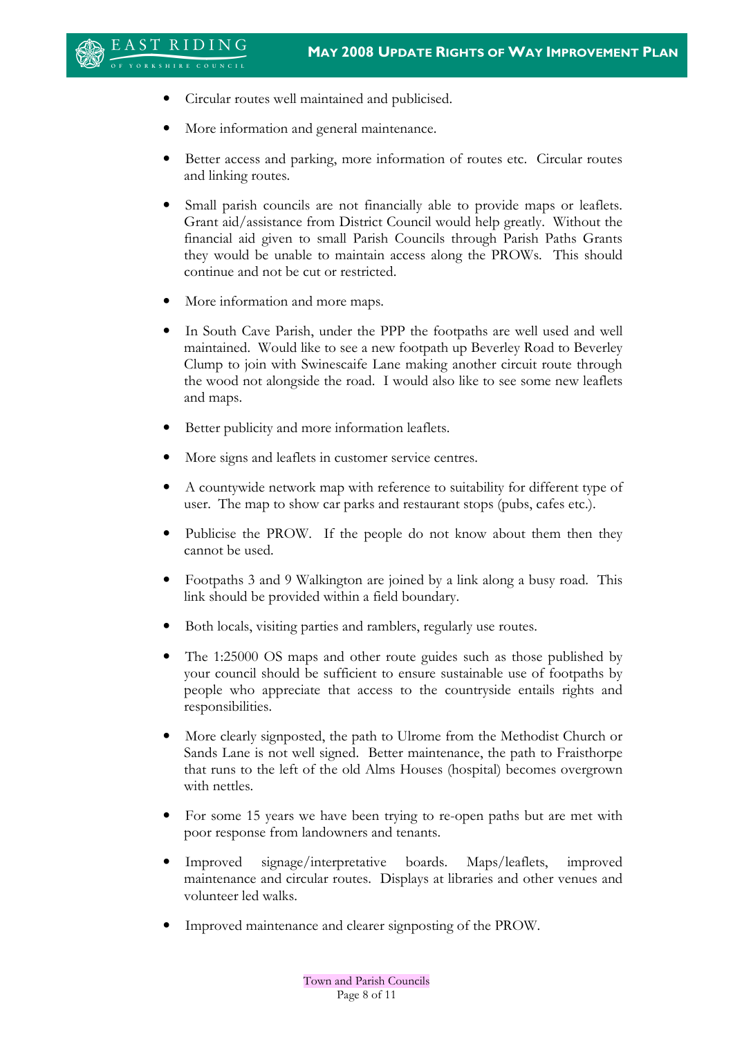- Circular routes well maintained and publicised.

- More information and general maintenance.

- Better access and parking, more information of routes etc. Circular routes and linking routes.

- Small parish councils are not financially able to provide maps or leaflets. Grant aid/assistance from District Council would help greatly. Without the financial aid given to small Parish Councils through Parish Paths Grants they would be unable to maintain access along the PROWs. This should continue and not be cut or restricted.

- More information and more maps.

- In South Cave Parish, under the PPP the footpaths are well used and well maintained. Would like to see a new footpath up Beverley Road to Beverley Clump to join with Swinescaife Lane making another circuit route through the wood not alongside the road. I would also like to see some new leaflets and maps.

- Better publicity and more information leaflets.

- More signs and leaflets in customer service centres.

- A countywide network map with reference to suitability for different type of user. The map to show car parks and restaurant stops (pubs, cafes etc.).

- Publicise the PROW. If the people do not know about them then they cannot be used.

- Footpaths 3 and 9 Walkington are joined by a link along a busy road. This link should be provided within a field boundary.

- Both locals, visiting parties and ramblers, regularly use routes.

- The 1:25000 OS maps and other route guides such as those published by your council should be sufficient to ensure sustainable use of footpaths by people who appreciate that access to the countryside entails rights and responsibilities.

- More clearly signposted, the path to Ulrome from the Methodist Church or Sands Lane is not well signed. Better maintenance, the path to Fraisthorpe that runs to the left of the old Alms Houses (hospital) becomes overgrown with nettles.

- For some 15 years we have been trying to re-open paths but are met with poor response from landowners and tenants.

- Improved signage/interpretative boards. Maps/leaflets, improved maintenance and circular routes. Displays at libraries and other venues and volunteer led walks.

- Improved maintenance and clearer signposting of the PROW.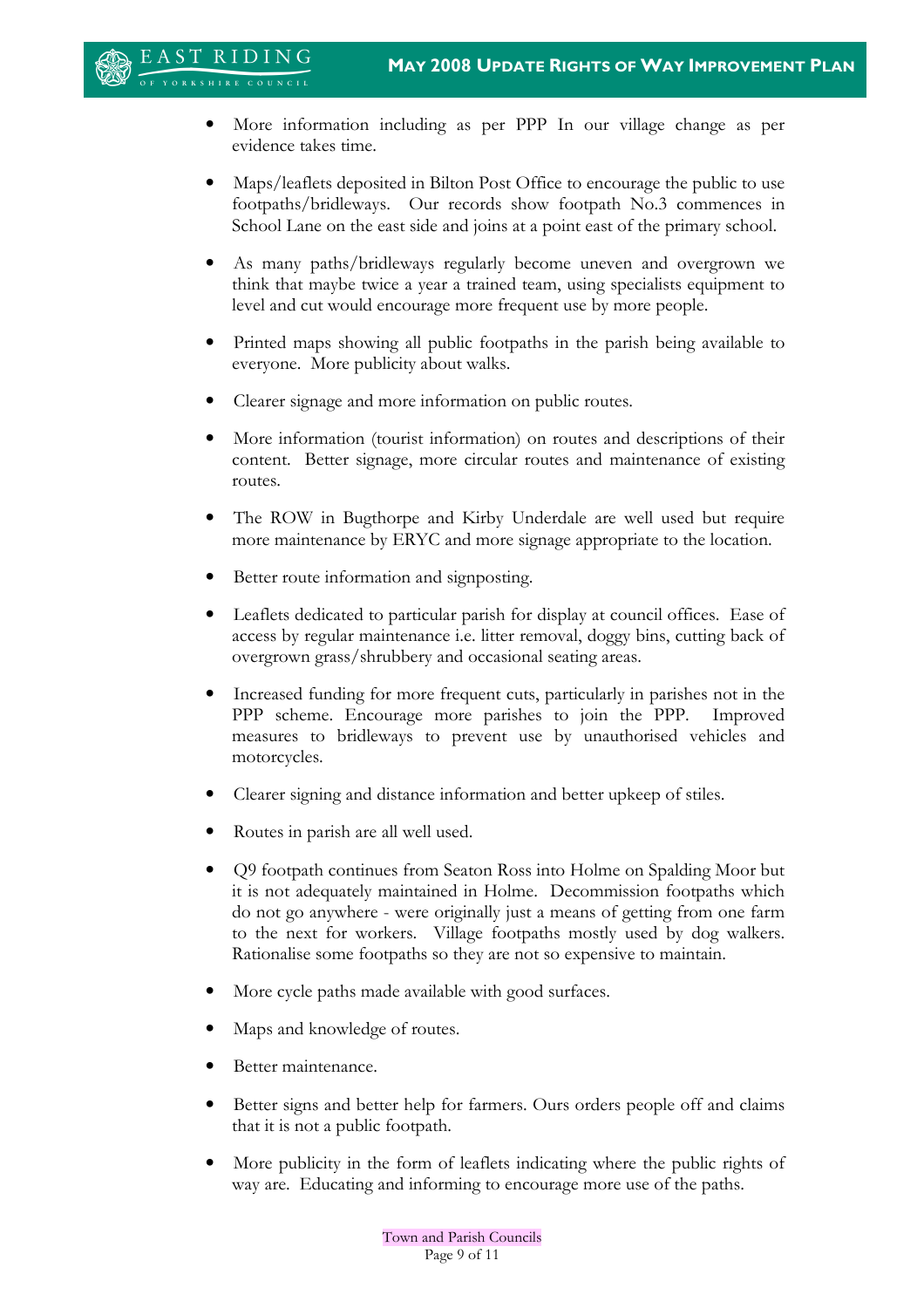- More information including as per PPP In our village change as per evidence takes time.

- Maps/leaflets deposited in Bilton Post Office to encourage the public to use footpaths/bridleways. Our records show footpath No.3 commences in School Lane on the east side and joins at a point east of the primary school.

- As many paths/bridleways regularly become uneven and overgrown we think that maybe twice a year a trained team, using specialists equipment to level and cut would encourage more frequent use by more people.

- Printed maps showing all public footpaths in the parish being available to everyone. More publicity about walks.

- Clearer signage and more information on public routes.

- More information (tourist information) on routes and descriptions of their content. Better signage, more circular routes and maintenance of existing routes.

- The ROW in Bugthorpe and Kirby Underdale are well used but require more maintenance by ERYC and more signage appropriate to the location.

- Better route information and signposting.

- Leaflets dedicated to particular parish for display at council offices. Ease of access by regular maintenance i.e. litter removal, doggy bins, cutting back of overgrown grass/shrubbery and occasional seating areas.

- Increased funding for more frequent cuts, particularly in parishes not in the PPP scheme. Encourage more parishes to join the PPP. Improved measures to bridleways to prevent use by unauthorised vehicles and motorcycles.

- Clearer signing and distance information and better upkeep of stiles.

- Routes in parish are all well used.

- Q9 footpath continues from Seaton Ross into Holme on Spalding Moor but it is not adequately maintained in Holme. Decommission footpaths which do not go anywhere - were originally just a means of getting from one farm to the next for workers. Village footpaths mostly used by dog walkers. Rationalise some footpaths so they are not so expensive to maintain.

- More cycle paths made available with good surfaces.

- Maps and knowledge of routes.

- Better maintenance.

- Better signs and better help for farmers. Ours orders people off and claims that it is not a public footpath.

- More publicity in the form of leaflets indicating where the public rights of way are. Educating and informing to encourage more use of the paths.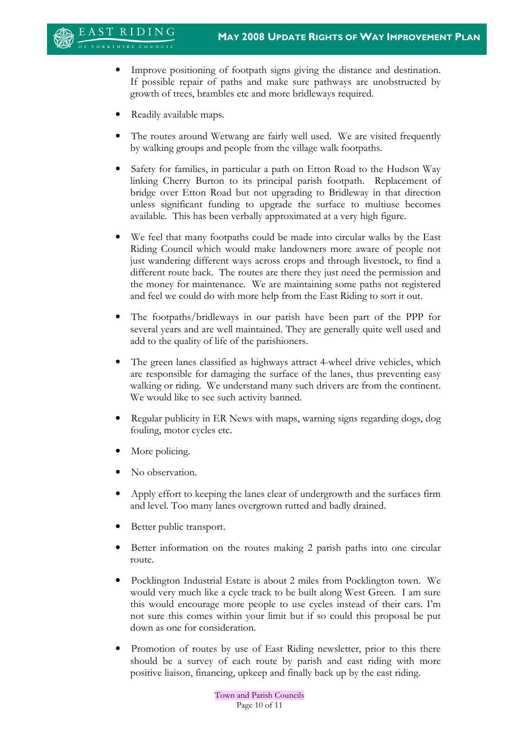- Improve positioning of footpath signs giving the distance and destination. If possible repair of paths and make sure pathways are unobstructed by growth of trees, brambles etc and more bridleways required.

- Readily available maps.

- The routes around Wetwang are fairly well used. We are visited frequently by walking groups and people from the village walk footpaths.

- Safety for families, in particular a path on Etton Road to the Hudson Way linking Cherry Burton to its principal parish footpath. Replacement of bridge over Etton Road but not upgrading to Bridleway in that direction unless significant funding to upgrade the surface to multiuse becomes available. This has been verbally approximated at a very high figure.

- We feel that many footpaths could be made into circular walks by the East Riding Council which would make landowners more aware of people not just wandering different ways across crops and through livestock, to find a different route back. The routes are there they just need the permission and the money for maintenance. We are maintaining some paths not registered and feel we could do with more help from the East Riding to sort it out.

- The footpaths/bridleways in our parish have been part of the PPP for several years and are well maintained. They are generally quite well used and add to the quality of life of the parishioners.

- The green lanes classified as highways attract 4-wheel drive vehicles, which are responsible for damaging the surface of the lanes, thus preventing easy walking or riding. We understand many such drivers are from the continent. We would like to see such activity banned.

- Regular publicity in ER News with maps, warning signs regarding dogs, dog fouling, motor cycles etc.

- More policing.

- No observation.

- Apply effort to keeping the lanes clear of undergrowth and the surfaces firm and level. Too many lanes overgrown rutted and badly drained.

- Better public transport.

- Better information on the routes making 2 parish paths into one circular route.

- Pocklington Industrial Estate is about 2 miles from Pocklington town. We would very much like a cycle track to be built along West Green. I am sure this would encourage more people to use cycles instead of their cars. I'm not sure this comes within your limit but if so could this proposal be put down as one for consideration.

- Promotion of routes by use of East Riding newsletter, prior to this there should be a survey of each route by parish and east riding with more positive liaison, financing, upkeep and finally back up by the east riding.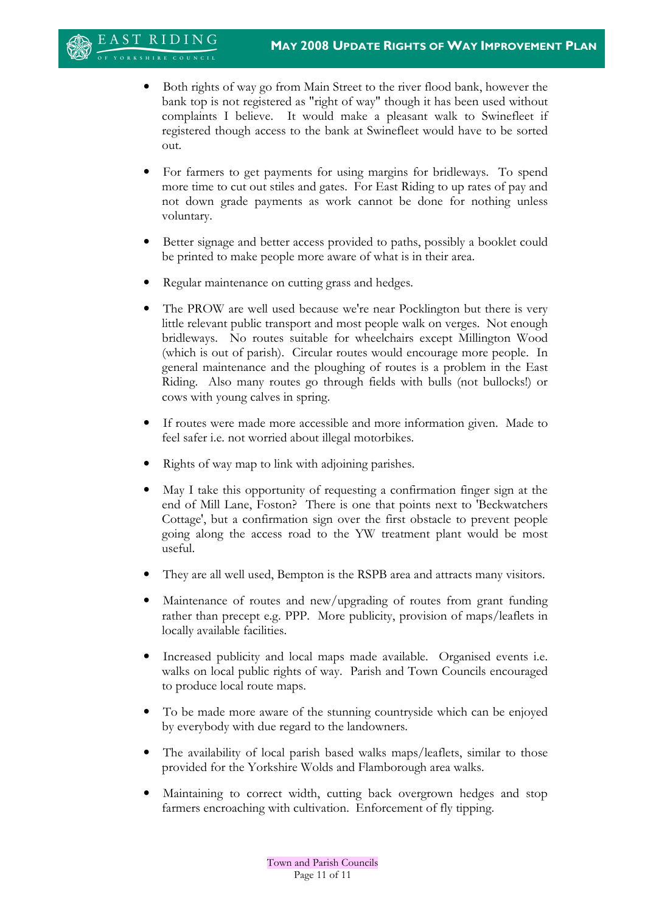- Both rights of way go from Main Street to the river flood bank, however the bank top is not registered as "right of way" though it has been used without complaints I believe. It would make a pleasant walk to Swinefleet if registered though access to the bank at Swinefleet would have to be sorted out.

- For farmers to get payments for using margins for bridleways. To spend more time to cut out stiles and gates. For East Riding to up rates of pay and not down grade payments as work cannot be done for nothing unless voluntary.

- Better signage and better access provided to paths, possibly a booklet could be printed to make people more aware of what is in their area.

- Regular maintenance on cutting grass and hedges.

- The PROW are well used because we're near Pocklington but there is very little relevant public transport and most people walk on verges. Not enough bridleways. No routes suitable for wheelchairs except Millington Wood (which is out of parish). Circular routes would encourage more people. In general maintenance and the ploughing of routes is a problem in the East Riding. Also many routes go through fields with bulls (not bullocks!) or cows with young calves in spring.

- If routes were made more accessible and more information given. Made to feel safer i.e. not worried about illegal motorbikes.

- Rights of way map to link with adjoining parishes.

- May I take this opportunity of requesting a confirmation finger sign at the end of Mill Lane, Foston? There is one that points next to 'Beckwatchers Cottage', but a confirmation sign over the first obstacle to prevent people going along the access road to the YW treatment plant would be most useful.

- They are all well used, Bempton is the RSPB area and attracts many visitors.

- Maintenance of routes and new/upgrading of routes from grant funding rather than precept e.g. PPP. More publicity, provision of maps/leaflets in locally available facilities.

- Increased publicity and local maps made available. Organised events i.e. walks on local public rights of way. Parish and Town Councils encouraged to produce local route maps.

- To be made more aware of the stunning countryside which can be enjoyed by everybody with due regard to the landowners.

- The availability of local parish based walks maps/leaflets, similar to those provided for the Yorkshire Wolds and Flamborough area walks.

- Maintaining to correct width, cutting back overgrown hedges and stop farmers encroaching with cultivation. Enforcement of fly tipping.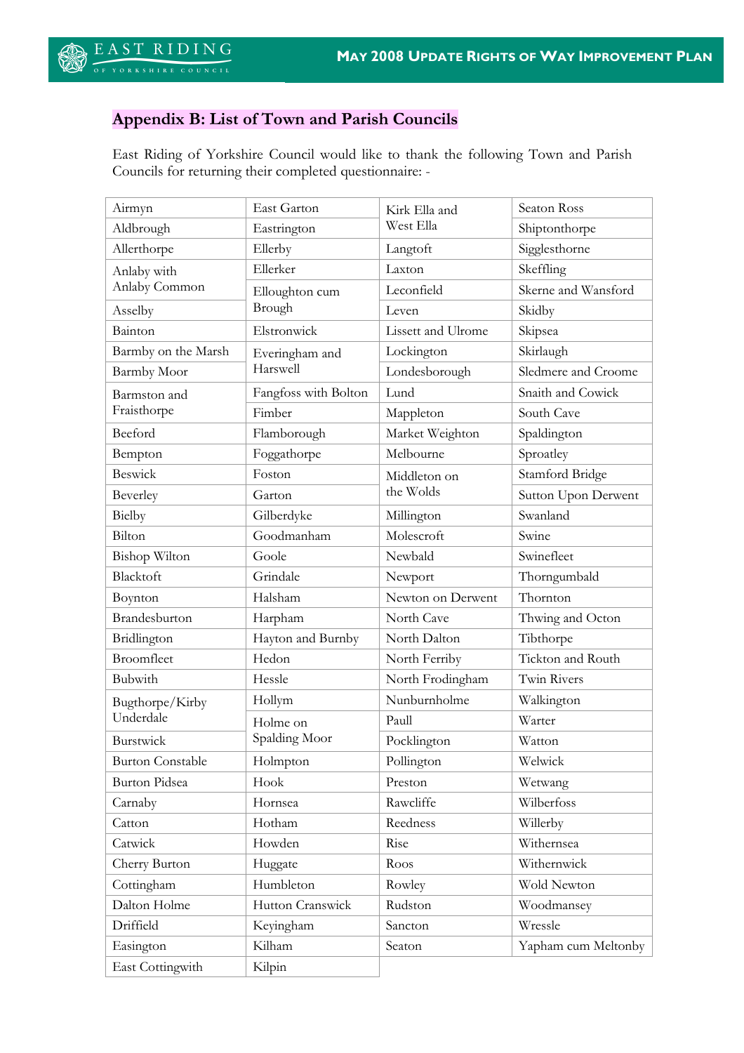## Appendix B: List of Town and Parish Councils

East Riding of Yorkshire Council would like to thank the following Town and Parish Councils for returning their completed questionnaire: -

| | | | |
|---|---|---|---|
| Airmyn | East Garton | Kirk Ella and West Ella | Seaton Ross |
| Aldbrough | Eastrington | | Shiptonthorpe |
| Allerthorpe | Ellerby | Langtoft | Sigglesthorne |
| Anlaby with Anlaby Common | Ellerker | Laxton | Skeffling |
| | Elloughton cum Brough | Leconfield | Skerne and Wansford |
| Asselby | | Leven | Skidby |
| Bainton | Elstronwick | Lissett and Ulrome | Skipsea |
| Barmby on the Marsh | Everingham and Harswell | Lockington | Skirlaugh |
| Barmby Moor | | Londesborough | Sledmere and Croome |
| Barmston and Fraisthorpe | Fangfoss with Bolton | Lund | Snaith and Cowick |
| | Fimber | Mappleton | South Cave |
| Beeford | Flamborough | Market Weighton | Spaldington |
| Bempton | Foggathorpe | Melbourne | Sproatley |
| Beswick | Foston | Middleton on the Wolds | Stamford Bridge |
| Beverley | Garton | | Sutton Upon Derwent |
| Bielby | Gilberdyke | Millington | Swanland |
| Bilton | Goodmanham | Molescroft | Swine |
| Bishop Wilton | Goole | Newbald | Swinefleet |
| Blacktoft | Grindale | Newport | Thorngumbald |
| Boynton | Halsham | Newton on Derwent | Thornton |
| Brandesburton | Harpham | North Cave | Thwing and Octon |
| Bridlington | Hayton and Burnby | North Dalton | Tibthorpe |
| Broomfleet | Hedon | North Ferriby | Tickton and Routh |
| Bubwith | Hessle | North Frodingham | Twin Rivers |
| Bugthorpe/Kirby Underdale | Hollym | Nunburnholme | Walkington |
| | Holme on Spalding Moor | Paull | Warter |
| Burstwick | | Pocklington | Watton |
| Burton Constable | Holmpton | Pollington | Welwick |
| Burton Pidsea | Hook | Preston | Wetwang |
| Carnaby | Hornsea | Rawcliffe | Wilberfoss |
| Catton | Hotham | Reedness | Willerby |
| Catwick | Howden | Rise | Withernsea |
| Cherry Burton | Huggate | Roos | Withernwick |
| Cottingham | Humbleton | Rowley | Wold Newton |
| Dalton Holme | Hutton Cranswick | Rudston | Woodmansey |
| Driffield | Keyingham | Sancton | Wressle |
| Easington | Kilham | Seaton | Yapham cum Meltonby |
| East Cottingwith | Kilpin | | |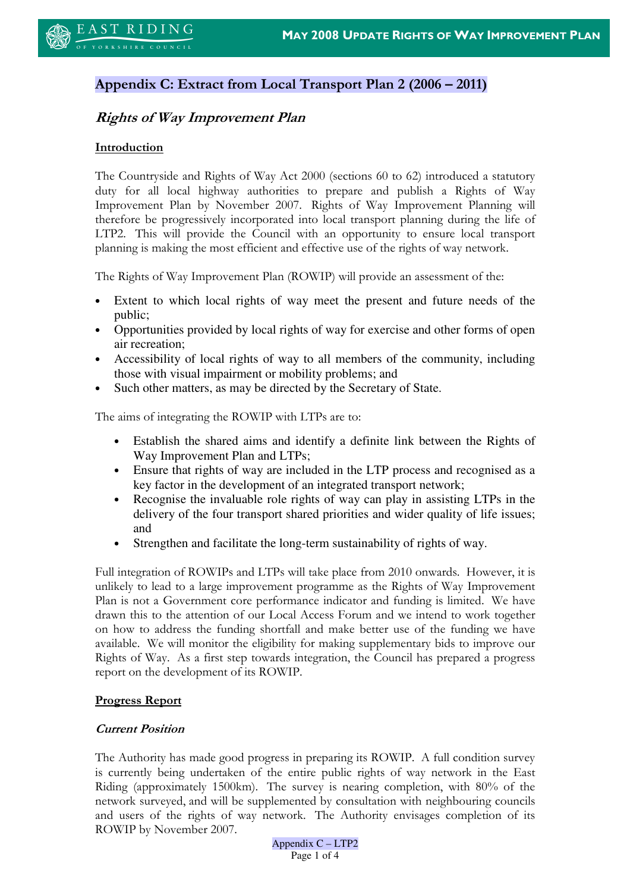# Appendix C: Extract from Local Transport Plan 2 (2006 – 2011)

## *Rights of Way Improvement Plan*

### Introduction

The Countryside and Rights of Way Act 2000 (sections 60 to 62) introduced a statutory duty for all local highway authorities to prepare and publish a Rights of Way Improvement Plan by November 2007. Rights of Way Improvement Planning will therefore be progressively incorporated into local transport planning during the life of LTP2. This will provide the Council with an opportunity to ensure local transport planning is making the most efficient and effective use of the rights of way network.

The Rights of Way Improvement Plan (ROWIP) will provide an assessment of the:

- Extent to which local rights of way meet the present and future needs of the public;
- Opportunities provided by local rights of way for exercise and other forms of open air recreation;
- Accessibility of local rights of way to all members of the community, including those with visual impairment or mobility problems; and
- Such other matters, as may be directed by the Secretary of State.

The aims of integrating the ROWIP with LTPs are to:

- Establish the shared aims and identify a definite link between the Rights of Way Improvement Plan and LTPs;
- Ensure that rights of way are included in the LTP process and recognised as a key factor in the development of an integrated transport network;
- Recognise the invaluable role rights of way can play in assisting LTPs in the delivery of the four transport shared priorities and wider quality of life issues; and
- Strengthen and facilitate the long-term sustainability of rights of way.

Full integration of ROWIPs and LTPs will take place from 2010 onwards. However, it is unlikely to lead to a large improvement programme as the Rights of Way Improvement Plan is not a Government core performance indicator and funding is limited. We have drawn this to the attention of our Local Access Forum and we intend to work together on how to address the funding shortfall and make better use of the funding we have available. We will monitor the eligibility for making supplementary bids to improve our Rights of Way. As a first step towards integration, the Council has prepared a progress report on the development of its ROWIP.

### Progress Report

#### *Current Position*

The Authority has made good progress in preparing its ROWIP. A full condition survey is currently being undertaken of the entire public rights of way network in the East Riding (approximately 1500km). The survey is nearing completion, with 80% of the network surveyed, and will be supplemented by consultation with neighbouring councils and users of the rights of way network. The Authority envisages completion of its ROWIP by November 2007.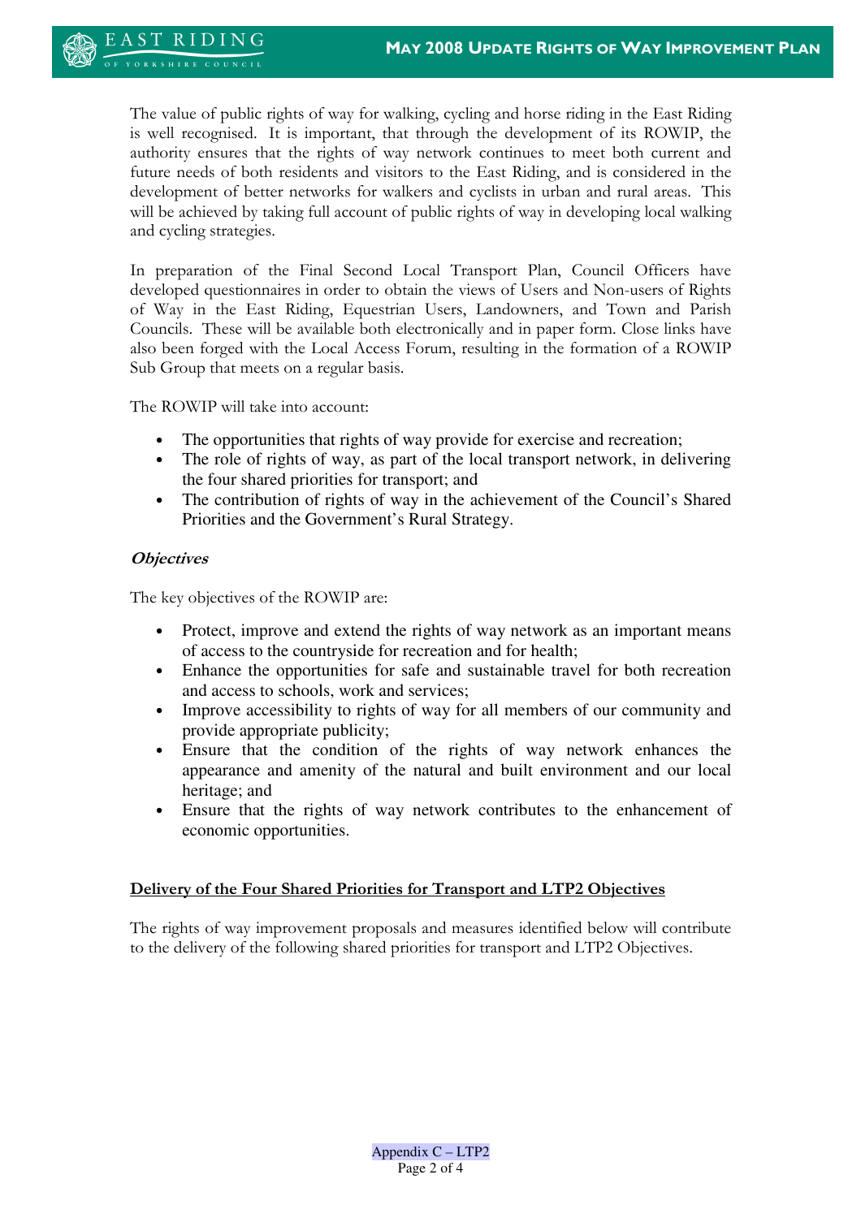The value of public rights of way for walking, cycling and horse riding in the East Riding is well recognised. It is important, that through the development of its ROWIP, the authority ensures that the rights of way network continues to meet both current and future needs of both residents and visitors to the East Riding, and is considered in the development of better networks for walkers and cyclists in urban and rural areas. This will be achieved by taking full account of public rights of way in developing local walking and cycling strategies.

In preparation of the Final Second Local Transport Plan, Council Officers have developed questionnaires in order to obtain the views of Users and Non-users of Rights of Way in the East Riding, Equestrian Users, Landowners, and Town and Parish Councils. These will be available both electronically and in paper form. Close links have also been forged with the Local Access Forum, resulting in the formation of a ROWIP Sub Group that meets on a regular basis.

The ROWIP will take into account:

- The opportunities that rights of way provide for exercise and recreation;
- The role of rights of way, as part of the local transport network, in delivering the four shared priorities for transport; and
- The contribution of rights of way in the achievement of the Council's Shared Priorities and the Government's Rural Strategy.

***Objectives***

The key objectives of the ROWIP are:

- Protect, improve and extend the rights of way network as an important means of access to the countryside for recreation and for health;
- Enhance the opportunities for safe and sustainable travel for both recreation and access to schools, work and services;
- Improve accessibility to rights of way for all members of our community and provide appropriate publicity;
- Ensure that the condition of the rights of way network enhances the appearance and amenity of the natural and built environment and our local heritage; and
- Ensure that the rights of way network contributes to the enhancement of economic opportunities.

**Delivery of the Four Shared Priorities for Transport and LTP2 Objectives**

The rights of way improvement proposals and measures identified below will contribute to the delivery of the following shared priorities for transport and LTP2 Objectives.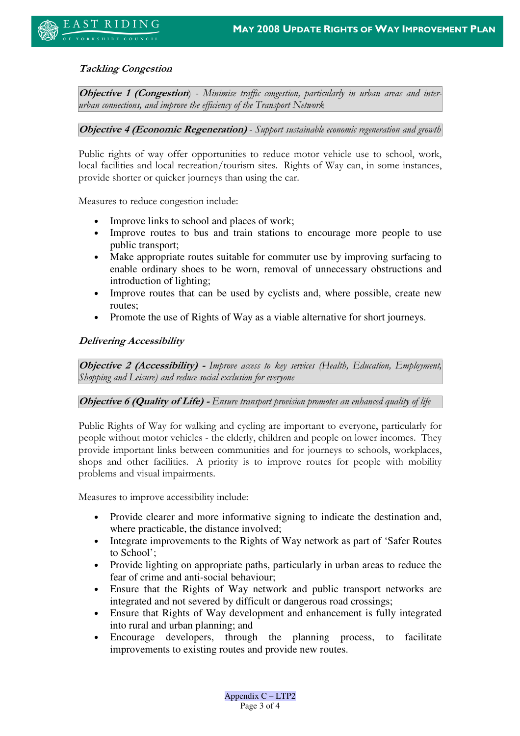### *Tackling Congestion*

***Objective 1 (Congestion***) - *Minimise traffic congestion, particularly in urban areas and inter-urban connections, and improve the efficiency of the Transport Network*

***Objective 4 (Economic Regeneration)*** - *Support sustainable economic regeneration and growth*

Public rights of way offer opportunities to reduce motor vehicle use to school, work, local facilities and local recreation/tourism sites. Rights of Way can, in some instances, provide shorter or quicker journeys than using the car.

Measures to reduce congestion include:

- Improve links to school and places of work;
- Improve routes to bus and train stations to encourage more people to use public transport;
- Make appropriate routes suitable for commuter use by improving surfacing to enable ordinary shoes to be worn, removal of unnecessary obstructions and introduction of lighting;
- Improve routes that can be used by cyclists and, where possible, create new routes;
- Promote the use of Rights of Way as a viable alternative for short journeys.

### *Delivering Accessibility*

***Objective 2 (Accessibility) -*** *Improve access to key services (Health, Education, Employment, Shopping and Leisure) and reduce social exclusion for everyone*

***Objective 6 (Quality of Life) -*** *Ensure transport provision promotes an enhanced quality of life*

Public Rights of Way for walking and cycling are important to everyone, particularly for people without motor vehicles - the elderly, children and people on lower incomes. They provide important links between communities and for journeys to schools, workplaces, shops and other facilities. A priority is to improve routes for people with mobility problems and visual impairments.

Measures to improve accessibility include:

- Provide clearer and more informative signing to indicate the destination and, where practicable, the distance involved;
- Integrate improvements to the Rights of Way network as part of 'Safer Routes to School';
- Provide lighting on appropriate paths, particularly in urban areas to reduce the fear of crime and anti-social behaviour;
- Ensure that the Rights of Way network and public transport networks are integrated and not severed by difficult or dangerous road crossings;
- Ensure that Rights of Way development and enhancement is fully integrated into rural and urban planning; and
- Encourage developers, through the planning process, to facilitate improvements to existing routes and provide new routes.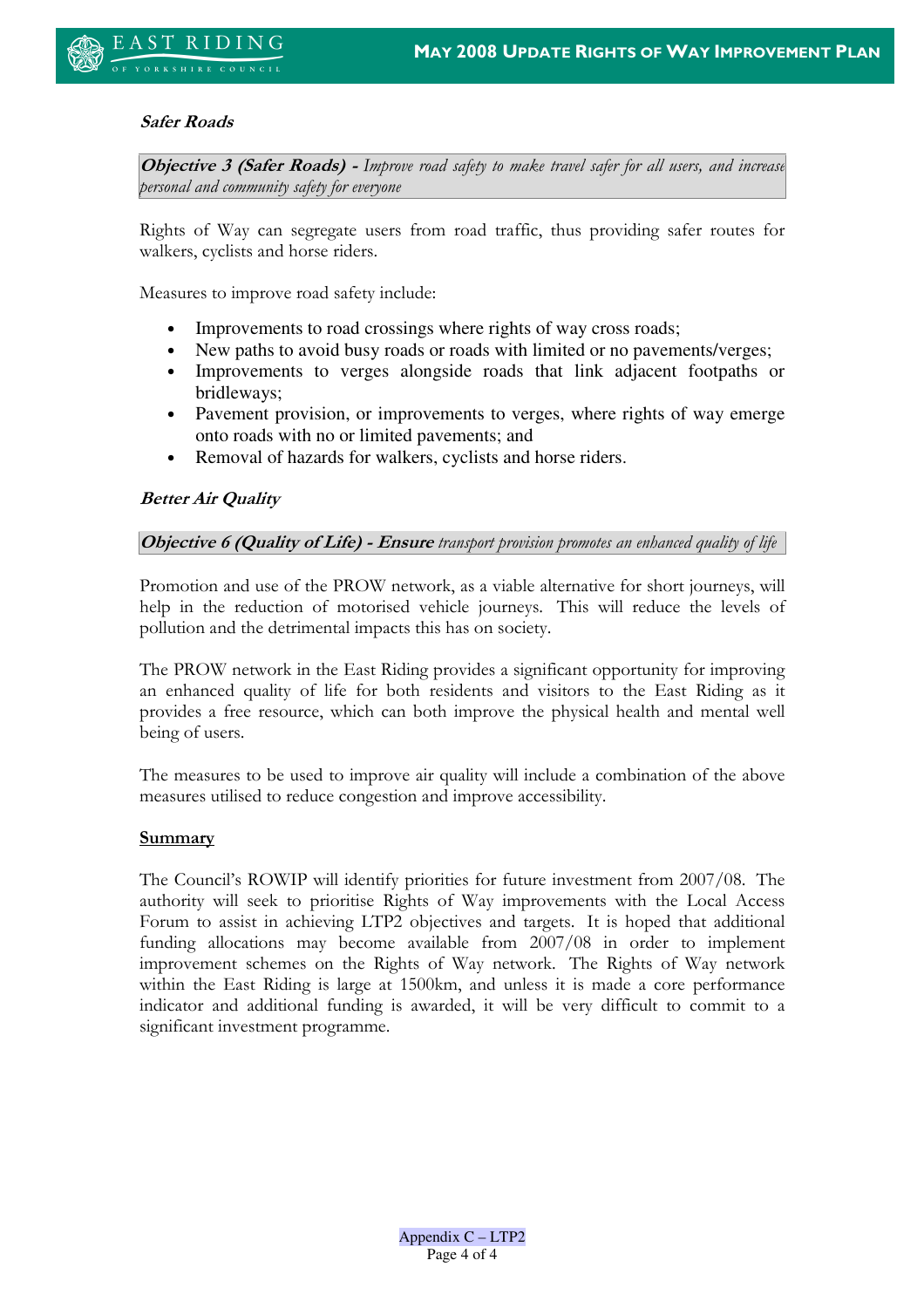***Safer Roads***

***Objective 3 (Safer Roads) -** Improve road safety to make travel safer for all users, and increase personal and community safety for everyone*

Rights of Way can segregate users from road traffic, thus providing safer routes for walkers, cyclists and horse riders.

Measures to improve road safety include:

- Improvements to road crossings where rights of way cross roads;
- New paths to avoid busy roads or roads with limited or no pavements/verges;
- Improvements to verges alongside roads that link adjacent footpaths or bridleways;
- Pavement provision, or improvements to verges, where rights of way emerge onto roads with no or limited pavements; and
- Removal of hazards for walkers, cyclists and horse riders.

***Better Air Quality***

***Objective 6 (Quality of Life) - Ensure** transport provision promotes an enhanced quality of life*

Promotion and use of the PROW network, as a viable alternative for short journeys, will help in the reduction of motorised vehicle journeys. This will reduce the levels of pollution and the detrimental impacts this has on society.

The PROW network in the East Riding provides a significant opportunity for improving an enhanced quality of life for both residents and visitors to the East Riding as it provides a free resource, which can both improve the physical health and mental well being of users.

The measures to be used to improve air quality will include a combination of the above measures utilised to reduce congestion and improve accessibility.

**Summary**

The Council's ROWIP will identify priorities for future investment from 2007/08. The authority will seek to prioritise Rights of Way improvements with the Local Access Forum to assist in achieving LTP2 objectives and targets. It is hoped that additional funding allocations may become available from 2007/08 in order to implement improvement schemes on the Rights of Way network. The Rights of Way network within the East Riding is large at 1500km, and unless it is made a core performance indicator and additional funding is awarded, it will be very difficult to commit to a significant investment programme.